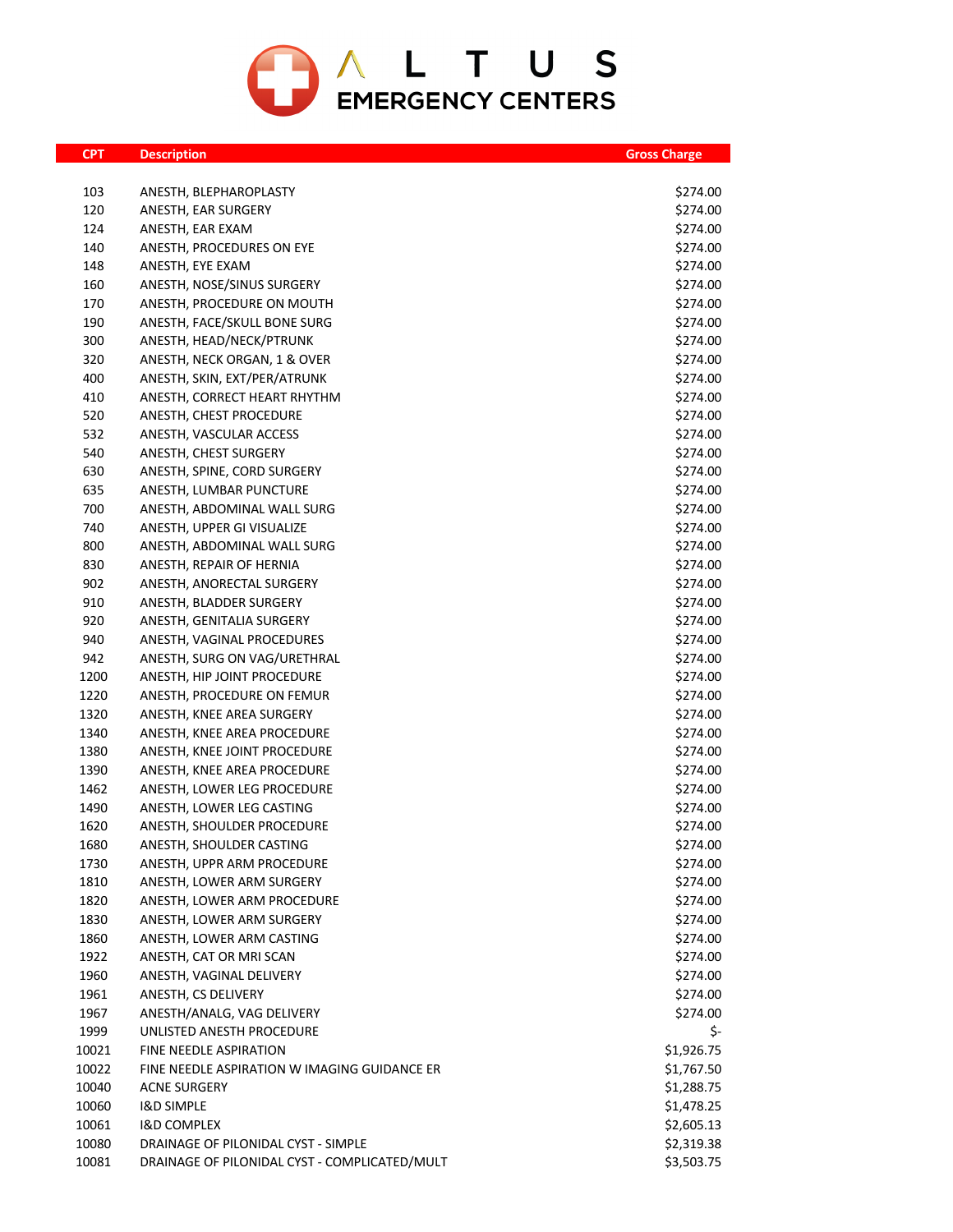# ALTUS EMERGENCY CENTERS

| CPT | Description | Gross Charge |
|---|---|---|
| 103 | ANESTH, BLEPHAROPLASTY | $274.00 |
| 120 | ANESTH, EAR SURGERY | $274.00 |
| 124 | ANESTH, EAR EXAM | $274.00 |
| 140 | ANESTH, PROCEDURES ON EYE | $274.00 |
| 148 | ANESTH, EYE EXAM | $274.00 |
| 160 | ANESTH, NOSE/SINUS SURGERY | $274.00 |
| 170 | ANESTH, PROCEDURE ON MOUTH | $274.00 |
| 190 | ANESTH, FACE/SKULL BONE SURG | $274.00 |
| 300 | ANESTH, HEAD/NECK/PTRUNK | $274.00 |
| 320 | ANESTH, NECK ORGAN, 1 & OVER | $274.00 |
| 400 | ANESTH, SKIN, EXT/PER/ATRUNK | $274.00 |
| 410 | ANESTH, CORRECT HEART RHYTHM | $274.00 |
| 520 | ANESTH, CHEST PROCEDURE | $274.00 |
| 532 | ANESTH, VASCULAR ACCESS | $274.00 |
| 540 | ANESTH, CHEST SURGERY | $274.00 |
| 630 | ANESTH, SPINE, CORD SURGERY | $274.00 |
| 635 | ANESTH, LUMBAR PUNCTURE | $274.00 |
| 700 | ANESTH, ABDOMINAL WALL SURG | $274.00 |
| 740 | ANESTH, UPPER GI VISUALIZE | $274.00 |
| 800 | ANESTH, ABDOMINAL WALL SURG | $274.00 |
| 830 | ANESTH, REPAIR OF HERNIA | $274.00 |
| 902 | ANESTH, ANORECTAL SURGERY | $274.00 |
| 910 | ANESTH, BLADDER SURGERY | $274.00 |
| 920 | ANESTH, GENITALIA SURGERY | $274.00 |
| 940 | ANESTH, VAGINAL PROCEDURES | $274.00 |
| 942 | ANESTH, SURG ON VAG/URETHRAL | $274.00 |
| 1200 | ANESTH, HIP JOINT PROCEDURE | $274.00 |
| 1220 | ANESTH, PROCEDURE ON FEMUR | $274.00 |
| 1320 | ANESTH, KNEE AREA SURGERY | $274.00 |
| 1340 | ANESTH, KNEE AREA PROCEDURE | $274.00 |
| 1380 | ANESTH, KNEE JOINT PROCEDURE | $274.00 |
| 1390 | ANESTH, KNEE AREA PROCEDURE | $274.00 |
| 1462 | ANESTH, LOWER LEG PROCEDURE | $274.00 |
| 1490 | ANESTH, LOWER LEG CASTING | $274.00 |
| 1620 | ANESTH, SHOULDER PROCEDURE | $274.00 |
| 1680 | ANESTH, SHOULDER CASTING | $274.00 |
| 1730 | ANESTH, UPPR ARM PROCEDURE | $274.00 |
| 1810 | ANESTH, LOWER ARM SURGERY | $274.00 |
| 1820 | ANESTH, LOWER ARM PROCEDURE | $274.00 |
| 1830 | ANESTH, LOWER ARM SURGERY | $274.00 |
| 1860 | ANESTH, LOWER ARM CASTING | $274.00 |
| 1922 | ANESTH, CAT OR MRI SCAN | $274.00 |
| 1960 | ANESTH, VAGINAL DELIVERY | $274.00 |
| 1961 | ANESTH, CS DELIVERY | $274.00 |
| 1967 | ANESTH/ANALG, VAG DELIVERY | $274.00 |
| 1999 | UNLISTED ANESTH PROCEDURE | $- |
| 10021 | FINE NEEDLE ASPIRATION | $1,926.75 |
| 10022 | FINE NEEDLE ASPIRATION W IMAGING GUIDANCE ER | $1,767.50 |
| 10040 | ACNE SURGERY | $1,288.75 |
| 10060 | I&D SIMPLE | $1,478.25 |
| 10061 | I&D COMPLEX | $2,605.13 |
| 10080 | DRAINAGE OF PILONIDAL CYST - SIMPLE | $2,319.38 |
| 10081 | DRAINAGE OF PILONIDAL CYST - COMPLICATED/MULT | $3,503.75 |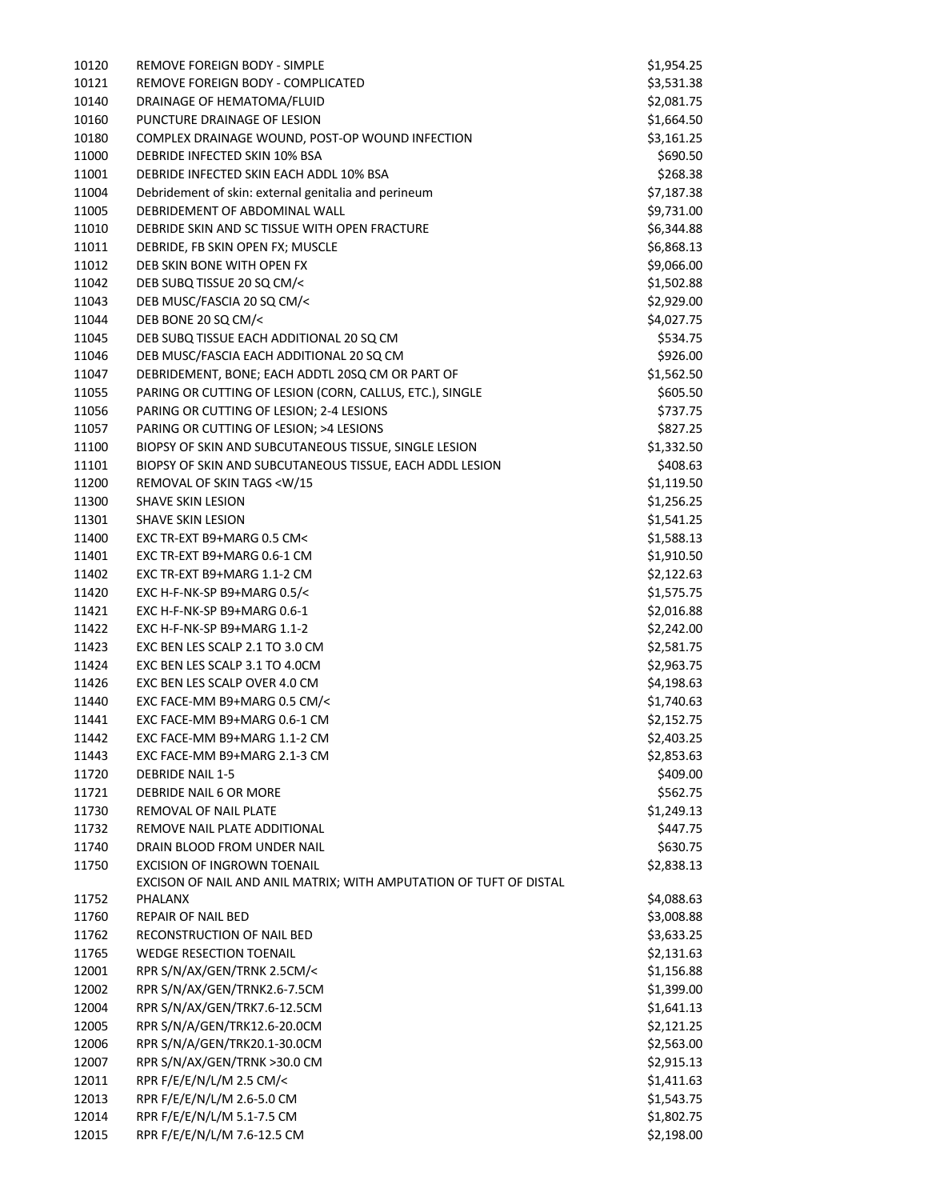| | | |
|---|---|---|
| 10120 | REMOVE FOREIGN BODY - SIMPLE | $1,954.25 |
| 10121 | REMOVE FOREIGN BODY - COMPLICATED | $3,531.38 |
| 10140 | DRAINAGE OF HEMATOMA/FLUID | $2,081.75 |
| 10160 | PUNCTURE DRAINAGE OF LESION | $1,664.50 |
| 10180 | COMPLEX DRAINAGE WOUND, POST-OP WOUND INFECTION | $3,161.25 |
| 11000 | DEBRIDE INFECTED SKIN 10% BSA | $690.50 |
| 11001 | DEBRIDE INFECTED SKIN EACH ADDL 10% BSA | $268.38 |
| 11004 | Debridement of skin: external genitalia and perineum | $7,187.38 |
| 11005 | DEBRIDEMENT OF ABDOMINAL WALL | $9,731.00 |
| 11010 | DEBRIDE SKIN AND SC TISSUE WITH OPEN FRACTURE | $6,344.88 |
| 11011 | DEBRIDE, FB SKIN OPEN FX; MUSCLE | $6,868.13 |
| 11012 | DEB SKIN BONE WITH OPEN FX | $9,066.00 |
| 11042 | DEB SUBQ TISSUE 20 SQ CM/< | $1,502.88 |
| 11043 | DEB MUSC/FASCIA 20 SQ CM/< | $2,929.00 |
| 11044 | DEB BONE 20 SQ CM/< | $4,027.75 |
| 11045 | DEB SUBQ TISSUE EACH ADDITIONAL 20 SQ CM | $534.75 |
| 11046 | DEB MUSC/FASCIA EACH ADDITIONAL 20 SQ CM | $926.00 |
| 11047 | DEBRIDEMENT, BONE; EACH ADDTL 20SQ CM OR PART OF | $1,562.50 |
| 11055 | PARING OR CUTTING OF LESION (CORN, CALLUS, ETC.), SINGLE | $605.50 |
| 11056 | PARING OR CUTTING OF LESION; 2-4 LESIONS | $737.75 |
| 11057 | PARING OR CUTTING OF LESION; >4 LESIONS | $827.25 |
| 11100 | BIOPSY OF SKIN AND SUBCUTANEOUS TISSUE, SINGLE LESION | $1,332.50 |
| 11101 | BIOPSY OF SKIN AND SUBCUTANEOUS TISSUE, EACH ADDL LESION | $408.63 |
| 11200 | REMOVAL OF SKIN TAGS <W/15 | $1,119.50 |
| 11300 | SHAVE SKIN LESION | $1,256.25 |
| 11301 | SHAVE SKIN LESION | $1,541.25 |
| 11400 | EXC TR-EXT B9+MARG 0.5 CM< | $1,588.13 |
| 11401 | EXC TR-EXT B9+MARG 0.6-1 CM | $1,910.50 |
| 11402 | EXC TR-EXT B9+MARG 1.1-2 CM | $2,122.63 |
| 11420 | EXC H-F-NK-SP B9+MARG 0.5/< | $1,575.75 |
| 11421 | EXC H-F-NK-SP B9+MARG 0.6-1 | $2,016.88 |
| 11422 | EXC H-F-NK-SP B9+MARG 1.1-2 | $2,242.00 |
| 11423 | EXC BEN LES SCALP 2.1 TO 3.0 CM | $2,581.75 |
| 11424 | EXC BEN LES SCALP 3.1 TO 4.0CM | $2,963.75 |
| 11426 | EXC BEN LES SCALP OVER 4.0 CM | $4,198.63 |
| 11440 | EXC FACE-MM B9+MARG 0.5 CM/< | $1,740.63 |
| 11441 | EXC FACE-MM B9+MARG 0.6-1 CM | $2,152.75 |
| 11442 | EXC FACE-MM B9+MARG 1.1-2 CM | $2,403.25 |
| 11443 | EXC FACE-MM B9+MARG 2.1-3 CM | $2,853.63 |
| 11720 | DEBRIDE NAIL 1-5 | $409.00 |
| 11721 | DEBRIDE NAIL 6 OR MORE | $562.75 |
| 11730 | REMOVAL OF NAIL PLATE | $1,249.13 |
| 11732 | REMOVE NAIL PLATE ADDITIONAL | $447.75 |
| 11740 | DRAIN BLOOD FROM UNDER NAIL | $630.75 |
| 11750 | EXCISION OF INGROWN TOENAIL | $2,838.13 |
| 11752 | EXCISON OF NAIL AND ANIL MATRIX; WITH AMPUTATION OF TUFT OF DISTAL PHALANX | $4,088.63 |
| 11760 | REPAIR OF NAIL BED | $3,008.88 |
| 11762 | RECONSTRUCTION OF NAIL BED | $3,633.25 |
| 11765 | WEDGE RESECTION TOENAIL | $2,131.63 |
| 12001 | RPR S/N/AX/GEN/TRNK 2.5CM/< | $1,156.88 |
| 12002 | RPR S/N/AX/GEN/TRNK2.6-7.5CM | $1,399.00 |
| 12004 | RPR S/N/AX/GEN/TRK7.6-12.5CM | $1,641.13 |
| 12005 | RPR S/N/A/GEN/TRK12.6-20.0CM | $2,121.25 |
| 12006 | RPR S/N/A/GEN/TRK20.1-30.0CM | $2,563.00 |
| 12007 | RPR S/N/AX/GEN/TRNK >30.0 CM | $2,915.13 |
| 12011 | RPR F/E/E/N/L/M 2.5 CM/< | $1,411.63 |
| 12013 | RPR F/E/E/N/L/M 2.6-5.0 CM | $1,543.75 |
| 12014 | RPR F/E/E/N/L/M 5.1-7.5 CM | $1,802.75 |
| 12015 | RPR F/E/E/N/L/M 7.6-12.5 CM | $2,198.00 |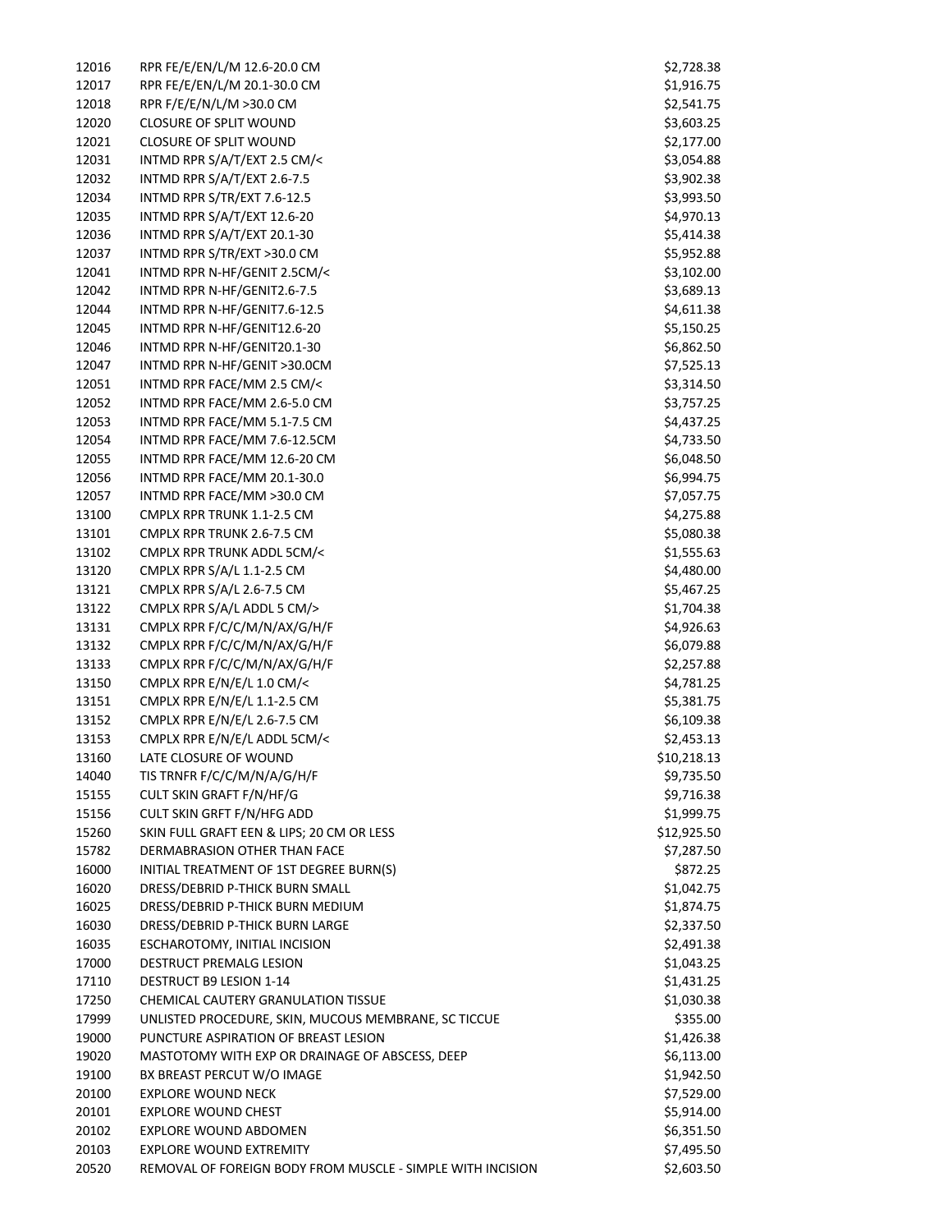| | | |
|---|---|---|
| 12016 | RPR FE/E/EN/L/M 12.6-20.0 CM | $2,728.38 |
| 12017 | RPR FE/E/EN/L/M 20.1-30.0 CM | $1,916.75 |
| 12018 | RPR F/E/E/N/L/M >30.0 CM | $2,541.75 |
| 12020 | CLOSURE OF SPLIT WOUND | $3,603.25 |
| 12021 | CLOSURE OF SPLIT WOUND | $2,177.00 |
| 12031 | INTMD RPR S/A/T/EXT 2.5 CM/< | $3,054.88 |
| 12032 | INTMD RPR S/A/T/EXT 2.6-7.5 | $3,902.38 |
| 12034 | INTMD RPR S/TR/EXT 7.6-12.5 | $3,993.50 |
| 12035 | INTMD RPR S/A/T/EXT 12.6-20 | $4,970.13 |
| 12036 | INTMD RPR S/A/T/EXT 20.1-30 | $5,414.38 |
| 12037 | INTMD RPR S/TR/EXT >30.0 CM | $5,952.88 |
| 12041 | INTMD RPR N-HF/GENIT 2.5CM/< | $3,102.00 |
| 12042 | INTMD RPR N-HF/GENIT2.6-7.5 | $3,689.13 |
| 12044 | INTMD RPR N-HF/GENIT7.6-12.5 | $4,611.38 |
| 12045 | INTMD RPR N-HF/GENIT12.6-20 | $5,150.25 |
| 12046 | INTMD RPR N-HF/GENIT20.1-30 | $6,862.50 |
| 12047 | INTMD RPR N-HF/GENIT >30.0CM | $7,525.13 |
| 12051 | INTMD RPR FACE/MM 2.5 CM/< | $3,314.50 |
| 12052 | INTMD RPR FACE/MM 2.6-5.0 CM | $3,757.25 |
| 12053 | INTMD RPR FACE/MM 5.1-7.5 CM | $4,437.25 |
| 12054 | INTMD RPR FACE/MM 7.6-12.5CM | $4,733.50 |
| 12055 | INTMD RPR FACE/MM 12.6-20 CM | $6,048.50 |
| 12056 | INTMD RPR FACE/MM 20.1-30.0 | $6,994.75 |
| 12057 | INTMD RPR FACE/MM >30.0 CM | $7,057.75 |
| 13100 | CMPLX RPR TRUNK 1.1-2.5 CM | $4,275.88 |
| 13101 | CMPLX RPR TRUNK 2.6-7.5 CM | $5,080.38 |
| 13102 | CMPLX RPR TRUNK ADDL 5CM/< | $1,555.63 |
| 13120 | CMPLX RPR S/A/L 1.1-2.5 CM | $4,480.00 |
| 13121 | CMPLX RPR S/A/L 2.6-7.5 CM | $5,467.25 |
| 13122 | CMPLX RPR S/A/L ADDL 5 CM/> | $1,704.38 |
| 13131 | CMPLX RPR F/C/C/M/N/AX/G/H/F | $4,926.63 |
| 13132 | CMPLX RPR F/C/C/M/N/AX/G/H/F | $6,079.88 |
| 13133 | CMPLX RPR F/C/C/M/N/AX/G/H/F | $2,257.88 |
| 13150 | CMPLX RPR E/N/E/L 1.0 CM/< | $4,781.25 |
| 13151 | CMPLX RPR E/N/E/L 1.1-2.5 CM | $5,381.75 |
| 13152 | CMPLX RPR E/N/E/L 2.6-7.5 CM | $6,109.38 |
| 13153 | CMPLX RPR E/N/E/L ADDL 5CM/< | $2,453.13 |
| 13160 | LATE CLOSURE OF WOUND | $10,218.13 |
| 14040 | TIS TRNFR F/C/C/M/N/A/G/H/F | $9,735.50 |
| 15155 | CULT SKIN GRAFT F/N/HF/G | $9,716.38 |
| 15156 | CULT SKIN GRFT F/N/HFG ADD | $1,999.75 |
| 15260 | SKIN FULL GRAFT EEN & LIPS; 20 CM OR LESS | $12,925.50 |
| 15782 | DERMABRASION OTHER THAN FACE | $7,287.50 |
| 16000 | INITIAL TREATMENT OF 1ST DEGREE BURN(S) | $872.25 |
| 16020 | DRESS/DEBRID P-THICK BURN SMALL | $1,042.75 |
| 16025 | DRESS/DEBRID P-THICK BURN MEDIUM | $1,874.75 |
| 16030 | DRESS/DEBRID P-THICK BURN LARGE | $2,337.50 |
| 16035 | ESCHAROTOMY, INITIAL INCISION | $2,491.38 |
| 17000 | DESTRUCT PREMALG LESION | $1,043.25 |
| 17110 | DESTRUCT B9 LESION 1-14 | $1,431.25 |
| 17250 | CHEMICAL CAUTERY GRANULATION TISSUE | $1,030.38 |
| 17999 | UNLISTED PROCEDURE, SKIN, MUCOUS MEMBRANE, SC TICCUE | $355.00 |
| 19000 | PUNCTURE ASPIRATION OF BREAST LESION | $1,426.38 |
| 19020 | MASTOTOMY WITH EXP OR DRAINAGE OF ABSCESS, DEEP | $6,113.00 |
| 19100 | BX BREAST PERCUT W/O IMAGE | $1,942.50 |
| 20100 | EXPLORE WOUND NECK | $7,529.00 |
| 20101 | EXPLORE WOUND CHEST | $5,914.00 |
| 20102 | EXPLORE WOUND ABDOMEN | $6,351.50 |
| 20103 | EXPLORE WOUND EXTREMITY | $7,495.50 |
| 20520 | REMOVAL OF FOREIGN BODY FROM MUSCLE - SIMPLE WITH INCISION | $2,603.50 |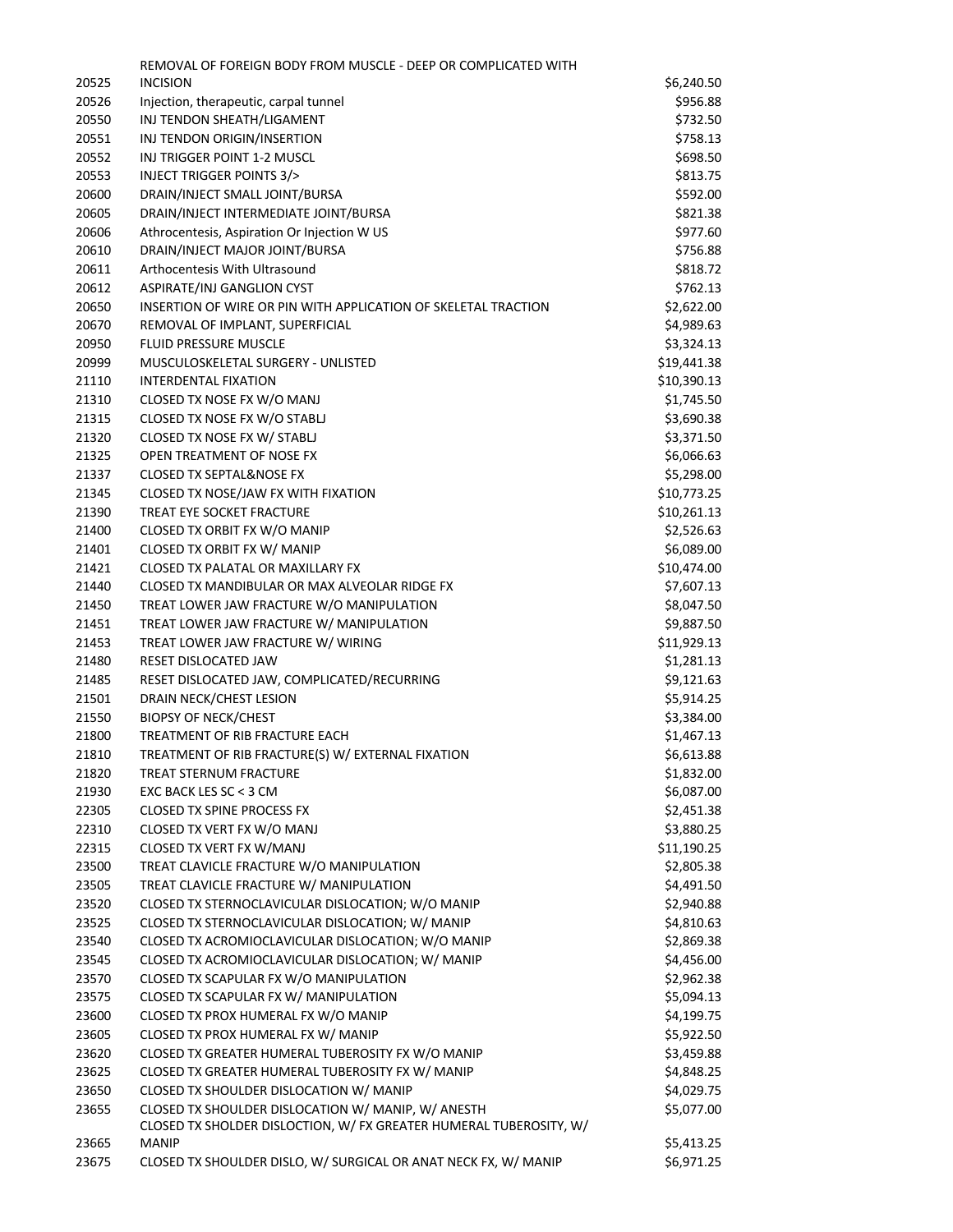| | | |
|---|---|---|
| 20525 | REMOVAL OF FOREIGN BODY FROM MUSCLE - DEEP OR COMPLICATED WITH INCISION | $6,240.50 |
| 20526 | Injection, therapeutic, carpal tunnel | $956.88 |
| 20550 | INJ TENDON SHEATH/LIGAMENT | $732.50 |
| 20551 | INJ TENDON ORIGIN/INSERTION | $758.13 |
| 20552 | INJ TRIGGER POINT 1-2 MUSCL | $698.50 |
| 20553 | INJECT TRIGGER POINTS 3/> | $813.75 |
| 20600 | DRAIN/INJECT SMALL JOINT/BURSA | $592.00 |
| 20605 | DRAIN/INJECT INTERMEDIATE JOINT/BURSA | $821.38 |
| 20606 | Athrocentesis, Aspiration Or Injection W US | $977.60 |
| 20610 | DRAIN/INJECT MAJOR JOINT/BURSA | $756.88 |
| 20611 | Arthocentesis With Ultrasound | $818.72 |
| 20612 | ASPIRATE/INJ GANGLION CYST | $762.13 |
| 20650 | INSERTION OF WIRE OR PIN WITH APPLICATION OF SKELETAL TRACTION | $2,622.00 |
| 20670 | REMOVAL OF IMPLANT, SUPERFICIAL | $4,989.63 |
| 20950 | FLUID PRESSURE MUSCLE | $3,324.13 |
| 20999 | MUSCULOSKELETAL SURGERY - UNLISTED | $19,441.38 |
| 21110 | INTERDENTAL FIXATION | $10,390.13 |
| 21310 | CLOSED TX NOSE FX W/O MANJ | $1,745.50 |
| 21315 | CLOSED TX NOSE FX W/O STABLJ | $3,690.38 |
| 21320 | CLOSED TX NOSE FX W/ STABLJ | $3,371.50 |
| 21325 | OPEN TREATMENT OF NOSE FX | $6,066.63 |
| 21337 | CLOSED TX SEPTAL&NOSE FX | $5,298.00 |
| 21345 | CLOSED TX NOSE/JAW FX WITH FIXATION | $10,773.25 |
| 21390 | TREAT EYE SOCKET FRACTURE | $10,261.13 |
| 21400 | CLOSED TX ORBIT FX W/O MANIP | $2,526.63 |
| 21401 | CLOSED TX ORBIT FX W/ MANIP | $6,089.00 |
| 21421 | CLOSED TX PALATAL OR MAXILLARY FX | $10,474.00 |
| 21440 | CLOSED TX MANDIBULAR OR MAX ALVEOLAR RIDGE FX | $7,607.13 |
| 21450 | TREAT LOWER JAW FRACTURE W/O MANIPULATION | $8,047.50 |
| 21451 | TREAT LOWER JAW FRACTURE W/ MANIPULATION | $9,887.50 |
| 21453 | TREAT LOWER JAW FRACTURE W/ WIRING | $11,929.13 |
| 21480 | RESET DISLOCATED JAW | $1,281.13 |
| 21485 | RESET DISLOCATED JAW, COMPLICATED/RECURRING | $9,121.63 |
| 21501 | DRAIN NECK/CHEST LESION | $5,914.25 |
| 21550 | BIOPSY OF NECK/CHEST | $3,384.00 |
| 21800 | TREATMENT OF RIB FRACTURE EACH | $1,467.13 |
| 21810 | TREATMENT OF RIB FRACTURE(S) W/ EXTERNAL FIXATION | $6,613.88 |
| 21820 | TREAT STERNUM FRACTURE | $1,832.00 |
| 21930 | EXC BACK LES SC < 3 CM | $6,087.00 |
| 22305 | CLOSED TX SPINE PROCESS FX | $2,451.38 |
| 22310 | CLOSED TX VERT FX W/O MANJ | $3,880.25 |
| 22315 | CLOSED TX VERT FX W/MANJ | $11,190.25 |
| 23500 | TREAT CLAVICLE FRACTURE W/O MANIPULATION | $2,805.38 |
| 23505 | TREAT CLAVICLE FRACTURE W/ MANIPULATION | $4,491.50 |
| 23520 | CLOSED TX STERNOCLAVICULAR DISLOCATION; W/O MANIP | $2,940.88 |
| 23525 | CLOSED TX STERNOCLAVICULAR DISLOCATION; W/ MANIP | $4,810.63 |
| 23540 | CLOSED TX ACROMIOCLAVICULAR DISLOCATION; W/O MANIP | $2,869.38 |
| 23545 | CLOSED TX ACROMIOCLAVICULAR DISLOCATION; W/ MANIP | $4,456.00 |
| 23570 | CLOSED TX SCAPULAR FX W/O MANIPULATION | $2,962.38 |
| 23575 | CLOSED TX SCAPULAR FX W/ MANIPULATION | $5,094.13 |
| 23600 | CLOSED TX PROX HUMERAL FX W/O MANIP | $4,199.75 |
| 23605 | CLOSED TX PROX HUMERAL FX W/ MANIP | $5,922.50 |
| 23620 | CLOSED TX GREATER HUMERAL TUBEROSITY FX W/O MANIP | $3,459.88 |
| 23625 | CLOSED TX GREATER HUMERAL TUBEROSITY FX W/ MANIP | $4,848.25 |
| 23650 | CLOSED TX SHOULDER DISLOCATION W/ MANIP | $4,029.75 |
| 23655 | CLOSED TX SHOULDER DISLOCATION W/ MANIP, W/ ANESTH | $5,077.00 |
| 23665 | CLOSED TX SHOLDER DISLOCTION, W/ FX GREATER HUMERAL TUBEROSITY, W/ MANIP | $5,413.25 |
| 23675 | CLOSED TX SHOULDER DISLO, W/ SURGICAL OR ANAT NECK FX, W/ MANIP | $6,971.25 |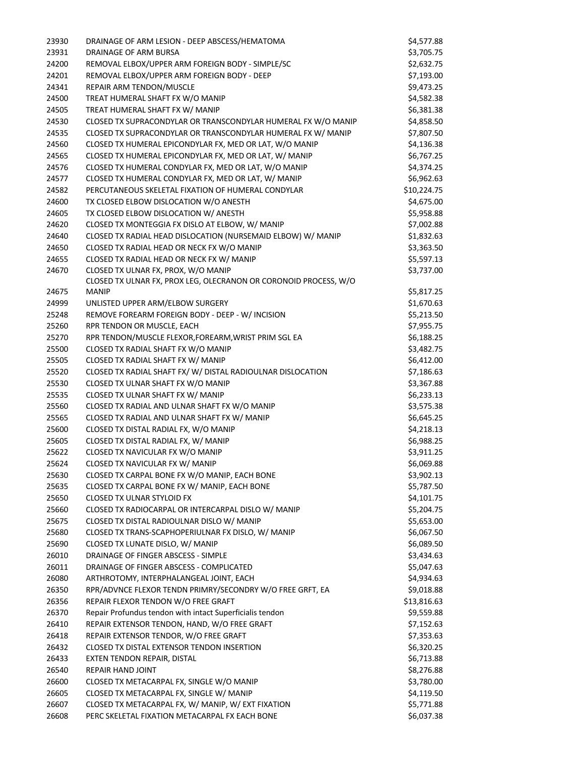| | | |
|---|---|---|
| 23930 | DRAINAGE OF ARM LESION - DEEP ABSCESS/HEMATOMA | $4,577.88 |
| 23931 | DRAINAGE OF ARM BURSA | $3,705.75 |
| 24200 | REMOVAL ELBOX/UPPER ARM FOREIGN BODY - SIMPLE/SC | $2,632.75 |
| 24201 | REMOVAL ELBOX/UPPER ARM FOREIGN BODY - DEEP | $7,193.00 |
| 24341 | REPAIR ARM TENDON/MUSCLE | $9,473.25 |
| 24500 | TREAT HUMERAL SHAFT FX W/O MANIP | $4,582.38 |
| 24505 | TREAT HUMERAL SHAFT FX W/ MANIP | $6,381.38 |
| 24530 | CLOSED TX SUPRACONDYLAR OR TRANSCONDYLAR HUMERAL FX W/O MANIP | $4,858.50 |
| 24535 | CLOSED TX SUPRACONDYLAR OR TRANSCONDYLAR HUMERAL FX W/ MANIP | $7,807.50 |
| 24560 | CLOSED TX HUMERAL EPICONDYLAR FX, MED OR LAT, W/O MANIP | $4,136.38 |
| 24565 | CLOSED TX HUMERAL EPICONDYLAR FX, MED OR LAT, W/ MANIP | $6,767.25 |
| 24576 | CLOSED TX HUMERAL CONDYLAR FX, MED OR LAT, W/O MANIP | $4,374.25 |
| 24577 | CLOSED TX HUMERAL CONDYLAR FX, MED OR LAT, W/ MANIP | $6,962.63 |
| 24582 | PERCUTANEOUS SKELETAL FIXATION OF HUMERAL CONDYLAR | $10,224.75 |
| 24600 | TX CLOSED ELBOW DISLOCATION W/O ANESTH | $4,675.00 |
| 24605 | TX CLOSED ELBOW DISLOCATION W/ ANESTH | $5,958.88 |
| 24620 | CLOSED TX MONTEGGIA FX DISLO AT ELBOW, W/ MANIP | $7,002.88 |
| 24640 | CLOSED TX RADIAL HEAD DISLOCATION (NURSEMAID ELBOW) W/ MANIP | $1,832.63 |
| 24650 | CLOSED TX RADIAL HEAD OR NECK FX W/O MANIP | $3,363.50 |
| 24655 | CLOSED TX RADIAL HEAD OR NECK FX W/ MANIP | $5,597.13 |
| 24670 | CLOSED TX ULNAR FX, PROX, W/O MANIP | $3,737.00 |
| 24675 | CLOSED TX ULNAR FX, PROX LEG, OLECRANON OR CORONOID PROCESS, W/O MANIP | $5,817.25 |
| 24999 | UNLISTED UPPER ARM/ELBOW SURGERY | $1,670.63 |
| 25248 | REMOVE FOREARM FOREIGN BODY - DEEP - W/ INCISION | $5,213.50 |
| 25260 | RPR TENDON OR MUSCLE, EACH | $7,955.75 |
| 25270 | RPR TENDON/MUSCLE FLEXOR,FOREARM,WRIST PRIM SGL EA | $6,188.25 |
| 25500 | CLOSED TX RADIAL SHAFT FX W/O MANIP | $3,482.75 |
| 25505 | CLOSED TX RADIAL SHAFT FX W/ MANIP | $6,412.00 |
| 25520 | CLOSED TX RADIAL SHAFT FX/ W/ DISTAL RADIOULNAR DISLOCATION | $7,186.63 |
| 25530 | CLOSED TX ULNAR SHAFT FX W/O MANIP | $3,367.88 |
| 25535 | CLOSED TX ULNAR SHAFT FX W/ MANIP | $6,233.13 |
| 25560 | CLOSED TX RADIAL AND ULNAR SHAFT FX W/O MANIP | $3,575.38 |
| 25565 | CLOSED TX RADIAL AND ULNAR SHAFT FX W/ MANIP | $6,645.25 |
| 25600 | CLOSED TX DISTAL RADIAL FX, W/O MANIP | $4,218.13 |
| 25605 | CLOSED TX DISTAL RADIAL FX, W/ MANIP | $6,988.25 |
| 25622 | CLOSED TX NAVICULAR FX W/O MANIP | $3,911.25 |
| 25624 | CLOSED TX NAVICULAR FX W/ MANIP | $6,069.88 |
| 25630 | CLOSED TX CARPAL BONE FX W/O MANIP, EACH BONE | $3,902.13 |
| 25635 | CLOSED TX CARPAL BONE FX W/ MANIP, EACH BONE | $5,787.50 |
| 25650 | CLOSED TX ULNAR STYLOID FX | $4,101.75 |
| 25660 | CLOSED TX RADIOCARPAL OR INTERCARPAL DISLO W/ MANIP | $5,204.75 |
| 25675 | CLOSED TX DISTAL RADIOULNAR DISLO W/ MANIP | $5,653.00 |
| 25680 | CLOSED TX TRANS-SCAPHOPERIULNAR FX DISLO, W/ MANIP | $6,067.50 |
| 25690 | CLOSED TX LUNATE DISLO, W/ MANIP | $6,089.50 |
| 26010 | DRAINAGE OF FINGER ABSCESS - SIMPLE | $3,434.63 |
| 26011 | DRAINAGE OF FINGER ABSCESS - COMPLICATED | $5,047.63 |
| 26080 | ARTHROTOMY, INTERPHALANGEAL JOINT, EACH | $4,934.63 |
| 26350 | RPR/ADVNCE FLEXOR TENDN PRIMRY/SECONDRY W/O FREE GRFT, EA | $9,018.88 |
| 26356 | REPAIR FLEXOR TENDON W/O FREE GRAFT | $13,816.63 |
| 26370 | Repair Profundus tendon with intact Superficialis tendon | $9,559.88 |
| 26410 | REPAIR EXTENSOR TENDON, HAND, W/O FREE GRAFT | $7,152.63 |
| 26418 | REPAIR EXTENSOR TENDOR, W/O FREE GRAFT | $7,353.63 |
| 26432 | CLOSED TX DISTAL EXTENSOR TENDON INSERTION | $6,320.25 |
| 26433 | EXTEN TENDON REPAIR, DISTAL | $6,713.88 |
| 26540 | REPAIR HAND JOINT | $8,276.88 |
| 26600 | CLOSED TX METACARPAL FX, SINGLE W/O MANIP | $3,780.00 |
| 26605 | CLOSED TX METACARPAL FX, SINGLE W/ MANIP | $4,119.50 |
| 26607 | CLOSED TX METACARPAL FX, W/ MANIP, W/ EXT FIXATION | $5,771.88 |
| 26608 | PERC SKELETAL FIXATION METACARPAL FX EACH BONE | $6,037.38 |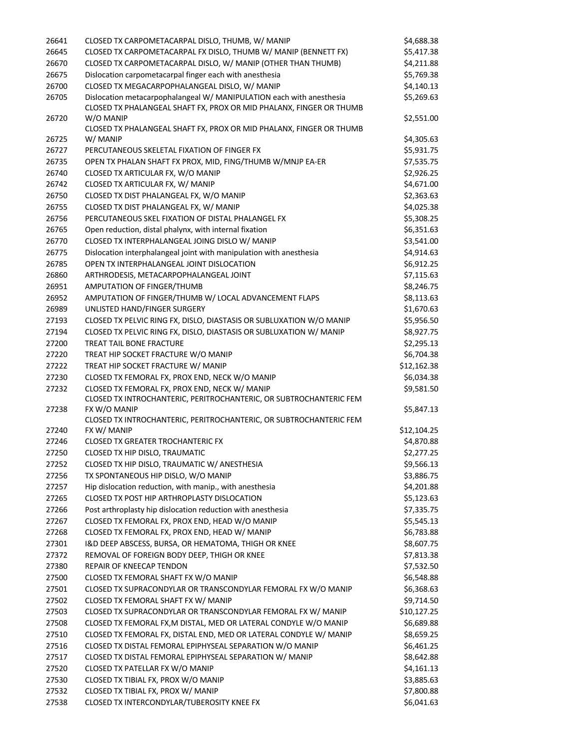| | | |
|---|---|---|
| 26641 | CLOSED TX CARPOMETACARPAL DISLO, THUMB, W/ MANIP | $4,688.38 |
| 26645 | CLOSED TX CARPOMETACARPAL FX DISLO, THUMB W/ MANIP (BENNETT FX) | $5,417.38 |
| 26670 | CLOSED TX CARPOMETACARPAL DISLO, W/ MANIP (OTHER THAN THUMB) | $4,211.88 |
| 26675 | Dislocation carpometacarpal finger each with anesthesia | $5,769.38 |
| 26700 | CLOSED TX MEGACARPOPHALANGEAL DISLO, W/ MANIP | $4,140.13 |
| 26705 | Dislocation metacarpophalangeal W/ MANIPULATION each with anesthesia | $5,269.63 |
| 26720 | CLOSED TX PHALANGEAL SHAFT FX, PROX OR MID PHALANX, FINGER OR THUMB W/O MANIP | $2,551.00 |
| 26725 | CLOSED TX PHALANGEAL SHAFT FX, PROX OR MID PHALANX, FINGER OR THUMB W/ MANIP | $4,305.63 |
| 26727 | PERCUTANEOUS SKELETAL FIXATION OF FINGER FX | $5,931.75 |
| 26735 | OPEN TX PHALAN SHAFT FX PROX, MID, FING/THUMB W/MNJP EA-ER | $7,535.75 |
| 26740 | CLOSED TX ARTICULAR FX, W/O MANIP | $2,926.25 |
| 26742 | CLOSED TX ARTICULAR FX, W/ MANIP | $4,671.00 |
| 26750 | CLOSED TX DIST PHALANGEAL FX, W/O MANIP | $2,363.63 |
| 26755 | CLOSED TX DIST PHALANGEAL FX, W/ MANIP | $4,025.38 |
| 26756 | PERCUTANEOUS SKEL FIXATION OF DISTAL PHALANGEL FX | $5,308.25 |
| 26765 | Open reduction, distal phalynx, with internal fixation | $6,351.63 |
| 26770 | CLOSED TX INTERPHALANGEAL JOING DISLO W/ MANIP | $3,541.00 |
| 26775 | Dislocation interphalangeal joint with manipulation with anesthesia | $4,914.63 |
| 26785 | OPEN TX INTERPHALANGEAL JOINT DISLOCATION | $6,912.25 |
| 26860 | ARTHRODESIS, METACARPOPHALANGEAL JOINT | $7,115.63 |
| 26951 | AMPUTATION OF FINGER/THUMB | $8,246.75 |
| 26952 | AMPUTATION OF FINGER/THUMB W/ LOCAL ADVANCEMENT FLAPS | $8,113.63 |
| 26989 | UNLISTED HAND/FINGER SURGERY | $1,670.63 |
| 27193 | CLOSED TX PELVIC RING FX, DISLO, DIASTASIS OR SUBLUXATION W/O MANIP | $5,956.50 |
| 27194 | CLOSED TX PELVIC RING FX, DISLO, DIASTASIS OR SUBLUXATION W/ MANIP | $8,927.75 |
| 27200 | TREAT TAIL BONE FRACTURE | $2,295.13 |
| 27220 | TREAT HIP SOCKET FRACTURE W/O MANIP | $6,704.38 |
| 27222 | TREAT HIP SOCKET FRACTURE W/ MANIP | $12,162.38 |
| 27230 | CLOSED TX FEMORAL FX, PROX END, NECK W/O MANIP | $6,034.38 |
| 27232 | CLOSED TX FEMORAL FX, PROX END, NECK W/ MANIP | $9,581.50 |
| 27238 | CLOSED TX INTROCHANTERIC, PERITROCHANTERIC, OR SUBTROCHANTERIC FEM FX W/O MANIP | $5,847.13 |
| 27240 | CLOSED TX INTROCHANTERIC, PERITROCHANTERIC, OR SUBTROCHANTERIC FEM FX W/ MANIP | $12,104.25 |
| 27246 | CLOSED TX GREATER TROCHANTERIC FX | $4,870.88 |
| 27250 | CLOSED TX HIP DISLO, TRAUMATIC | $2,277.25 |
| 27252 | CLOSED TX HIP DISLO, TRAUMATIC W/ ANESTHESIA | $9,566.13 |
| 27256 | TX SPONTANEOUS HIP DISLO, W/O MANIP | $3,886.75 |
| 27257 | Hip dislocation reduction, with manip., with anesthesia | $4,201.88 |
| 27265 | CLOSED TX POST HIP ARTHROPLASTY DISLOCATION | $5,123.63 |
| 27266 | Post arthroplasty hip dislocation reduction with anesthesia | $7,335.75 |
| 27267 | CLOSED TX FEMORAL FX, PROX END, HEAD W/O MANIP | $5,545.13 |
| 27268 | CLOSED TX FEMORAL FX, PROX END, HEAD W/ MANIP | $6,783.88 |
| 27301 | I&D DEEP ABSCESS, BURSA, OR HEMATOMA, THIGH OR KNEE | $8,607.75 |
| 27372 | REMOVAL OF FOREIGN BODY DEEP, THIGH OR KNEE | $7,813.38 |
| 27380 | REPAIR OF KNEECAP TENDON | $7,532.50 |
| 27500 | CLOSED TX FEMORAL SHAFT FX W/O MANIP | $6,548.88 |
| 27501 | CLOSED TX SUPRACONDYLAR OR TRANSCONDYLAR FEMORAL FX W/O MANIP | $6,368.63 |
| 27502 | CLOSED TX FEMORAL SHAFT FX W/ MANIP | $9,714.50 |
| 27503 | CLOSED TX SUPRACONDYLAR OR TRANSCONDYLAR FEMORAL FX W/ MANIP | $10,127.25 |
| 27508 | CLOSED TX FEMORAL FX,M DISTAL, MED OR LATERAL CONDYLE W/O MANIP | $6,689.88 |
| 27510 | CLOSED TX FEMORAL FX, DISTAL END, MED OR LATERAL CONDYLE W/ MANIP | $8,659.25 |
| 27516 | CLOSED TX DISTAL FEMORAL EPIPHYSEAL SEPARATION W/O MANIP | $6,461.25 |
| 27517 | CLOSED TX DISTAL FEMORAL EPIPHYSEAL SEPARATION W/ MANIP | $8,642.88 |
| 27520 | CLOSED TX PATELLAR FX W/O MANIP | $4,161.13 |
| 27530 | CLOSED TX TIBIAL FX, PROX W/O MANIP | $3,885.63 |
| 27532 | CLOSED TX TIBIAL FX, PROX W/ MANIP | $7,800.88 |
| 27538 | CLOSED TX INTERCONDYLAR/TUBEROSITY KNEE FX | $6,041.63 |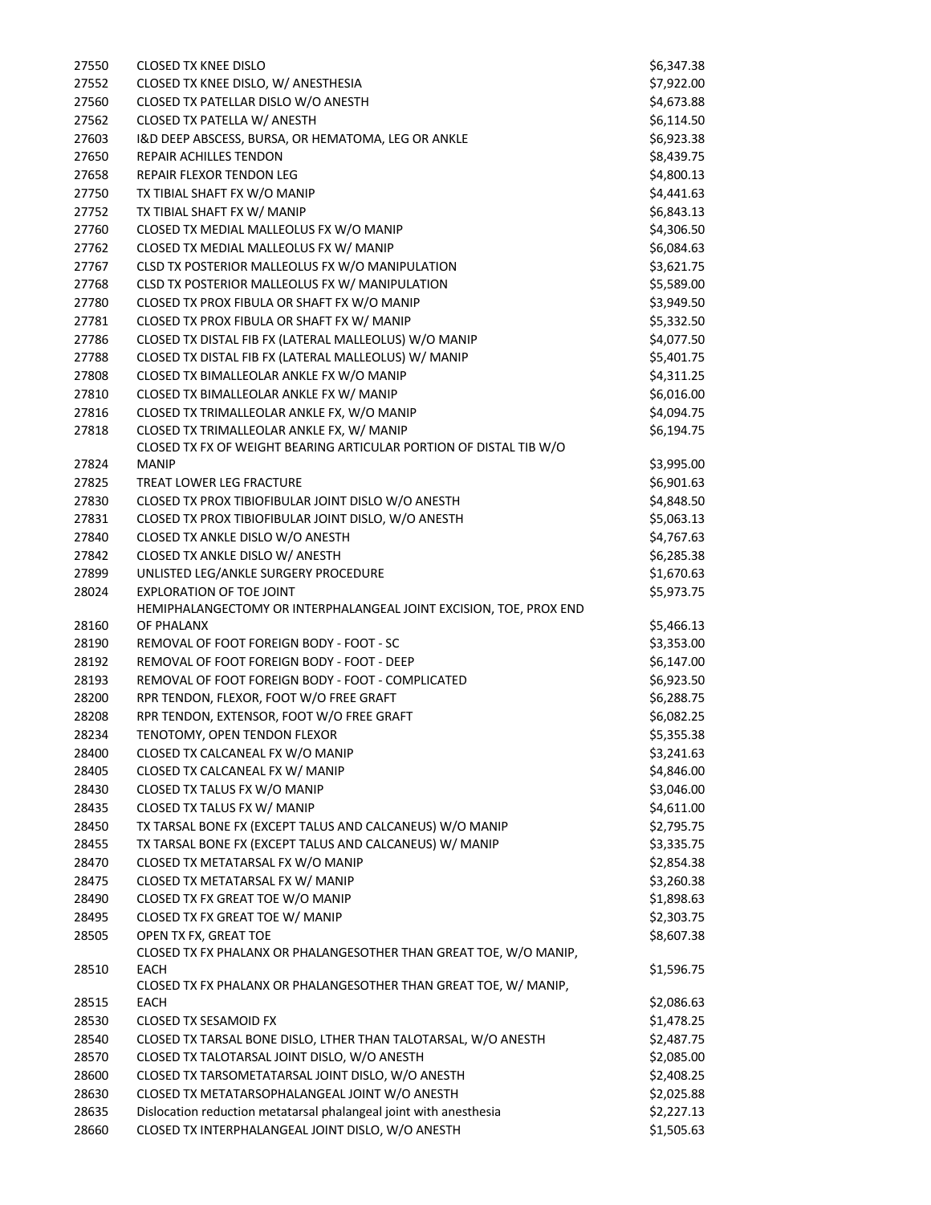| | | |
|---|---|---|
| 27550 | CLOSED TX KNEE DISLO | $6,347.38 |
| 27552 | CLOSED TX KNEE DISLO, W/ ANESTHESIA | $7,922.00 |
| 27560 | CLOSED TX PATELLAR DISLO W/O ANESTH | $4,673.88 |
| 27562 | CLOSED TX PATELLA W/ ANESTH | $6,114.50 |
| 27603 | I&D DEEP ABSCESS, BURSA, OR HEMATOMA, LEG OR ANKLE | $6,923.38 |
| 27650 | REPAIR ACHILLES TENDON | $8,439.75 |
| 27658 | REPAIR FLEXOR TENDON LEG | $4,800.13 |
| 27750 | TX TIBIAL SHAFT FX W/O MANIP | $4,441.63 |
| 27752 | TX TIBIAL SHAFT FX W/ MANIP | $6,843.13 |
| 27760 | CLOSED TX MEDIAL MALLEOLUS FX W/O MANIP | $4,306.50 |
| 27762 | CLOSED TX MEDIAL MALLEOLUS FX W/ MANIP | $6,084.63 |
| 27767 | CLSD TX POSTERIOR MALLEOLUS FX W/O MANIPULATION | $3,621.75 |
| 27768 | CLSD TX POSTERIOR MALLEOLUS FX W/ MANIPULATION | $5,589.00 |
| 27780 | CLOSED TX PROX FIBULA OR SHAFT FX W/O MANIP | $3,949.50 |
| 27781 | CLOSED TX PROX FIBULA OR SHAFT FX W/ MANIP | $5,332.50 |
| 27786 | CLOSED TX DISTAL FIB FX (LATERAL MALLEOLUS) W/O MANIP | $4,077.50 |
| 27788 | CLOSED TX DISTAL FIB FX (LATERAL MALLEOLUS) W/ MANIP | $5,401.75 |
| 27808 | CLOSED TX BIMALLEOLAR ANKLE FX W/O MANIP | $4,311.25 |
| 27810 | CLOSED TX BIMALLEOLAR ANKLE FX W/ MANIP | $6,016.00 |
| 27816 | CLOSED TX TRIMALLEOLAR ANKLE FX, W/O MANIP | $4,094.75 |
| 27818 | CLOSED TX TRIMALLEOLAR ANKLE FX, W/ MANIP | $6,194.75 |
| 27824 | CLOSED TX FX OF WEIGHT BEARING ARTICULAR PORTION OF DISTAL TIB W/O MANIP | $3,995.00 |
| 27825 | TREAT LOWER LEG FRACTURE | $6,901.63 |
| 27830 | CLOSED TX PROX TIBIOFIBULAR JOINT DISLO W/O ANESTH | $4,848.50 |
| 27831 | CLOSED TX PROX TIBIOFIBULAR JOINT DISLO, W/O ANESTH | $5,063.13 |
| 27840 | CLOSED TX ANKLE DISLO W/O ANESTH | $4,767.63 |
| 27842 | CLOSED TX ANKLE DISLO W/ ANESTH | $6,285.38 |
| 27899 | UNLISTED LEG/ANKLE SURGERY PROCEDURE | $1,670.63 |
| 28024 | EXPLORATION OF TOE JOINT | $5,973.75 |
| 28160 | HEMIPHALANGECTOMY OR INTERPHALANGEAL JOINT EXCISION, TOE, PROX END OF PHALANX | $5,466.13 |
| 28190 | REMOVAL OF FOOT FOREIGN BODY - FOOT - SC | $3,353.00 |
| 28192 | REMOVAL OF FOOT FOREIGN BODY - FOOT - DEEP | $6,147.00 |
| 28193 | REMOVAL OF FOOT FOREIGN BODY - FOOT - COMPLICATED | $6,923.50 |
| 28200 | RPR TENDON, FLEXOR, FOOT W/O FREE GRAFT | $6,288.75 |
| 28208 | RPR TENDON, EXTENSOR, FOOT W/O FREE GRAFT | $6,082.25 |
| 28234 | TENOTOMY, OPEN TENDON FLEXOR | $5,355.38 |
| 28400 | CLOSED TX CALCANEAL FX W/O MANIP | $3,241.63 |
| 28405 | CLOSED TX CALCANEAL FX W/ MANIP | $4,846.00 |
| 28430 | CLOSED TX TALUS FX W/O MANIP | $3,046.00 |
| 28435 | CLOSED TX TALUS FX W/ MANIP | $4,611.00 |
| 28450 | TX TARSAL BONE FX (EXCEPT TALUS AND CALCANEUS) W/O MANIP | $2,795.75 |
| 28455 | TX TARSAL BONE FX (EXCEPT TALUS AND CALCANEUS) W/ MANIP | $3,335.75 |
| 28470 | CLOSED TX METATARSAL FX W/O MANIP | $2,854.38 |
| 28475 | CLOSED TX METATARSAL FX W/ MANIP | $3,260.38 |
| 28490 | CLOSED TX FX GREAT TOE W/O MANIP | $1,898.63 |
| 28495 | CLOSED TX FX GREAT TOE W/ MANIP | $2,303.75 |
| 28505 | OPEN TX FX, GREAT TOE | $8,607.38 |
| 28510 | CLOSED TX FX PHALANX OR PHALANGESOTHER THAN GREAT TOE, W/O MANIP, EACH | $1,596.75 |
| 28515 | CLOSED TX FX PHALANX OR PHALANGESOTHER THAN GREAT TOE, W/ MANIP, EACH | $2,086.63 |
| 28530 | CLOSED TX SESAMOID FX | $1,478.25 |
| 28540 | CLOSED TX TARSAL BONE DISLO, LTHER THAN TALOTARSAL, W/O ANESTH | $2,487.75 |
| 28570 | CLOSED TX TALOTARSAL JOINT DISLO, W/O ANESTH | $2,085.00 |
| 28600 | CLOSED TX TARSOMETATARSAL JOINT DISLO, W/O ANESTH | $2,408.25 |
| 28630 | CLOSED TX METATARSOPHALANGEAL JOINT W/O ANESTH | $2,025.88 |
| 28635 | Dislocation reduction metatarsal phalangeal joint with anesthesia | $2,227.13 |
| 28660 | CLOSED TX INTERPHALANGEAL JOINT DISLO, W/O ANESTH | $1,505.63 |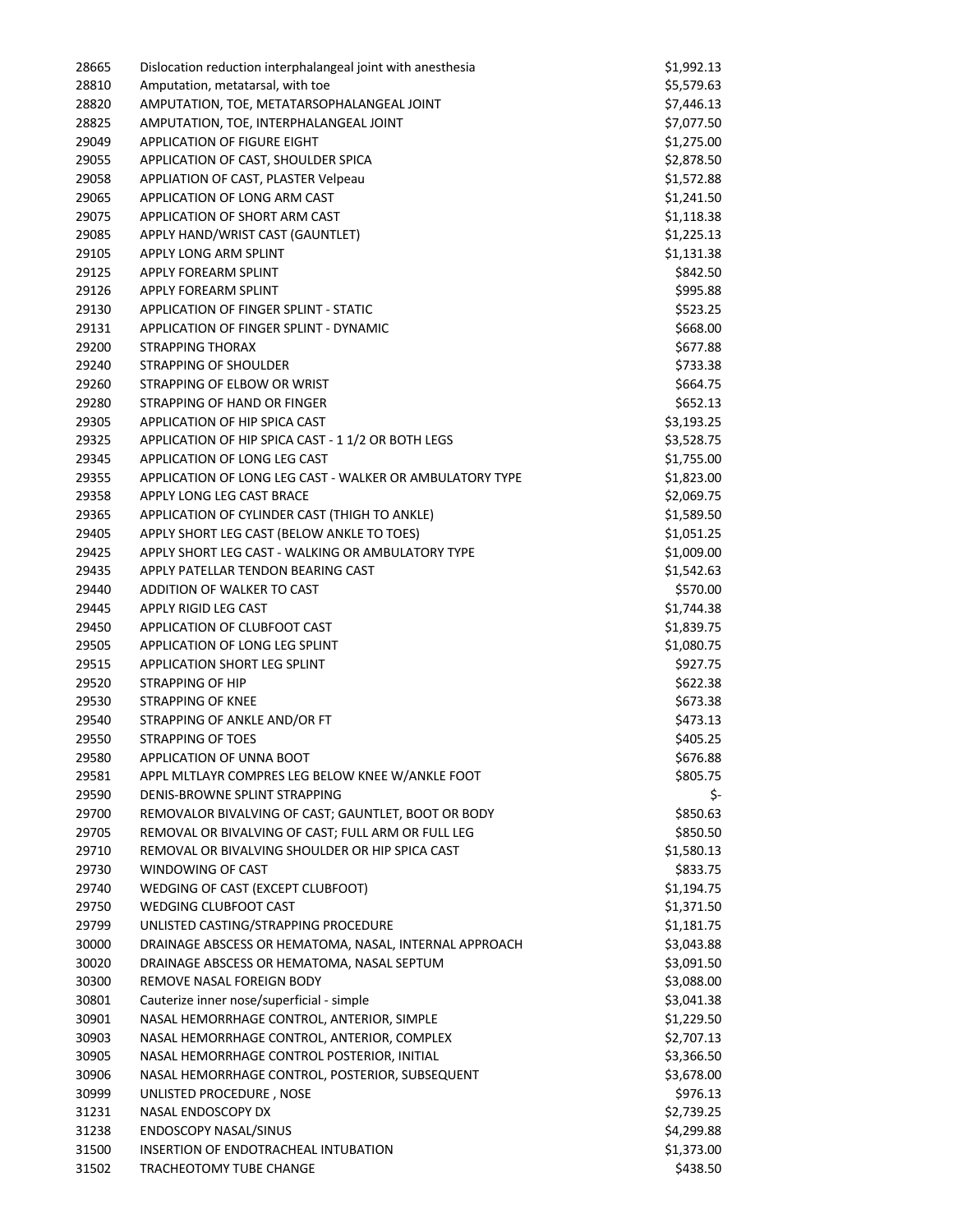| | | |
|---|---|---|
| 28665 | Dislocation reduction interphalangeal joint with anesthesia | $1,992.13 |
| 28810 | Amputation, metatarsal, with toe | $5,579.63 |
| 28820 | AMPUTATION, TOE, METATARSOPHALANGEAL JOINT | $7,446.13 |
| 28825 | AMPUTATION, TOE, INTERPHALANGEAL JOINT | $7,077.50 |
| 29049 | APPLICATION OF FIGURE EIGHT | $1,275.00 |
| 29055 | APPLICATION OF CAST, SHOULDER SPICA | $2,878.50 |
| 29058 | APPLIATION OF CAST, PLASTER Velpeau | $1,572.88 |
| 29065 | APPLICATION OF LONG ARM CAST | $1,241.50 |
| 29075 | APPLICATION OF SHORT ARM CAST | $1,118.38 |
| 29085 | APPLY HAND/WRIST CAST (GAUNTLET) | $1,225.13 |
| 29105 | APPLY LONG ARM SPLINT | $1,131.38 |
| 29125 | APPLY FOREARM SPLINT | $842.50 |
| 29126 | APPLY FOREARM SPLINT | $995.88 |
| 29130 | APPLICATION OF FINGER SPLINT - STATIC | $523.25 |
| 29131 | APPLICATION OF FINGER SPLINT - DYNAMIC | $668.00 |
| 29200 | STRAPPING THORAX | $677.88 |
| 29240 | STRAPPING OF SHOULDER | $733.38 |
| 29260 | STRAPPING OF ELBOW OR WRIST | $664.75 |
| 29280 | STRAPPING OF HAND OR FINGER | $652.13 |
| 29305 | APPLICATION OF HIP SPICA CAST | $3,193.25 |
| 29325 | APPLICATION OF HIP SPICA CAST - 1 1/2 OR BOTH LEGS | $3,528.75 |
| 29345 | APPLICATION OF LONG LEG CAST | $1,755.00 |
| 29355 | APPLICATION OF LONG LEG CAST - WALKER OR AMBULATORY TYPE | $1,823.00 |
| 29358 | APPLY LONG LEG CAST BRACE | $2,069.75 |
| 29365 | APPLICATION OF CYLINDER CAST (THIGH TO ANKLE) | $1,589.50 |
| 29405 | APPLY SHORT LEG CAST (BELOW ANKLE TO TOES) | $1,051.25 |
| 29425 | APPLY SHORT LEG CAST - WALKING OR AMBULATORY TYPE | $1,009.00 |
| 29435 | APPLY PATELLAR TENDON BEARING CAST | $1,542.63 |
| 29440 | ADDITION OF WALKER TO CAST | $570.00 |
| 29445 | APPLY RIGID LEG CAST | $1,744.38 |
| 29450 | APPLICATION OF CLUBFOOT CAST | $1,839.75 |
| 29505 | APPLICATION OF LONG LEG SPLINT | $1,080.75 |
| 29515 | APPLICATION SHORT LEG SPLINT | $927.75 |
| 29520 | STRAPPING OF HIP | $622.38 |
| 29530 | STRAPPING OF KNEE | $673.38 |
| 29540 | STRAPPING OF ANKLE AND/OR FT | $473.13 |
| 29550 | STRAPPING OF TOES | $405.25 |
| 29580 | APPLICATION OF UNNA BOOT | $676.88 |
| 29581 | APPL MLTLAYR COMPRES LEG BELOW KNEE W/ANKLE FOOT | $805.75 |
| 29590 | DENIS-BROWNE SPLINT STRAPPING | $- |
| 29700 | REMOVALOR BIVALVING OF CAST; GAUNTLET, BOOT OR BODY | $850.63 |
| 29705 | REMOVAL OR BIVALVING OF CAST; FULL ARM OR FULL LEG | $850.50 |
| 29710 | REMOVAL OR BIVALVING SHOULDER OR HIP SPICA CAST | $1,580.13 |
| 29730 | WINDOWING OF CAST | $833.75 |
| 29740 | WEDGING OF CAST (EXCEPT CLUBFOOT) | $1,194.75 |
| 29750 | WEDGING CLUBFOOT CAST | $1,371.50 |
| 29799 | UNLISTED CASTING/STRAPPING PROCEDURE | $1,181.75 |
| 30000 | DRAINAGE ABSCESS OR HEMATOMA, NASAL, INTERNAL APPROACH | $3,043.88 |
| 30020 | DRAINAGE ABSCESS OR HEMATOMA, NASAL SEPTUM | $3,091.50 |
| 30300 | REMOVE NASAL FOREIGN BODY | $3,088.00 |
| 30801 | Cauterize inner nose/superficial - simple | $3,041.38 |
| 30901 | NASAL HEMORRHAGE CONTROL, ANTERIOR, SIMPLE | $1,229.50 |
| 30903 | NASAL HEMORRHAGE CONTROL, ANTERIOR, COMPLEX | $2,707.13 |
| 30905 | NASAL HEMORRHAGE CONTROL POSTERIOR, INITIAL | $3,366.50 |
| 30906 | NASAL HEMORRHAGE CONTROL, POSTERIOR, SUBSEQUENT | $3,678.00 |
| 30999 | UNLISTED PROCEDURE , NOSE | $976.13 |
| 31231 | NASAL ENDOSCOPY DX | $2,739.25 |
| 31238 | ENDOSCOPY NASAL/SINUS | $4,299.88 |
| 31500 | INSERTION OF ENDOTRACHEAL INTUBATION | $1,373.00 |
| 31502 | TRACHEOTOMY TUBE CHANGE | $438.50 |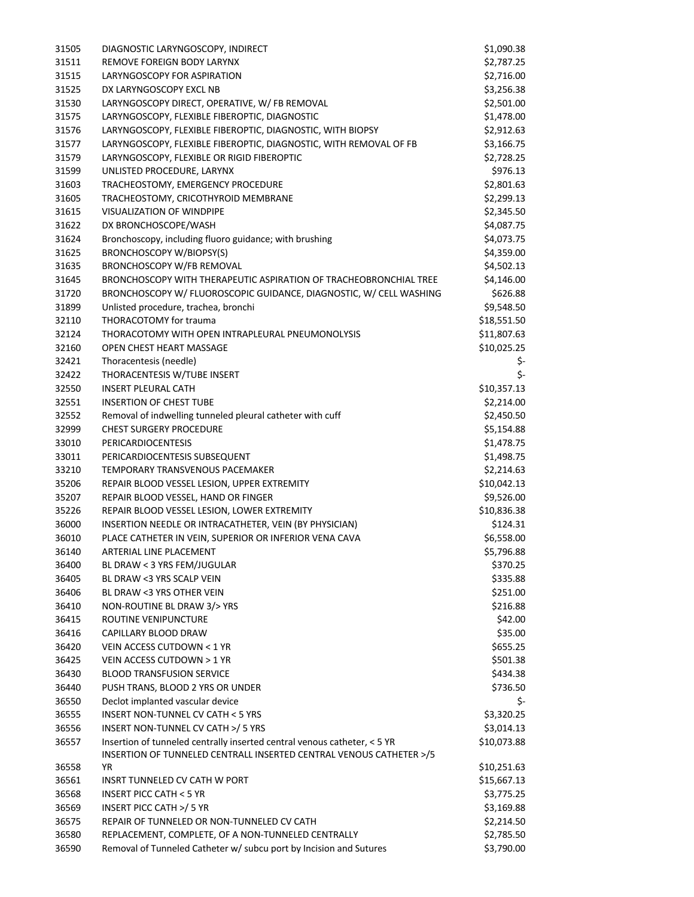| | | |
|---|---|---|
| 31505 | DIAGNOSTIC LARYNGOSCOPY, INDIRECT | $1,090.38 |
| 31511 | REMOVE FOREIGN BODY LARYNX | $2,787.25 |
| 31515 | LARYNGOSCOPY FOR ASPIRATION | $2,716.00 |
| 31525 | DX LARYNGOSCOPY EXCL NB | $3,256.38 |
| 31530 | LARYNGOSCOPY DIRECT, OPERATIVE, W/ FB REMOVAL | $2,501.00 |
| 31575 | LARYNGOSCOPY, FLEXIBLE FIBEROPTIC, DIAGNOSTIC | $1,478.00 |
| 31576 | LARYNGOSCOPY, FLEXIBLE FIBEROPTIC, DIAGNOSTIC, WITH BIOPSY | $2,912.63 |
| 31577 | LARYNGOSCOPY, FLEXIBLE FIBEROPTIC, DIAGNOSTIC, WITH REMOVAL OF FB | $3,166.75 |
| 31579 | LARYNGOSCOPY, FLEXIBLE OR RIGID FIBEROPTIC | $2,728.25 |
| 31599 | UNLISTED PROCEDURE, LARYNX | $976.13 |
| 31603 | TRACHEOSTOMY, EMERGENCY PROCEDURE | $2,801.63 |
| 31605 | TRACHEOSTOMY, CRICOTHYROID MEMBRANE | $2,299.13 |
| 31615 | VISUALIZATION OF WINDPIPE | $2,345.50 |
| 31622 | DX BRONCHOSCOPE/WASH | $4,087.75 |
| 31624 | Bronchoscopy, including fluoro guidance; with brushing | $4,073.75 |
| 31625 | BRONCHOSCOPY W/BIOPSY(S) | $4,359.00 |
| 31635 | BRONCHOSCOPY W/FB REMOVAL | $4,502.13 |
| 31645 | BRONCHOSCOPY WITH THERAPEUTIC ASPIRATION OF TRACHEOBRONCHIAL TREE | $4,146.00 |
| 31720 | BRONCHOSCOPY W/ FLUOROSCOPIC GUIDANCE, DIAGNOSTIC, W/ CELL WASHING | $626.88 |
| 31899 | Unlisted procedure, trachea, bronchi | $9,548.50 |
| 32110 | THORACOTOMY for trauma | $18,551.50 |
| 32124 | THORACOTOMY WITH OPEN INTRAPLEURAL PNEUMONOLYSIS | $11,807.63 |
| 32160 | OPEN CHEST HEART MASSAGE | $10,025.25 |
| 32421 | Thoracentesis (needle) | $- |
| 32422 | THORACENTESIS W/TUBE INSERT | $- |
| 32550 | INSERT PLEURAL CATH | $10,357.13 |
| 32551 | INSERTION OF CHEST TUBE | $2,214.00 |
| 32552 | Removal of indwelling tunneled pleural catheter with cuff | $2,450.50 |
| 32999 | CHEST SURGERY PROCEDURE | $5,154.88 |
| 33010 | PERICARDIOCENTESIS | $1,478.75 |
| 33011 | PERICARDIOCENTESIS SUBSEQUENT | $1,498.75 |
| 33210 | TEMPORARY TRANSVENOUS PACEMAKER | $2,214.63 |
| 35206 | REPAIR BLOOD VESSEL LESION, UPPER EXTREMITY | $10,042.13 |
| 35207 | REPAIR BLOOD VESSEL, HAND OR FINGER | $9,526.00 |
| 35226 | REPAIR BLOOD VESSEL LESION, LOWER EXTREMITY | $10,836.38 |
| 36000 | INSERTION NEEDLE OR INTRACATHETER, VEIN (BY PHYSICIAN) | $124.31 |
| 36010 | PLACE CATHETER IN VEIN, SUPERIOR OR INFERIOR VENA CAVA | $6,558.00 |
| 36140 | ARTERIAL LINE PLACEMENT | $5,796.88 |
| 36400 | BL DRAW < 3 YRS FEM/JUGULAR | $370.25 |
| 36405 | BL DRAW <3 YRS SCALP VEIN | $335.88 |
| 36406 | BL DRAW <3 YRS OTHER VEIN | $251.00 |
| 36410 | NON-ROUTINE BL DRAW 3/> YRS | $216.88 |
| 36415 | ROUTINE VENIPUNCTURE | $42.00 |
| 36416 | CAPILLARY BLOOD DRAW | $35.00 |
| 36420 | VEIN ACCESS CUTDOWN < 1 YR | $655.25 |
| 36425 | VEIN ACCESS CUTDOWN > 1 YR | $501.38 |
| 36430 | BLOOD TRANSFUSION SERVICE | $434.38 |
| 36440 | PUSH TRANS, BLOOD 2 YRS OR UNDER | $736.50 |
| 36550 | Declot implanted vascular device | $- |
| 36555 | INSERT NON-TUNNEL CV CATH < 5 YRS | $3,320.25 |
| 36556 | INSERT NON-TUNNEL CV CATH >/ 5 YRS | $3,014.13 |
| 36557 | Insertion of tunneled centrally inserted central venous catheter, < 5 YR | $10,073.88 |
| 36558 | INSERTION OF TUNNELED CENTRALL INSERTED CENTRAL VENOUS CATHETER >/5 YR | $10,251.63 |
| 36561 | INSRT TUNNELED CV CATH W PORT | $15,667.13 |
| 36568 | INSERT PICC CATH < 5 YR | $3,775.25 |
| 36569 | INSERT PICC CATH >/ 5 YR | $3,169.88 |
| 36575 | REPAIR OF TUNNELED OR NON-TUNNELED CV CATH | $2,214.50 |
| 36580 | REPLACEMENT, COMPLETE, OF A NON-TUNNELED CENTRALLY | $2,785.50 |
| 36590 | Removal of Tunneled Catheter w/ subcu port by Incision and Sutures | $3,790.00 |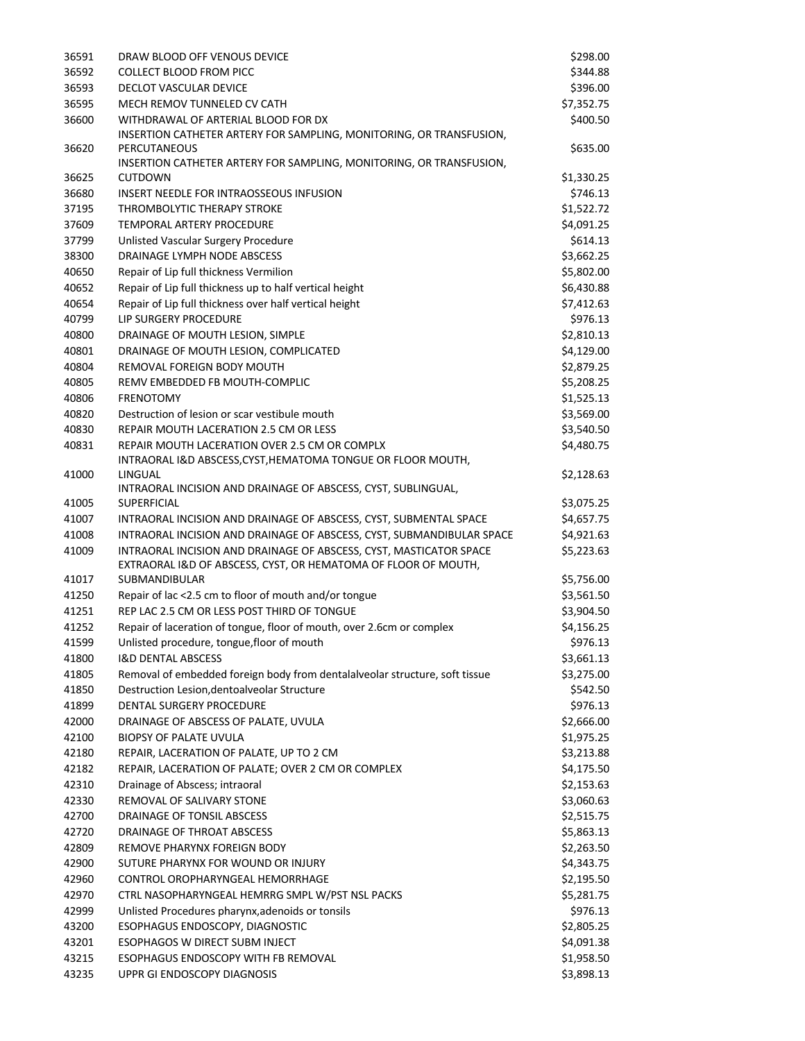| | | |
|---|---|---|
| 36591 | DRAW BLOOD OFF VENOUS DEVICE | $298.00 |
| 36592 | COLLECT BLOOD FROM PICC | $344.88 |
| 36593 | DECLOT VASCULAR DEVICE | $396.00 |
| 36595 | MECH REMOV TUNNELED CV CATH | $7,352.75 |
| 36600 | WITHDRAWAL OF ARTERIAL BLOOD FOR DX | $400.50 |
| 36620 | INSERTION CATHETER ARTERY FOR SAMPLING, MONITORING, OR TRANSFUSION, PERCUTANEOUS | $635.00 |
| 36625 | INSERTION CATHETER ARTERY FOR SAMPLING, MONITORING, OR TRANSFUSION, CUTDOWN | $1,330.25 |
| 36680 | INSERT NEEDLE FOR INTRAOSSEOUS INFUSION | $746.13 |
| 37195 | THROMBOLYTIC THERAPY STROKE | $1,522.72 |
| 37609 | TEMPORAL ARTERY PROCEDURE | $4,091.25 |
| 37799 | Unlisted Vascular Surgery Procedure | $614.13 |
| 38300 | DRAINAGE LYMPH NODE ABSCESS | $3,662.25 |
| 40650 | Repair of Lip full thickness Vermilion | $5,802.00 |
| 40652 | Repair of Lip full thickness up to half vertical height | $6,430.88 |
| 40654 | Repair of Lip full thickness over half vertical height | $7,412.63 |
| 40799 | LIP SURGERY PROCEDURE | $976.13 |
| 40800 | DRAINAGE OF MOUTH LESION, SIMPLE | $2,810.13 |
| 40801 | DRAINAGE OF MOUTH LESION, COMPLICATED | $4,129.00 |
| 40804 | REMOVAL FOREIGN BODY MOUTH | $2,879.25 |
| 40805 | REMV EMBEDDED FB MOUTH-COMPLIC | $5,208.25 |
| 40806 | FRENOTOMY | $1,525.13 |
| 40820 | Destruction of lesion or scar vestibule mouth | $3,569.00 |
| 40830 | REPAIR MOUTH LACERATION 2.5 CM OR LESS | $3,540.50 |
| 40831 | REPAIR MOUTH LACERATION OVER 2.5 CM OR COMPLX | $4,480.75 |
| 41000 | INTRAORAL I&D ABSCESS,CYST,HEMATOMA TONGUE OR FLOOR MOUTH, LINGUAL | $2,128.63 |
| 41005 | INTRAORAL INCISION AND DRAINAGE OF ABSCESS, CYST, SUBLINGUAL, SUPERFICIAL | $3,075.25 |
| 41007 | INTRAORAL INCISION AND DRAINAGE OF ABSCESS, CYST, SUBMENTAL SPACE | $4,657.75 |
| 41008 | INTRAORAL INCISION AND DRAINAGE OF ABSCESS, CYST, SUBMANDIBULAR SPACE | $4,921.63 |
| 41009 | INTRAORAL INCISION AND DRAINAGE OF ABSCESS, CYST, MASTICATOR SPACE | $5,223.63 |
| 41017 | EXTRAORAL I&D OF ABSCESS, CYST, OR HEMATOMA OF FLOOR OF MOUTH, SUBMANDIBULAR | $5,756.00 |
| 41250 | Repair of lac <2.5 cm to floor of mouth and/or tongue | $3,561.50 |
| 41251 | REP LAC 2.5 CM OR LESS POST THIRD OF TONGUE | $3,904.50 |
| 41252 | Repair of laceration of tongue, floor of mouth, over 2.6cm or complex | $4,156.25 |
| 41599 | Unlisted procedure, tongue,floor of mouth | $976.13 |
| 41800 | I&D DENTAL ABSCESS | $3,661.13 |
| 41805 | Removal of embedded foreign body from dentalalveolar structure, soft tissue | $3,275.00 |
| 41850 | Destruction Lesion,dentoalveolar Structure | $542.50 |
| 41899 | DENTAL SURGERY PROCEDURE | $976.13 |
| 42000 | DRAINAGE OF ABSCESS OF PALATE, UVULA | $2,666.00 |
| 42100 | BIOPSY OF PALATE UVULA | $1,975.25 |
| 42180 | REPAIR, LACERATION OF PALATE, UP TO 2 CM | $3,213.88 |
| 42182 | REPAIR, LACERATION OF PALATE; OVER 2 CM OR COMPLEX | $4,175.50 |
| 42310 | Drainage of Abscess; intraoral | $2,153.63 |
| 42330 | REMOVAL OF SALIVARY STONE | $3,060.63 |
| 42700 | DRAINAGE OF TONSIL ABSCESS | $2,515.75 |
| 42720 | DRAINAGE OF THROAT ABSCESS | $5,863.13 |
| 42809 | REMOVE PHARYNX FOREIGN BODY | $2,263.50 |
| 42900 | SUTURE PHARYNX FOR WOUND OR INJURY | $4,343.75 |
| 42960 | CONTROL OROPHARYNGEAL HEMORRHAGE | $2,195.50 |
| 42970 | CTRL NASOPHARYNGEAL HEMRRG SMPL W/PST NSL PACKS | $5,281.75 |
| 42999 | Unlisted Procedures pharynx,adenoids or tonsils | $976.13 |
| 43200 | ESOPHAGUS ENDOSCOPY, DIAGNOSTIC | $2,805.25 |
| 43201 | ESOPHAGOS W DIRECT SUBM INJECT | $4,091.38 |
| 43215 | ESOPHAGUS ENDOSCOPY WITH FB REMOVAL | $1,958.50 |
| 43235 | UPPR GI ENDOSCOPY DIAGNOSIS | $3,898.13 |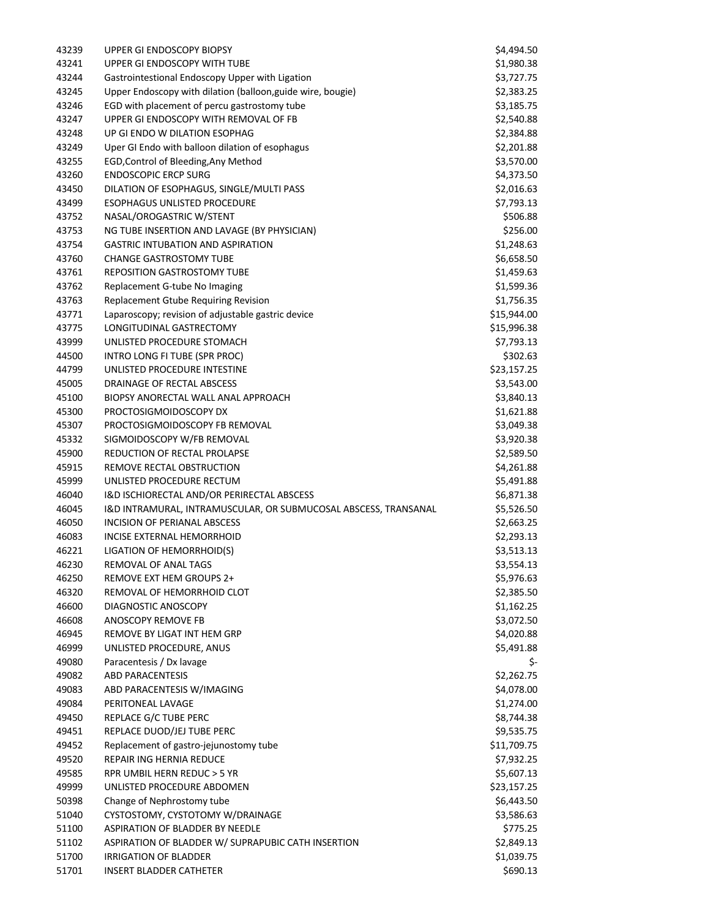| | | |
|---|---|---|
| 43239 | UPPER GI ENDOSCOPY BIOPSY | $4,494.50 |
| 43241 | UPPER GI ENDOSCOPY WITH TUBE | $1,980.38 |
| 43244 | Gastrointestional Endoscopy Upper with Ligation | $3,727.75 |
| 43245 | Upper Endoscopy with dilation (balloon,guide wire, bougie) | $2,383.25 |
| 43246 | EGD with placement of percu gastrostomy tube | $3,185.75 |
| 43247 | UPPER GI ENDOSCOPY WITH REMOVAL OF FB | $2,540.88 |
| 43248 | UP GI ENDO W DILATION ESOPHAG | $2,384.88 |
| 43249 | Uper GI Endo with balloon dilation of esophagus | $2,201.88 |
| 43255 | EGD,Control of Bleeding,Any Method | $3,570.00 |
| 43260 | ENDOSCOPIC ERCP SURG | $4,373.50 |
| 43450 | DILATION OF ESOPHAGUS, SINGLE/MULTI PASS | $2,016.63 |
| 43499 | ESOPHAGUS UNLISTED PROCEDURE | $7,793.13 |
| 43752 | NASAL/OROGASTRIC W/STENT | $506.88 |
| 43753 | NG TUBE INSERTION AND LAVAGE (BY PHYSICIAN) | $256.00 |
| 43754 | GASTRIC INTUBATION AND ASPIRATION | $1,248.63 |
| 43760 | CHANGE GASTROSTOMY TUBE | $6,658.50 |
| 43761 | REPOSITION GASTROSTOMY TUBE | $1,459.63 |
| 43762 | Replacement G-tube No Imaging | $1,599.36 |
| 43763 | Replacement Gtube Requiring Revision | $1,756.35 |
| 43771 | Laparoscopy; revision of adjustable gastric device | $15,944.00 |
| 43775 | LONGITUDINAL GASTRECTOMY | $15,996.38 |
| 43999 | UNLISTED PROCEDURE STOMACH | $7,793.13 |
| 44500 | INTRO LONG FI TUBE (SPR PROC) | $302.63 |
| 44799 | UNLISTED PROCEDURE INTESTINE | $23,157.25 |
| 45005 | DRAINAGE OF RECTAL ABSCESS | $3,543.00 |
| 45100 | BIOPSY ANORECTAL WALL ANAL APPROACH | $3,840.13 |
| 45300 | PROCTOSIGMOIDOSCOPY DX | $1,621.88 |
| 45307 | PROCTOSIGMOIDOSCOPY FB REMOVAL | $3,049.38 |
| 45332 | SIGMOIDOSCOPY W/FB REMOVAL | $3,920.38 |
| 45900 | REDUCTION OF RECTAL PROLAPSE | $2,589.50 |
| 45915 | REMOVE RECTAL OBSTRUCTION | $4,261.88 |
| 45999 | UNLISTED PROCEDURE RECTUM | $5,491.88 |
| 46040 | I&D ISCHIORECTAL AND/OR PERIRECTAL ABSCESS | $6,871.38 |
| 46045 | I&D INTRAMURAL, INTRAMUSCULAR, OR SUBMUCOSAL ABSCESS, TRANSANAL | $5,526.50 |
| 46050 | INCISION OF PERIANAL ABSCESS | $2,663.25 |
| 46083 | INCISE EXTERNAL HEMORRHOID | $2,293.13 |
| 46221 | LIGATION OF HEMORRHOID(S) | $3,513.13 |
| 46230 | REMOVAL OF ANAL TAGS | $3,554.13 |
| 46250 | REMOVE EXT HEM GROUPS 2+ | $5,976.63 |
| 46320 | REMOVAL OF HEMORRHOID CLOT | $2,385.50 |
| 46600 | DIAGNOSTIC ANOSCOPY | $1,162.25 |
| 46608 | ANOSCOPY REMOVE FB | $3,072.50 |
| 46945 | REMOVE BY LIGAT INT HEM GRP | $4,020.88 |
| 46999 | UNLISTED PROCEDURE, ANUS | $5,491.88 |
| 49080 | Paracentesis / Dx lavage | $- |
| 49082 | ABD PARACENTESIS | $2,262.75 |
| 49083 | ABD PARACENTESIS W/IMAGING | $4,078.00 |
| 49084 | PERITONEAL LAVAGE | $1,274.00 |
| 49450 | REPLACE G/C TUBE PERC | $8,744.38 |
| 49451 | REPLACE DUOD/JEJ TUBE PERC | $9,535.75 |
| 49452 | Replacement of gastro-jejunostomy tube | $11,709.75 |
| 49520 | REPAIR ING HERNIA REDUCE | $7,932.25 |
| 49585 | RPR UMBIL HERN REDUC > 5 YR | $5,607.13 |
| 49999 | UNLISTED PROCEDURE ABDOMEN | $23,157.25 |
| 50398 | Change of Nephrostomy tube | $6,443.50 |
| 51040 | CYSTOSTOMY, CYSTOTOMY W/DRAINAGE | $3,586.63 |
| 51100 | ASPIRATION OF BLADDER BY NEEDLE | $775.25 |
| 51102 | ASPIRATION OF BLADDER W/ SUPRAPUBIC CATH INSERTION | $2,849.13 |
| 51700 | IRRIGATION OF BLADDER | $1,039.75 |
| 51701 | INSERT BLADDER CATHETER | $690.13 |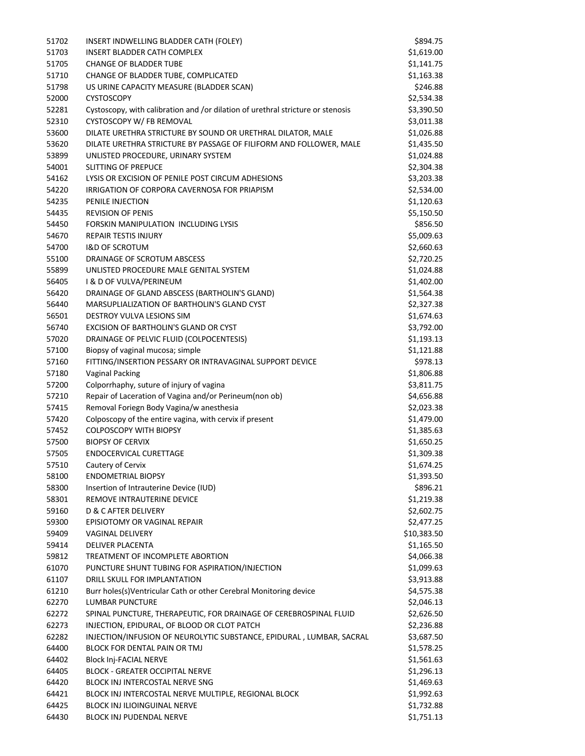| | | |
|---|---|---|
| 51702 | INSERT INDWELLING BLADDER CATH (FOLEY) | $894.75 |
| 51703 | INSERT BLADDER CATH COMPLEX | $1,619.00 |
| 51705 | CHANGE OF BLADDER TUBE | $1,141.75 |
| 51710 | CHANGE OF BLADDER TUBE, COMPLICATED | $1,163.38 |
| 51798 | US URINE CAPACITY MEASURE (BLADDER SCAN) | $246.88 |
| 52000 | CYSTOSCOPY | $2,534.38 |
| 52281 | Cystoscopy, with calibration and /or dilation of urethral stricture or stenosis | $3,390.50 |
| 52310 | CYSTOSCOPY W/ FB REMOVAL | $3,011.38 |
| 53600 | DILATE URETHRA STRICTURE BY SOUND OR URETHRAL DILATOR, MALE | $1,026.88 |
| 53620 | DILATE URETHRA STRICTURE BY PASSAGE OF FILIFORM AND FOLLOWER, MALE | $1,435.50 |
| 53899 | UNLISTED PROCEDURE, URINARY SYSTEM | $1,024.88 |
| 54001 | SLITTING OF PREPUCE | $2,304.38 |
| 54162 | LYSIS OR EXCISION OF PENILE POST CIRCUM ADHESIONS | $3,203.38 |
| 54220 | IRRIGATION OF CORPORA CAVERNOSA FOR PRIAPISM | $2,534.00 |
| 54235 | PENILE INJECTION | $1,120.63 |
| 54435 | REVISION OF PENIS | $5,150.50 |
| 54450 | FORSKIN MANIPULATION INCLUDING LYSIS | $856.50 |
| 54670 | REPAIR TESTIS INJURY | $5,009.63 |
| 54700 | I&D OF SCROTUM | $2,660.63 |
| 55100 | DRAINAGE OF SCROTUM ABSCESS | $2,720.25 |
| 55899 | UNLISTED PROCEDURE MALE GENITAL SYSTEM | $1,024.88 |
| 56405 | I & D OF VULVA/PERINEUM | $1,402.00 |
| 56420 | DRAINAGE OF GLAND ABSCESS (BARTHOLIN'S GLAND) | $1,564.38 |
| 56440 | MARSUPLIALIZATION OF BARTHOLIN'S GLAND CYST | $2,327.38 |
| 56501 | DESTROY VULVA LESIONS SIM | $1,674.63 |
| 56740 | EXCISION OF BARTHOLIN'S GLAND OR CYST | $3,792.00 |
| 57020 | DRAINAGE OF PELVIC FLUID (COLPOCENTESIS) | $1,193.13 |
| 57100 | Biopsy of vaginal mucosa; simple | $1,121.88 |
| 57160 | FITTING/INSERTION PESSARY OR INTRAVAGINAL SUPPORT DEVICE | $978.13 |
| 57180 | Vaginal Packing | $1,806.88 |
| 57200 | Colporrhaphy, suture of injury of vagina | $3,811.75 |
| 57210 | Repair of Laceration of Vagina and/or Perineum(non ob) | $4,656.88 |
| 57415 | Removal Foriegn Body Vagina/w anesthesia | $2,023.38 |
| 57420 | Colposcopy of the entire vagina, with cervix if present | $1,479.00 |
| 57452 | COLPOSCOPY WITH BIOPSY | $1,385.63 |
| 57500 | BIOPSY OF CERVIX | $1,650.25 |
| 57505 | ENDOCERVICAL CURETTAGE | $1,309.38 |
| 57510 | Cautery of Cervix | $1,674.25 |
| 58100 | ENDOMETRIAL BIOPSY | $1,393.50 |
| 58300 | Insertion of Intrauterine Device (IUD) | $896.21 |
| 58301 | REMOVE INTRAUTERINE DEVICE | $1,219.38 |
| 59160 | D & C AFTER DELIVERY | $2,602.75 |
| 59300 | EPISIOTOMY OR VAGINAL REPAIR | $2,477.25 |
| 59409 | VAGINAL DELIVERY | $10,383.50 |
| 59414 | DELIVER PLACENTA | $1,165.50 |
| 59812 | TREATMENT OF INCOMPLETE ABORTION | $4,066.38 |
| 61070 | PUNCTURE SHUNT TUBING FOR ASPIRATION/INJECTION | $1,099.63 |
| 61107 | DRILL SKULL FOR IMPLANTATION | $3,913.88 |
| 61210 | Burr holes(s)Ventricular Cath or other Cerebral Monitoring device | $4,575.38 |
| 62270 | LUMBAR PUNCTURE | $2,046.13 |
| 62272 | SPINAL PUNCTURE, THERAPEUTIC, FOR DRAINAGE OF CEREBROSPINAL FLUID | $2,626.50 |
| 62273 | INJECTION, EPIDURAL, OF BLOOD OR CLOT PATCH | $2,236.88 |
| 62282 | INJECTION/INFUSION OF NEUROLYTIC SUBSTANCE, EPIDURAL , LUMBAR, SACRAL | $3,687.50 |
| 64400 | BLOCK FOR DENTAL PAIN OR TMJ | $1,578.25 |
| 64402 | Block Inj-FACIAL NERVE | $1,561.63 |
| 64405 | BLOCK - GREATER OCCIPITAL NERVE | $1,296.13 |
| 64420 | BLOCK INJ INTERCOSTAL NERVE SNG | $1,469.63 |
| 64421 | BLOCK INJ INTERCOSTAL NERVE MULTIPLE, REGIONAL BLOCK | $1,992.63 |
| 64425 | BLOCK INJ ILIOINGUINAL NERVE | $1,732.88 |
| 64430 | BLOCK INJ PUDENDAL NERVE | $1,751.13 |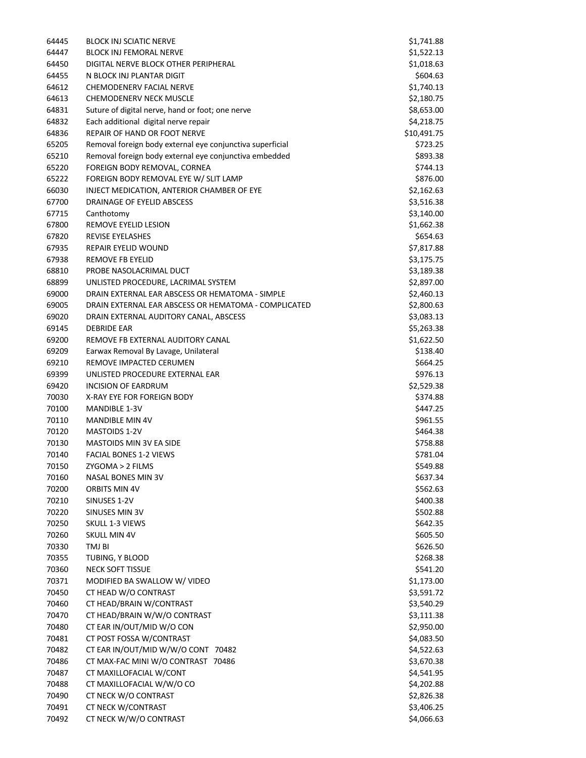| | | |
|---|---|---|
| 64445 | BLOCK INJ SCIATIC NERVE | $1,741.88 |
| 64447 | BLOCK INJ FEMORAL NERVE | $1,522.13 |
| 64450 | DIGITAL NERVE BLOCK OTHER PERIPHERAL | $1,018.63 |
| 64455 | N BLOCK INJ PLANTAR DIGIT | $604.63 |
| 64612 | CHEMODENERV FACIAL NERVE | $1,740.13 |
| 64613 | CHEMODENERV NECK MUSCLE | $2,180.75 |
| 64831 | Suture of digital nerve, hand or foot; one nerve | $8,653.00 |
| 64832 | Each additional digital nerve repair | $4,218.75 |
| 64836 | REPAIR OF HAND OR FOOT NERVE | $10,491.75 |
| 65205 | Removal foreign body external eye conjunctiva superficial | $723.25 |
| 65210 | Removal foreign body external eye conjunctiva embedded | $893.38 |
| 65220 | FOREIGN BODY REMOVAL, CORNEA | $744.13 |
| 65222 | FOREIGN BODY REMOVAL EYE W/ SLIT LAMP | $876.00 |
| 66030 | INJECT MEDICATION, ANTERIOR CHAMBER OF EYE | $2,162.63 |
| 67700 | DRAINAGE OF EYELID ABSCESS | $3,516.38 |
| 67715 | Canthotomy | $3,140.00 |
| 67800 | REMOVE EYELID LESION | $1,662.38 |
| 67820 | REVISE EYELASHES | $654.63 |
| 67935 | REPAIR EYELID WOUND | $7,817.88 |
| 67938 | REMOVE FB EYELID | $3,175.75 |
| 68810 | PROBE NASOLACRIMAL DUCT | $3,189.38 |
| 68899 | UNLISTED PROCEDURE, LACRIMAL SYSTEM | $2,897.00 |
| 69000 | DRAIN EXTERNAL EAR ABSCESS OR HEMATOMA - SIMPLE | $2,460.13 |
| 69005 | DRAIN EXTERNAL EAR ABSCESS OR HEMATOMA - COMPLICATED | $2,800.63 |
| 69020 | DRAIN EXTERNAL AUDITORY CANAL, ABSCESS | $3,083.13 |
| 69145 | DEBRIDE EAR | $5,263.38 |
| 69200 | REMOVE FB EXTERNAL AUDITORY CANAL | $1,622.50 |
| 69209 | Earwax Removal By Lavage, Unilateral | $138.40 |
| 69210 | REMOVE IMPACTED CERUMEN | $664.25 |
| 69399 | UNLISTED PROCEDURE EXTERNAL EAR | $976.13 |
| 69420 | INCISION OF EARDRUM | $2,529.38 |
| 70030 | X-RAY EYE FOR FOREIGN BODY | $374.88 |
| 70100 | MANDIBLE 1-3V | $447.25 |
| 70110 | MANDIBLE MIN 4V | $961.55 |
| 70120 | MASTOIDS 1-2V | $464.38 |
| 70130 | MASTOIDS MIN 3V EA SIDE | $758.88 |
| 70140 | FACIAL BONES 1-2 VIEWS | $781.04 |
| 70150 | ZYGOMA > 2 FILMS | $549.88 |
| 70160 | NASAL BONES MIN 3V | $637.34 |
| 70200 | ORBITS MIN 4V | $562.63 |
| 70210 | SINUSES 1-2V | $400.38 |
| 70220 | SINUSES MIN 3V | $502.88 |
| 70250 | SKULL 1-3 VIEWS | $642.35 |
| 70260 | SKULL MIN 4V | $605.50 |
| 70330 | TMJ BI | $626.50 |
| 70355 | TUBING, Y BLOOD | $268.38 |
| 70360 | NECK SOFT TISSUE | $541.20 |
| 70371 | MODIFIED BA SWALLOW W/ VIDEO | $1,173.00 |
| 70450 | CT HEAD W/O CONTRAST | $3,591.72 |
| 70460 | CT HEAD/BRAIN W/CONTRAST | $3,540.29 |
| 70470 | CT HEAD/BRAIN W/W/O CONTRAST | $3,111.38 |
| 70480 | CT EAR IN/OUT/MID W/O CON | $2,950.00 |
| 70481 | CT POST FOSSA W/CONTRAST | $4,083.50 |
| 70482 | CT EAR IN/OUT/MID W/W/O CONT 70482 | $4,522.63 |
| 70486 | CT MAX-FAC MINI W/O CONTRAST 70486 | $3,670.38 |
| 70487 | CT MAXILLOFACIAL W/CONT | $4,541.95 |
| 70488 | CT MAXILLOFACIAL W/W/O CO | $4,202.88 |
| 70490 | CT NECK W/O CONTRAST | $2,826.38 |
| 70491 | CT NECK W/CONTRAST | $3,406.25 |
| 70492 | CT NECK W/W/O CONTRAST | $4,066.63 |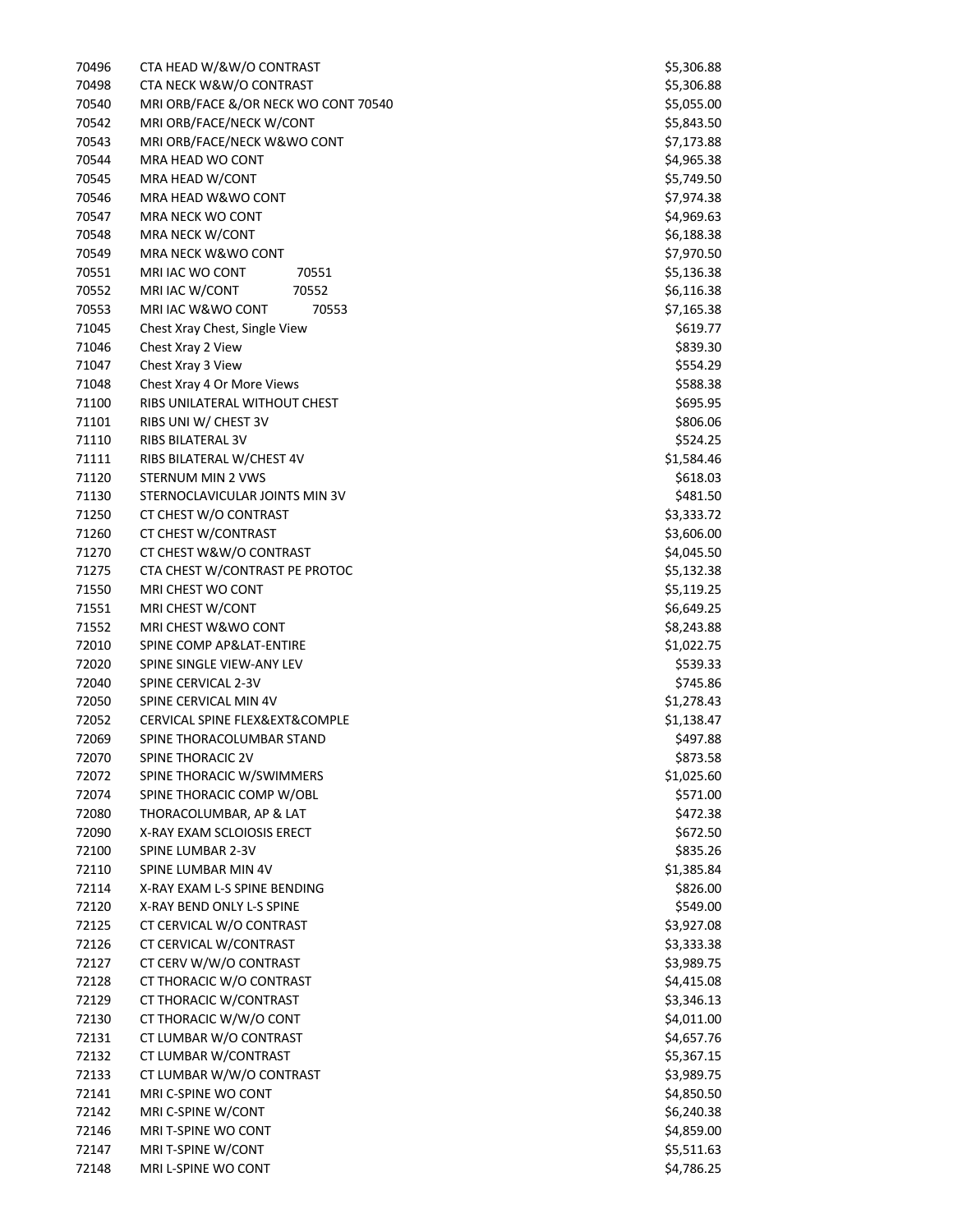| | | |
|---|---|---|
| 70496 | CTA HEAD W/&W/O CONTRAST | $5,306.88 |
| 70498 | CTA NECK W&W/O CONTRAST | $5,306.88 |
| 70540 | MRI ORB/FACE &/OR NECK WO CONT 70540 | $5,055.00 |
| 70542 | MRI ORB/FACE/NECK W/CONT | $5,843.50 |
| 70543 | MRI ORB/FACE/NECK W&WO CONT | $7,173.88 |
| 70544 | MRA HEAD WO CONT | $4,965.38 |
| 70545 | MRA HEAD W/CONT | $5,749.50 |
| 70546 | MRA HEAD W&WO CONT | $7,974.38 |
| 70547 | MRA NECK WO CONT | $4,969.63 |
| 70548 | MRA NECK W/CONT | $6,188.38 |
| 70549 | MRA NECK W&WO CONT | $7,970.50 |
| 70551 | MRI IAC WO CONT 70551 | $5,136.38 |
| 70552 | MRI IAC W/CONT 70552 | $6,116.38 |
| 70553 | MRI IAC W&WO CONT 70553 | $7,165.38 |
| 71045 | Chest Xray Chest, Single View | $619.77 |
| 71046 | Chest Xray 2 View | $839.30 |
| 71047 | Chest Xray 3 View | $554.29 |
| 71048 | Chest Xray 4 Or More Views | $588.38 |
| 71100 | RIBS UNILATERAL WITHOUT CHEST | $695.95 |
| 71101 | RIBS UNI W/ CHEST 3V | $806.06 |
| 71110 | RIBS BILATERAL 3V | $524.25 |
| 71111 | RIBS BILATERAL W/CHEST 4V | $1,584.46 |
| 71120 | STERNUM MIN 2 VWS | $618.03 |
| 71130 | STERNOCLAVICULAR JOINTS MIN 3V | $481.50 |
| 71250 | CT CHEST W/O CONTRAST | $3,333.72 |
| 71260 | CT CHEST W/CONTRAST | $3,606.00 |
| 71270 | CT CHEST W&W/O CONTRAST | $4,045.50 |
| 71275 | CTA CHEST W/CONTRAST PE PROTOC | $5,132.38 |
| 71550 | MRI CHEST WO CONT | $5,119.25 |
| 71551 | MRI CHEST W/CONT | $6,649.25 |
| 71552 | MRI CHEST W&WO CONT | $8,243.88 |
| 72010 | SPINE COMP AP&LAT-ENTIRE | $1,022.75 |
| 72020 | SPINE SINGLE VIEW-ANY LEV | $539.33 |
| 72040 | SPINE CERVICAL 2-3V | $745.86 |
| 72050 | SPINE CERVICAL MIN 4V | $1,278.43 |
| 72052 | CERVICAL SPINE FLEX&EXT&COMPLE | $1,138.47 |
| 72069 | SPINE THORACOLUMBAR STAND | $497.88 |
| 72070 | SPINE THORACIC 2V | $873.58 |
| 72072 | SPINE THORACIC W/SWIMMERS | $1,025.60 |
| 72074 | SPINE THORACIC COMP W/OBL | $571.00 |
| 72080 | THORACOLUMBAR, AP & LAT | $472.38 |
| 72090 | X-RAY EXAM SCLOIOSIS ERECT | $672.50 |
| 72100 | SPINE LUMBAR 2-3V | $835.26 |
| 72110 | SPINE LUMBAR MIN 4V | $1,385.84 |
| 72114 | X-RAY EXAM L-S SPINE BENDING | $826.00 |
| 72120 | X-RAY BEND ONLY L-S SPINE | $549.00 |
| 72125 | CT CERVICAL W/O CONTRAST | $3,927.08 |
| 72126 | CT CERVICAL W/CONTRAST | $3,333.38 |
| 72127 | CT CERV W/W/O CONTRAST | $3,989.75 |
| 72128 | CT THORACIC W/O CONTRAST | $4,415.08 |
| 72129 | CT THORACIC W/CONTRAST | $3,346.13 |
| 72130 | CT THORACIC W/W/O CONT | $4,011.00 |
| 72131 | CT LUMBAR W/O CONTRAST | $4,657.76 |
| 72132 | CT LUMBAR W/CONTRAST | $5,367.15 |
| 72133 | CT LUMBAR W/W/O CONTRAST | $3,989.75 |
| 72141 | MRI C-SPINE WO CONT | $4,850.50 |
| 72142 | MRI C-SPINE W/CONT | $6,240.38 |
| 72146 | MRI T-SPINE WO CONT | $4,859.00 |
| 72147 | MRI T-SPINE W/CONT | $5,511.63 |
| 72148 | MRI L-SPINE WO CONT | $4,786.25 |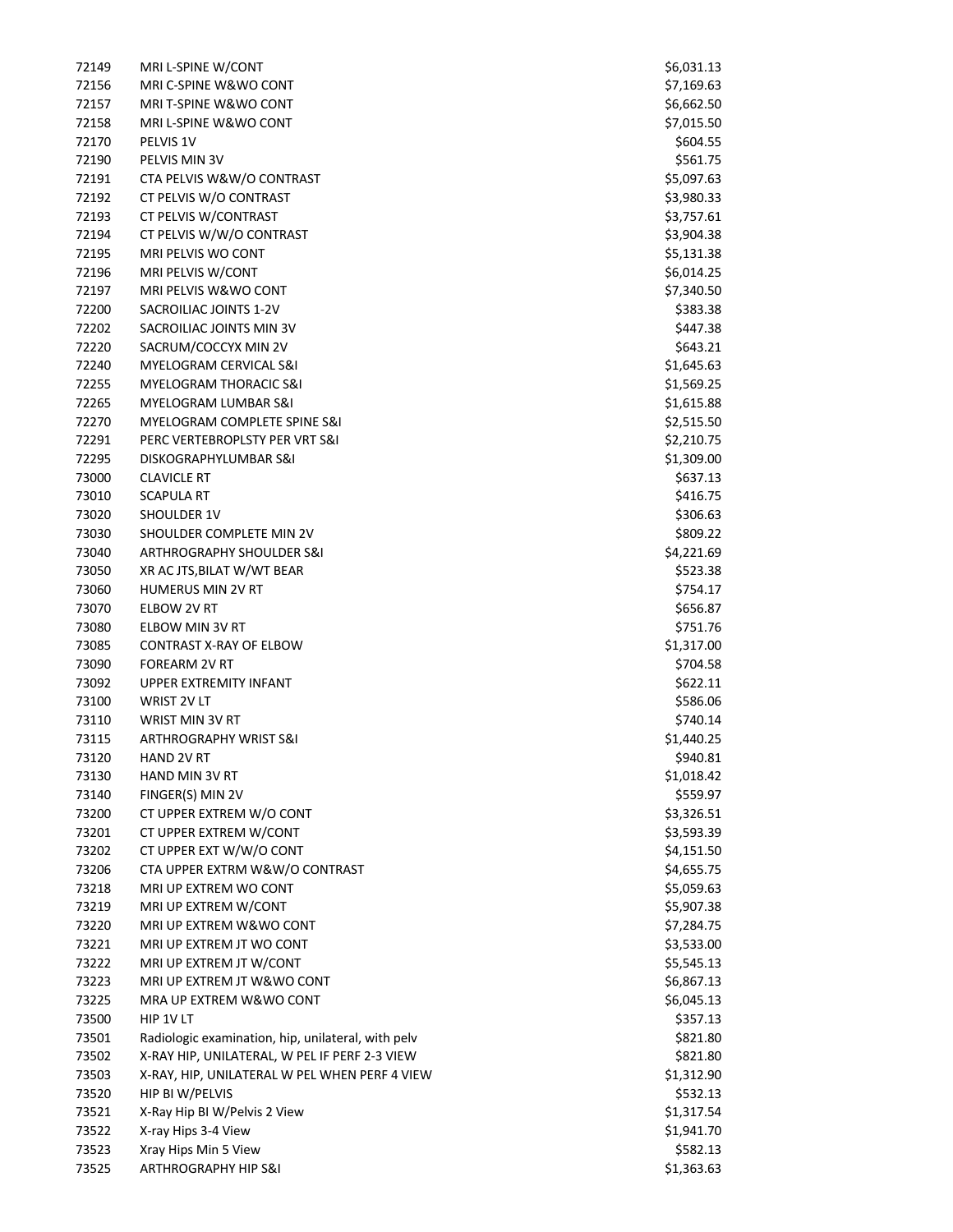| | | |
|---|---|---|
| 72149 | MRI L-SPINE W/CONT | $6,031.13 |
| 72156 | MRI C-SPINE W&WO CONT | $7,169.63 |
| 72157 | MRI T-SPINE W&WO CONT | $6,662.50 |
| 72158 | MRI L-SPINE W&WO CONT | $7,015.50 |
| 72170 | PELVIS 1V | $604.55 |
| 72190 | PELVIS MIN 3V | $561.75 |
| 72191 | CTA PELVIS W&W/O CONTRAST | $5,097.63 |
| 72192 | CT PELVIS W/O CONTRAST | $3,980.33 |
| 72193 | CT PELVIS W/CONTRAST | $3,757.61 |
| 72194 | CT PELVIS W/W/O CONTRAST | $3,904.38 |
| 72195 | MRI PELVIS WO CONT | $5,131.38 |
| 72196 | MRI PELVIS W/CONT | $6,014.25 |
| 72197 | MRI PELVIS W&WO CONT | $7,340.50 |
| 72200 | SACROILIAC JOINTS 1-2V | $383.38 |
| 72202 | SACROILIAC JOINTS MIN 3V | $447.38 |
| 72220 | SACRUM/COCCYX MIN 2V | $643.21 |
| 72240 | MYELOGRAM CERVICAL S&I | $1,645.63 |
| 72255 | MYELOGRAM THORACIC S&I | $1,569.25 |
| 72265 | MYELOGRAM LUMBAR S&I | $1,615.88 |
| 72270 | MYELOGRAM COMPLETE SPINE S&I | $2,515.50 |
| 72291 | PERC VERTEBROPLSTY PER VRT S&I | $2,210.75 |
| 72295 | DISKOGRAPHYLUMBAR S&I | $1,309.00 |
| 73000 | CLAVICLE RT | $637.13 |
| 73010 | SCAPULA RT | $416.75 |
| 73020 | SHOULDER 1V | $306.63 |
| 73030 | SHOULDER COMPLETE MIN 2V | $809.22 |
| 73040 | ARTHROGRAPHY SHOULDER S&I | $4,221.69 |
| 73050 | XR AC JTS,BILAT W/WT BEAR | $523.38 |
| 73060 | HUMERUS MIN 2V RT | $754.17 |
| 73070 | ELBOW 2V RT | $656.87 |
| 73080 | ELBOW MIN 3V RT | $751.76 |
| 73085 | CONTRAST X-RAY OF ELBOW | $1,317.00 |
| 73090 | FOREARM 2V RT | $704.58 |
| 73092 | UPPER EXTREMITY INFANT | $622.11 |
| 73100 | WRIST 2V LT | $586.06 |
| 73110 | WRIST MIN 3V RT | $740.14 |
| 73115 | ARTHROGRAPHY WRIST S&I | $1,440.25 |
| 73120 | HAND 2V RT | $940.81 |
| 73130 | HAND MIN 3V RT | $1,018.42 |
| 73140 | FINGER(S) MIN 2V | $559.97 |
| 73200 | CT UPPER EXTREM W/O CONT | $3,326.51 |
| 73201 | CT UPPER EXTREM W/CONT | $3,593.39 |
| 73202 | CT UPPER EXT W/W/O CONT | $4,151.50 |
| 73206 | CTA UPPER EXTRM W&W/O CONTRAST | $4,655.75 |
| 73218 | MRI UP EXTREM WO CONT | $5,059.63 |
| 73219 | MRI UP EXTREM W/CONT | $5,907.38 |
| 73220 | MRI UP EXTREM W&WO CONT | $7,284.75 |
| 73221 | MRI UP EXTREM JT WO CONT | $3,533.00 |
| 73222 | MRI UP EXTREM JT W/CONT | $5,545.13 |
| 73223 | MRI UP EXTREM JT W&WO CONT | $6,867.13 |
| 73225 | MRA UP EXTREM W&WO CONT | $6,045.13 |
| 73500 | HIP 1V LT | $357.13 |
| 73501 | Radiologic examination, hip, unilateral, with pelv | $821.80 |
| 73502 | X-RAY HIP, UNILATERAL, W PEL IF PERF 2-3 VIEW | $821.80 |
| 73503 | X-RAY, HIP, UNILATERAL W PEL WHEN PERF 4 VIEW | $1,312.90 |
| 73520 | HIP BI W/PELVIS | $532.13 |
| 73521 | X-Ray Hip BI W/Pelvis 2 View | $1,317.54 |
| 73522 | X-ray Hips 3-4 View | $1,941.70 |
| 73523 | Xray Hips Min 5 View | $582.13 |
| 73525 | ARTHROGRAPHY HIP S&I | $1,363.63 |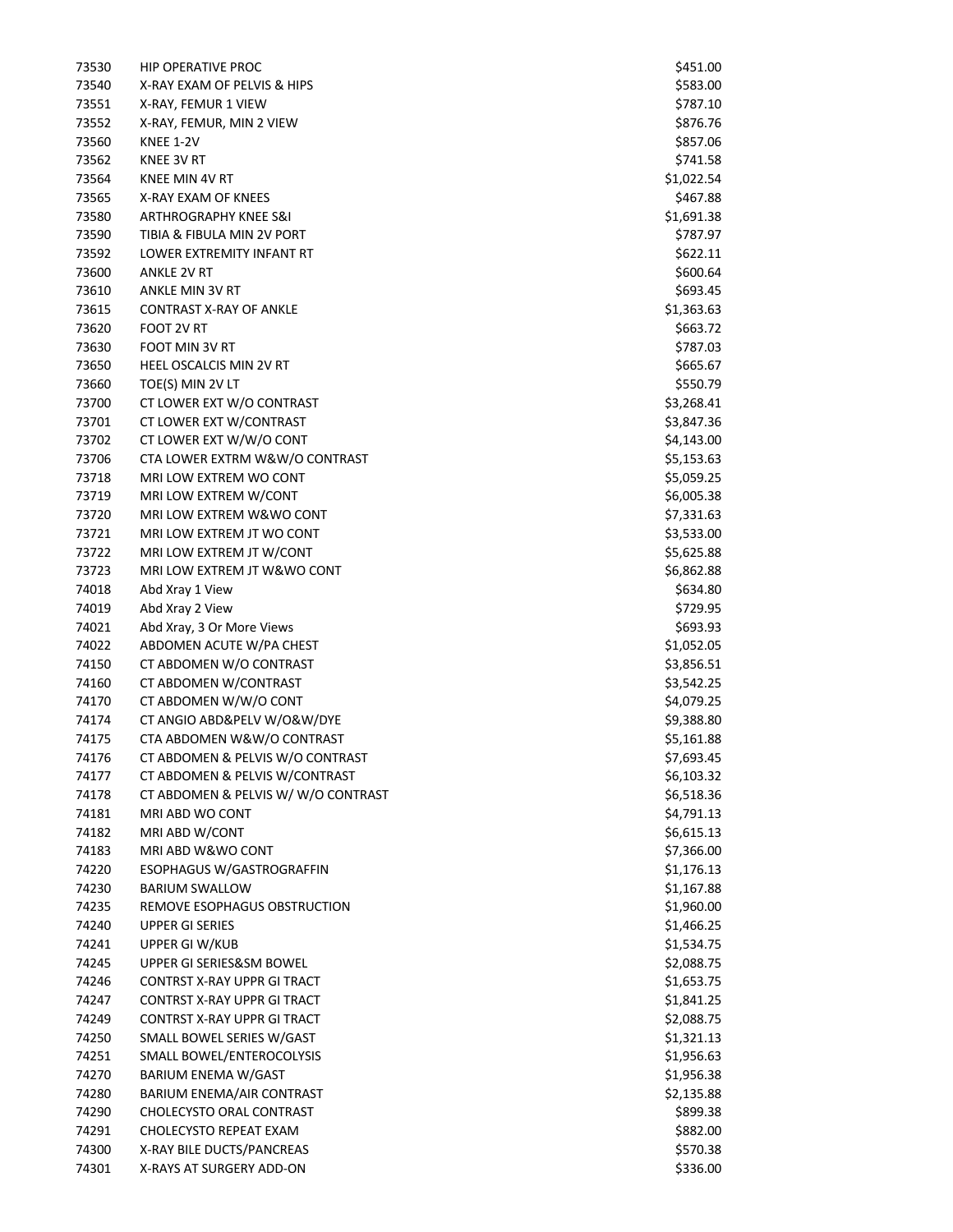| | | |
|---|---|---|
| 73530 | HIP OPERATIVE PROC | $451.00 |
| 73540 | X-RAY EXAM OF PELVIS & HIPS | $583.00 |
| 73551 | X-RAY, FEMUR 1 VIEW | $787.10 |
| 73552 | X-RAY, FEMUR, MIN 2 VIEW | $876.76 |
| 73560 | KNEE 1-2V | $857.06 |
| 73562 | KNEE 3V RT | $741.58 |
| 73564 | KNEE MIN 4V RT | $1,022.54 |
| 73565 | X-RAY EXAM OF KNEES | $467.88 |
| 73580 | ARTHROGRAPHY KNEE S&I | $1,691.38 |
| 73590 | TIBIA & FIBULA MIN 2V PORT | $787.97 |
| 73592 | LOWER EXTREMITY INFANT RT | $622.11 |
| 73600 | ANKLE 2V RT | $600.64 |
| 73610 | ANKLE MIN 3V RT | $693.45 |
| 73615 | CONTRAST X-RAY OF ANKLE | $1,363.63 |
| 73620 | FOOT 2V RT | $663.72 |
| 73630 | FOOT MIN 3V RT | $787.03 |
| 73650 | HEEL OSCALCIS MIN 2V RT | $665.67 |
| 73660 | TOE(S) MIN 2V LT | $550.79 |
| 73700 | CT LOWER EXT W/O CONTRAST | $3,268.41 |
| 73701 | CT LOWER EXT W/CONTRAST | $3,847.36 |
| 73702 | CT LOWER EXT W/W/O CONT | $4,143.00 |
| 73706 | CTA LOWER EXTRM W&W/O CONTRAST | $5,153.63 |
| 73718 | MRI LOW EXTREM WO CONT | $5,059.25 |
| 73719 | MRI LOW EXTREM W/CONT | $6,005.38 |
| 73720 | MRI LOW EXTREM W&WO CONT | $7,331.63 |
| 73721 | MRI LOW EXTREM JT WO CONT | $3,533.00 |
| 73722 | MRI LOW EXTREM JT W/CONT | $5,625.88 |
| 73723 | MRI LOW EXTREM JT W&WO CONT | $6,862.88 |
| 74018 | Abd Xray 1 View | $634.80 |
| 74019 | Abd Xray 2 View | $729.95 |
| 74021 | Abd Xray, 3 Or More Views | $693.93 |
| 74022 | ABDOMEN ACUTE W/PA CHEST | $1,052.05 |
| 74150 | CT ABDOMEN W/O CONTRAST | $3,856.51 |
| 74160 | CT ABDOMEN W/CONTRAST | $3,542.25 |
| 74170 | CT ABDOMEN W/W/O CONT | $4,079.25 |
| 74174 | CT ANGIO ABD&PELV W/O&W/DYE | $9,388.80 |
| 74175 | CTA ABDOMEN W&W/O CONTRAST | $5,161.88 |
| 74176 | CT ABDOMEN & PELVIS W/O CONTRAST | $7,693.45 |
| 74177 | CT ABDOMEN & PELVIS W/CONTRAST | $6,103.32 |
| 74178 | CT ABDOMEN & PELVIS W/ W/O CONTRAST | $6,518.36 |
| 74181 | MRI ABD WO CONT | $4,791.13 |
| 74182 | MRI ABD W/CONT | $6,615.13 |
| 74183 | MRI ABD W&WO CONT | $7,366.00 |
| 74220 | ESOPHAGUS W/GASTROGRAFFIN | $1,176.13 |
| 74230 | BARIUM SWALLOW | $1,167.88 |
| 74235 | REMOVE ESOPHAGUS OBSTRUCTION | $1,960.00 |
| 74240 | UPPER GI SERIES | $1,466.25 |
| 74241 | UPPER GI W/KUB | $1,534.75 |
| 74245 | UPPER GI SERIES&SM BOWEL | $2,088.75 |
| 74246 | CONTRST X-RAY UPPR GI TRACT | $1,653.75 |
| 74247 | CONTRST X-RAY UPPR GI TRACT | $1,841.25 |
| 74249 | CONTRST X-RAY UPPR GI TRACT | $2,088.75 |
| 74250 | SMALL BOWEL SERIES W/GAST | $1,321.13 |
| 74251 | SMALL BOWEL/ENTEROCOLYSIS | $1,956.63 |
| 74270 | BARIUM ENEMA W/GAST | $1,956.38 |
| 74280 | BARIUM ENEMA/AIR CONTRAST | $2,135.88 |
| 74290 | CHOLECYSTO ORAL CONTRAST | $899.38 |
| 74291 | CHOLECYSTO REPEAT EXAM | $882.00 |
| 74300 | X-RAY BILE DUCTS/PANCREAS | $570.38 |
| 74301 | X-RAYS AT SURGERY ADD-ON | $336.00 |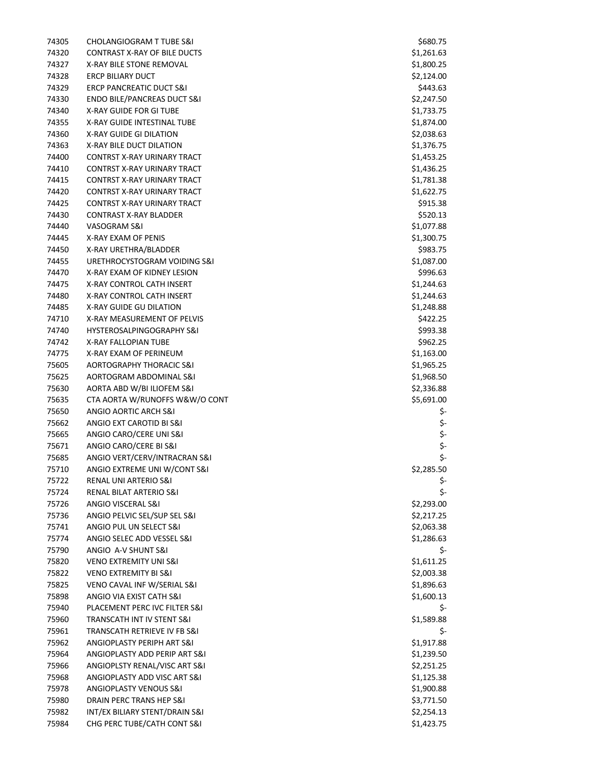| | | |
|---|---|---|
| 74305 | CHOLANGIOGRAM T TUBE S&I | $680.75 |
| 74320 | CONTRAST X-RAY OF BILE DUCTS | $1,261.63 |
| 74327 | X-RAY BILE STONE REMOVAL | $1,800.25 |
| 74328 | ERCP BILIARY DUCT | $2,124.00 |
| 74329 | ERCP PANCREATIC DUCT S&I | $443.63 |
| 74330 | ENDO BILE/PANCREAS DUCT S&I | $2,247.50 |
| 74340 | X-RAY GUIDE FOR GI TUBE | $1,733.75 |
| 74355 | X-RAY GUIDE INTESTINAL TUBE | $1,874.00 |
| 74360 | X-RAY GUIDE GI DILATION | $2,038.63 |
| 74363 | X-RAY BILE DUCT DILATION | $1,376.75 |
| 74400 | CONTRST X-RAY URINARY TRACT | $1,453.25 |
| 74410 | CONTRST X-RAY URINARY TRACT | $1,436.25 |
| 74415 | CONTRST X-RAY URINARY TRACT | $1,781.38 |
| 74420 | CONTRST X-RAY URINARY TRACT | $1,622.75 |
| 74425 | CONTRST X-RAY URINARY TRACT | $915.38 |
| 74430 | CONTRAST X-RAY BLADDER | $520.13 |
| 74440 | VASOGRAM S&I | $1,077.88 |
| 74445 | X-RAY EXAM OF PENIS | $1,300.75 |
| 74450 | X-RAY URETHRA/BLADDER | $983.75 |
| 74455 | URETHROCYSTOGRAM VOIDING S&I | $1,087.00 |
| 74470 | X-RAY EXAM OF KIDNEY LESION | $996.63 |
| 74475 | X-RAY CONTROL CATH INSERT | $1,244.63 |
| 74480 | X-RAY CONTROL CATH INSERT | $1,244.63 |
| 74485 | X-RAY GUIDE GU DILATION | $1,248.88 |
| 74710 | X-RAY MEASUREMENT OF PELVIS | $422.25 |
| 74740 | HYSTEROSALPINGOGRAPHY S&I | $993.38 |
| 74742 | X-RAY FALLOPIAN TUBE | $962.25 |
| 74775 | X-RAY EXAM OF PERINEUM | $1,163.00 |
| 75605 | AORTOGRAPHY THORACIC S&I | $1,965.25 |
| 75625 | AORTOGRAM ABDOMINAL S&I | $1,968.50 |
| 75630 | AORTA ABD W/BI ILIOFEM S&I | $2,336.88 |
| 75635 | CTA AORTA W/RUNOFFS W&W/O CONT | $5,691.00 |
| 75650 | ANGIO AORTIC ARCH S&I | $- |
| 75662 | ANGIO EXT CAROTID BI S&I | $- |
| 75665 | ANGIO CARO/CERE UNI S&I | $- |
| 75671 | ANGIO CARO/CERE BI S&I | $- |
| 75685 | ANGIO VERT/CERV/INTRACRAN S&I | $- |
| 75710 | ANGIO EXTREME UNI W/CONT S&I | $2,285.50 |
| 75722 | RENAL UNI ARTERIO S&I | $- |
| 75724 | RENAL BILAT ARTERIO S&I | $- |
| 75726 | ANGIO VISCERAL S&I | $2,293.00 |
| 75736 | ANGIO PELVIC SEL/SUP SEL S&I | $2,217.25 |
| 75741 | ANGIO PUL UN SELECT S&I | $2,063.38 |
| 75774 | ANGIO SELEC ADD VESSEL S&I | $1,286.63 |
| 75790 | ANGIO A-V SHUNT S&I | $- |
| 75820 | VENO EXTREMITY UNI S&I | $1,611.25 |
| 75822 | VENO EXTREMITY BI S&I | $2,003.38 |
| 75825 | VENO CAVAL INF W/SERIAL S&I | $1,896.63 |
| 75898 | ANGIO VIA EXIST CATH S&I | $1,600.13 |
| 75940 | PLACEMENT PERC IVC FILTER S&I | $- |
| 75960 | TRANSCATH INT IV STENT S&I | $1,589.88 |
| 75961 | TRANSCATH RETRIEVE IV FB S&I | $- |
| 75962 | ANGIOPLASTY PERIPH ART S&I | $1,917.88 |
| 75964 | ANGIOPLASTY ADD PERIP ART S&I | $1,239.50 |
| 75966 | ANGIOPLSTY RENAL/VISC ART S&I | $2,251.25 |
| 75968 | ANGIOPLASTY ADD VISC ART S&I | $1,125.38 |
| 75978 | ANGIOPLASTY VENOUS S&I | $1,900.88 |
| 75980 | DRAIN PERC TRANS HEP S&I | $3,771.50 |
| 75982 | INT/EX BILIARY STENT/DRAIN S&I | $2,254.13 |
| 75984 | CHG PERC TUBE/CATH CONT S&I | $1,423.75 |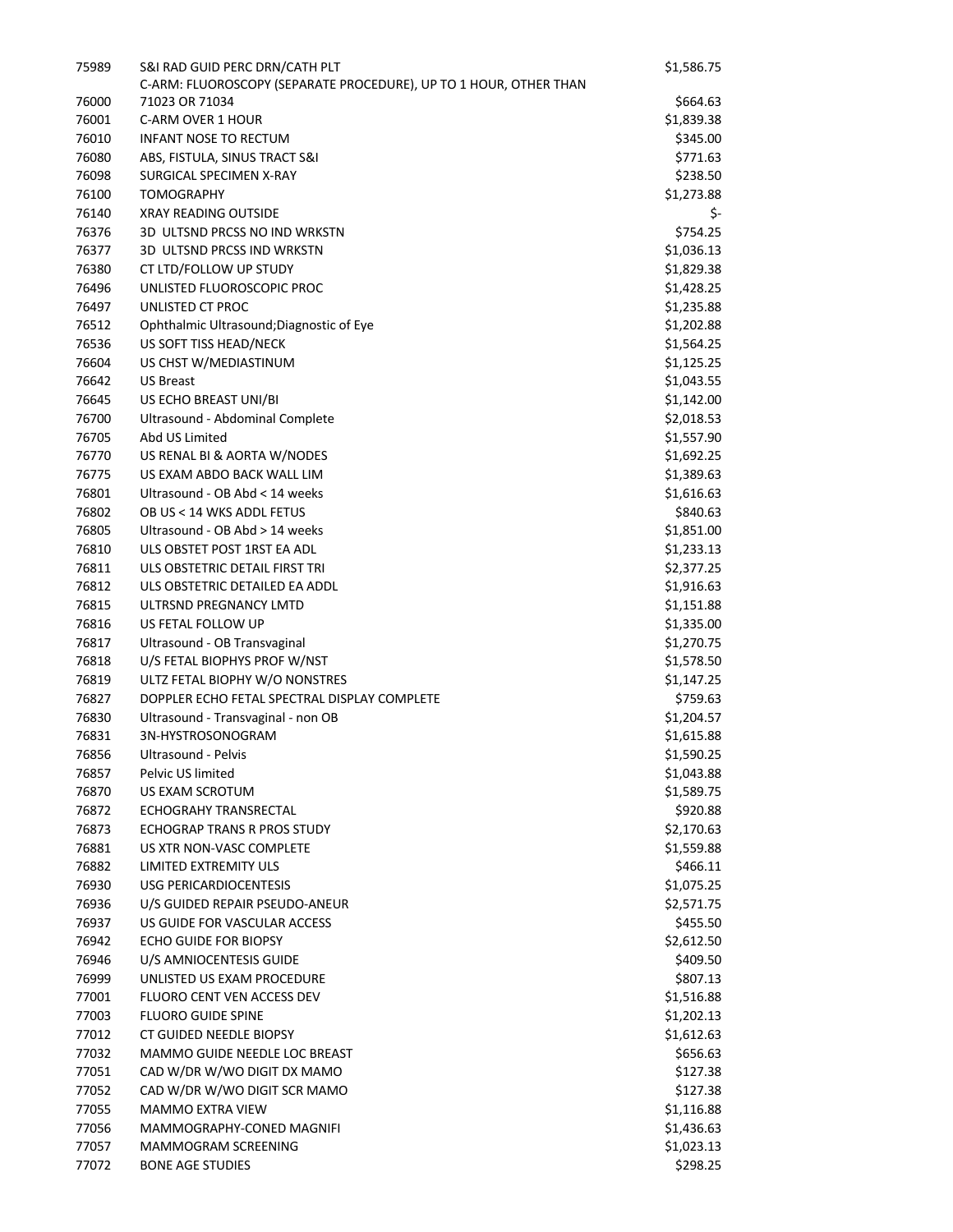| | | |
|---|---|---|
| 75989 | S&I RAD GUID PERC DRN/CATH PLT | $1,586.75 |
| 76000 | C-ARM: FLUOROSCOPY (SEPARATE PROCEDURE), UP TO 1 HOUR, OTHER THAN 71023 OR 71034 | $664.63 |
| 76001 | C-ARM OVER 1 HOUR | $1,839.38 |
| 76010 | INFANT NOSE TO RECTUM | $345.00 |
| 76080 | ABS, FISTULA, SINUS TRACT S&I | $771.63 |
| 76098 | SURGICAL SPECIMEN X-RAY | $238.50 |
| 76100 | TOMOGRAPHY | $1,273.88 |
| 76140 | XRAY READING OUTSIDE | $- |
| 76376 | 3D ULTSND PRCSS NO IND WRKSTN | $754.25 |
| 76377 | 3D ULTSND PRCSS IND WRKSTN | $1,036.13 |
| 76380 | CT LTD/FOLLOW UP STUDY | $1,829.38 |
| 76496 | UNLISTED FLUOROSCOPIC PROC | $1,428.25 |
| 76497 | UNLISTED CT PROC | $1,235.88 |
| 76512 | Ophthalmic Ultrasound;Diagnostic of Eye | $1,202.88 |
| 76536 | US SOFT TISS HEAD/NECK | $1,564.25 |
| 76604 | US CHST W/MEDIASTINUM | $1,125.25 |
| 76642 | US Breast | $1,043.55 |
| 76645 | US ECHO BREAST UNI/BI | $1,142.00 |
| 76700 | Ultrasound - Abdominal Complete | $2,018.53 |
| 76705 | Abd US Limited | $1,557.90 |
| 76770 | US RENAL BI & AORTA W/NODES | $1,692.25 |
| 76775 | US EXAM ABDO BACK WALL LIM | $1,389.63 |
| 76801 | Ultrasound - OB Abd < 14 weeks | $1,616.63 |
| 76802 | OB US < 14 WKS ADDL FETUS | $840.63 |
| 76805 | Ultrasound - OB Abd > 14 weeks | $1,851.00 |
| 76810 | ULS OBSTET POST 1RST EA ADL | $1,233.13 |
| 76811 | ULS OBSTETRIC DETAIL FIRST TRI | $2,377.25 |
| 76812 | ULS OBSTETRIC DETAILED EA ADDL | $1,916.63 |
| 76815 | ULTRSND PREGNANCY LMTD | $1,151.88 |
| 76816 | US FETAL FOLLOW UP | $1,335.00 |
| 76817 | Ultrasound - OB Transvaginal | $1,270.75 |
| 76818 | U/S FETAL BIOPHYS PROF W/NST | $1,578.50 |
| 76819 | ULTZ FETAL BIOPHY W/O NONSTRES | $1,147.25 |
| 76827 | DOPPLER ECHO FETAL SPECTRAL DISPLAY COMPLETE | $759.63 |
| 76830 | Ultrasound - Transvaginal - non OB | $1,204.57 |
| 76831 | 3N-HYSTROSONOGRAM | $1,615.88 |
| 76856 | Ultrasound - Pelvis | $1,590.25 |
| 76857 | Pelvic US limited | $1,043.88 |
| 76870 | US EXAM SCROTUM | $1,589.75 |
| 76872 | ECHOGRAHY TRANSRECTAL | $920.88 |
| 76873 | ECHOGRAP TRANS R PROS STUDY | $2,170.63 |
| 76881 | US XTR NON-VASC COMPLETE | $1,559.88 |
| 76882 | LIMITED EXTREMITY ULS | $466.11 |
| 76930 | USG PERICARDIOCENTESIS | $1,075.25 |
| 76936 | U/S GUIDED REPAIR PSEUDO-ANEUR | $2,571.75 |
| 76937 | US GUIDE FOR VASCULAR ACCESS | $455.50 |
| 76942 | ECHO GUIDE FOR BIOPSY | $2,612.50 |
| 76946 | U/S AMNIOCENTESIS GUIDE | $409.50 |
| 76999 | UNLISTED US EXAM PROCEDURE | $807.13 |
| 77001 | FLUORO CENT VEN ACCESS DEV | $1,516.88 |
| 77003 | FLUORO GUIDE SPINE | $1,202.13 |
| 77012 | CT GUIDED NEEDLE BIOPSY | $1,612.63 |
| 77032 | MAMMO GUIDE NEEDLE LOC BREAST | $656.63 |
| 77051 | CAD W/DR W/WO DIGIT DX MAMO | $127.38 |
| 77052 | CAD W/DR W/WO DIGIT SCR MAMO | $127.38 |
| 77055 | MAMMO EXTRA VIEW | $1,116.88 |
| 77056 | MAMMOGRAPHY-CONED MAGNIFI | $1,436.63 |
| 77057 | MAMMOGRAM SCREENING | $1,023.13 |
| 77072 | BONE AGE STUDIES | $298.25 |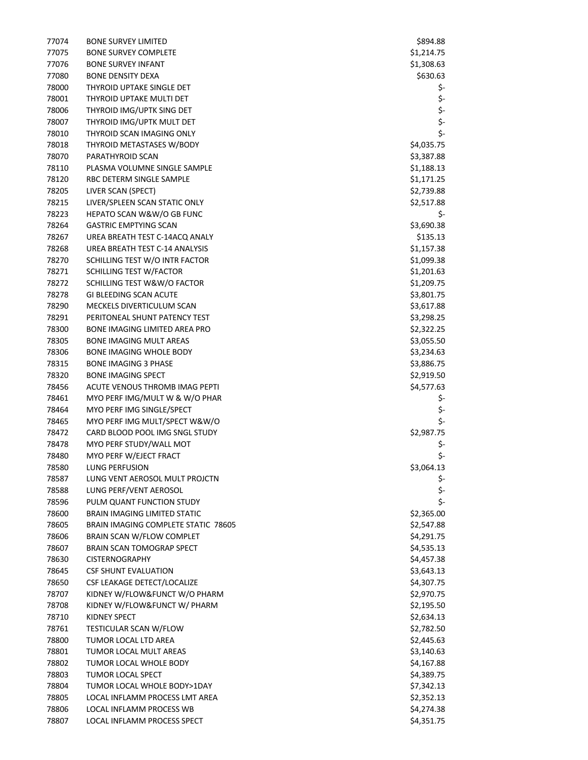| | | |
|---|---|---|
| 77074 | BONE SURVEY LIMITED | $894.88 |
| 77075 | BONE SURVEY COMPLETE | $1,214.75 |
| 77076 | BONE SURVEY INFANT | $1,308.63 |
| 77080 | BONE DENSITY DEXA | $630.63 |
| 78000 | THYROID UPTAKE SINGLE DET | $- |
| 78001 | THYROID UPTAKE MULTI DET | $- |
| 78006 | THYROID IMG/UPTK SING DET | $- |
| 78007 | THYROID IMG/UPTK MULT DET | $- |
| 78010 | THYROID SCAN IMAGING ONLY | $- |
| 78018 | THYROID METASTASES W/BODY | $4,035.75 |
| 78070 | PARATHYROID SCAN | $3,387.88 |
| 78110 | PLASMA VOLUMNE SINGLE SAMPLE | $1,188.13 |
| 78120 | RBC DETERM SINGLE SAMPLE | $1,171.25 |
| 78205 | LIVER SCAN (SPECT) | $2,739.88 |
| 78215 | LIVER/SPLEEN SCAN STATIC ONLY | $2,517.88 |
| 78223 | HEPATO SCAN W&W/O GB FUNC | $- |
| 78264 | GASTRIC EMPTYING SCAN | $3,690.38 |
| 78267 | UREA BREATH TEST C-14ACQ ANALY | $135.13 |
| 78268 | UREA BREATH TEST C-14 ANALYSIS | $1,157.38 |
| 78270 | SCHILLING TEST W/O INTR FACTOR | $1,099.38 |
| 78271 | SCHILLING TEST W/FACTOR | $1,201.63 |
| 78272 | SCHILLING TEST W&W/O FACTOR | $1,209.75 |
| 78278 | GI BLEEDING SCAN ACUTE | $3,801.75 |
| 78290 | MECKELS DIVERTICULUM SCAN | $3,617.88 |
| 78291 | PERITONEAL SHUNT PATENCY TEST | $3,298.25 |
| 78300 | BONE IMAGING LIMITED AREA PRO | $2,322.25 |
| 78305 | BONE IMAGING MULT AREAS | $3,055.50 |
| 78306 | BONE IMAGING WHOLE BODY | $3,234.63 |
| 78315 | BONE IMAGING 3 PHASE | $3,886.75 |
| 78320 | BONE IMAGING SPECT | $2,919.50 |
| 78456 | ACUTE VENOUS THROMB IMAG PEPTI | $4,577.63 |
| 78461 | MYO PERF IMG/MULT W & W/O PHAR | $- |
| 78464 | MYO PERF IMG SINGLE/SPECT | $- |
| 78465 | MYO PERF IMG MULT/SPECT W&W/O | $- |
| 78472 | CARD BLOOD POOL IMG SNGL STUDY | $2,987.75 |
| 78478 | MYO PERF STUDY/WALL MOT | $- |
| 78480 | MYO PERF W/EJECT FRACT | $- |
| 78580 | LUNG PERFUSION | $3,064.13 |
| 78587 | LUNG VENT AEROSOL MULT PROJCTN | $- |
| 78588 | LUNG PERF/VENT AEROSOL | $- |
| 78596 | PULM QUANT FUNCTION STUDY | $- |
| 78600 | BRAIN IMAGING LIMITED STATIC | $2,365.00 |
| 78605 | BRAIN IMAGING COMPLETE STATIC 78605 | $2,547.88 |
| 78606 | BRAIN SCAN W/FLOW COMPLET | $4,291.75 |
| 78607 | BRAIN SCAN TOMOGRAP SPECT | $4,535.13 |
| 78630 | CISTERNOGRAPHY | $4,457.38 |
| 78645 | CSF SHUNT EVALUATION | $3,643.13 |
| 78650 | CSF LEAKAGE DETECT/LOCALIZE | $4,307.75 |
| 78707 | KIDNEY W/FLOW&FUNCT W/O PHARM | $2,970.75 |
| 78708 | KIDNEY W/FLOW&FUNCT W/ PHARM | $2,195.50 |
| 78710 | KIDNEY SPECT | $2,634.13 |
| 78761 | TESTICULAR SCAN W/FLOW | $2,782.50 |
| 78800 | TUMOR LOCAL LTD AREA | $2,445.63 |
| 78801 | TUMOR LOCAL MULT AREAS | $3,140.63 |
| 78802 | TUMOR LOCAL WHOLE BODY | $4,167.88 |
| 78803 | TUMOR LOCAL SPECT | $4,389.75 |
| 78804 | TUMOR LOCAL WHOLE BODY>1DAY | $7,342.13 |
| 78805 | LOCAL INFLAMM PROCESS LMT AREA | $2,352.13 |
| 78806 | LOCAL INFLAMM PROCESS WB | $4,274.38 |
| 78807 | LOCAL INFLAMM PROCESS SPECT | $4,351.75 |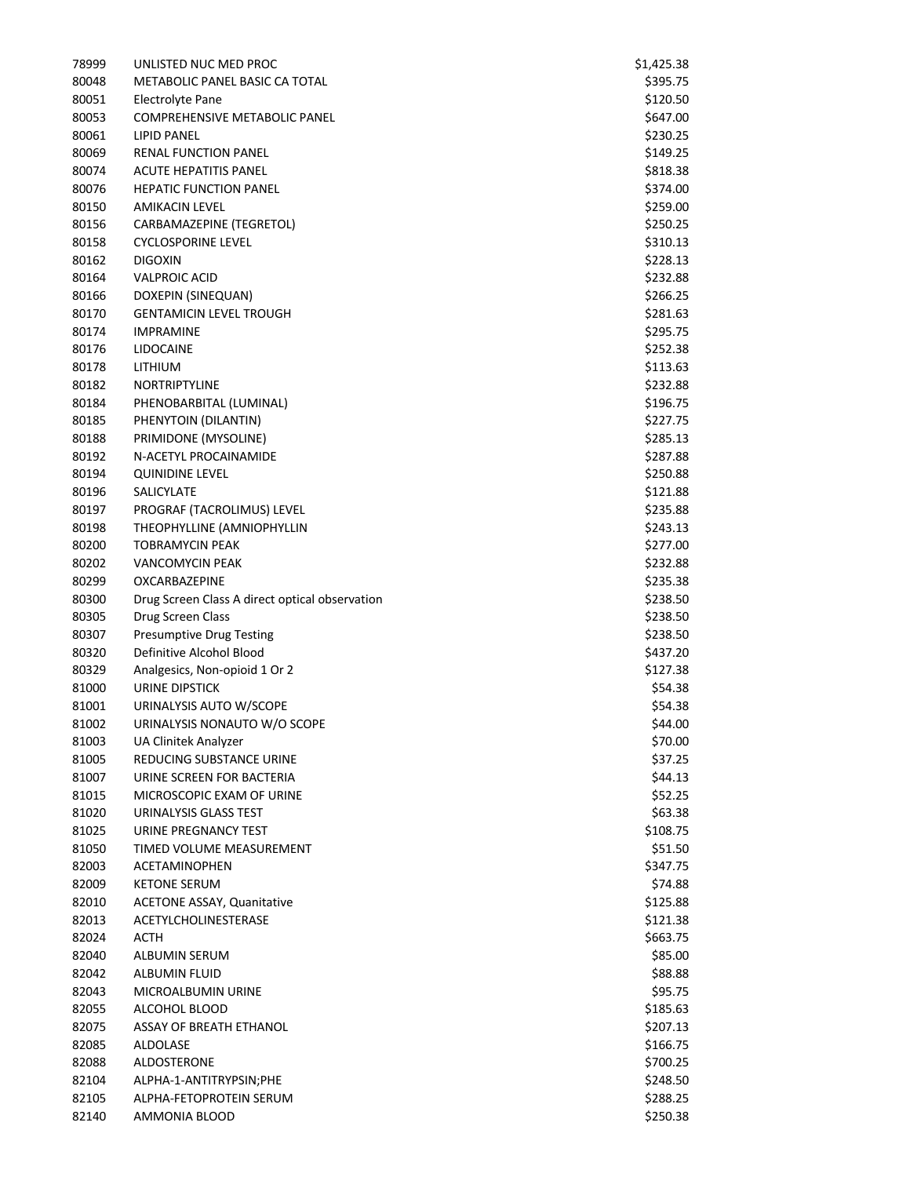| | | |
|---|---|---|
| 78999 | UNLISTED NUC MED PROC | $1,425.38 |
| 80048 | METABOLIC PANEL BASIC CA TOTAL | $395.75 |
| 80051 | Electrolyte Pane | $120.50 |
| 80053 | COMPREHENSIVE METABOLIC PANEL | $647.00 |
| 80061 | LIPID PANEL | $230.25 |
| 80069 | RENAL FUNCTION PANEL | $149.25 |
| 80074 | ACUTE HEPATITIS PANEL | $818.38 |
| 80076 | HEPATIC FUNCTION PANEL | $374.00 |
| 80150 | AMIKACIN LEVEL | $259.00 |
| 80156 | CARBAMAZEPINE (TEGRETOL) | $250.25 |
| 80158 | CYCLOSPORINE LEVEL | $310.13 |
| 80162 | DIGOXIN | $228.13 |
| 80164 | VALPROIC ACID | $232.88 |
| 80166 | DOXEPIN (SINEQUAN) | $266.25 |
| 80170 | GENTAMICIN LEVEL TROUGH | $281.63 |
| 80174 | IMPRAMINE | $295.75 |
| 80176 | LIDOCAINE | $252.38 |
| 80178 | LITHIUM | $113.63 |
| 80182 | NORTRIPTYLINE | $232.88 |
| 80184 | PHENOBARBITAL (LUMINAL) | $196.75 |
| 80185 | PHENYTOIN (DILANTIN) | $227.75 |
| 80188 | PRIMIDONE (MYSOLINE) | $285.13 |
| 80192 | N-ACETYL PROCAINAMIDE | $287.88 |
| 80194 | QUINIDINE LEVEL | $250.88 |
| 80196 | SALICYLATE | $121.88 |
| 80197 | PROGRAF (TACROLIMUS) LEVEL | $235.88 |
| 80198 | THEOPHYLLINE (AMNIOPHYLLIN | $243.13 |
| 80200 | TOBRAMYCIN PEAK | $277.00 |
| 80202 | VANCOMYCIN PEAK | $232.88 |
| 80299 | OXCARBAZEPINE | $235.38 |
| 80300 | Drug Screen Class A direct optical observation | $238.50 |
| 80305 | Drug Screen Class | $238.50 |
| 80307 | Presumptive Drug Testing | $238.50 |
| 80320 | Definitive Alcohol Blood | $437.20 |
| 80329 | Analgesics, Non-opioid 1 Or 2 | $127.38 |
| 81000 | URINE DIPSTICK | $54.38 |
| 81001 | URINALYSIS AUTO W/SCOPE | $54.38 |
| 81002 | URINALYSIS NONAUTO W/O SCOPE | $44.00 |
| 81003 | UA Clinitek Analyzer | $70.00 |
| 81005 | REDUCING SUBSTANCE URINE | $37.25 |
| 81007 | URINE SCREEN FOR BACTERIA | $44.13 |
| 81015 | MICROSCOPIC EXAM OF URINE | $52.25 |
| 81020 | URINALYSIS GLASS TEST | $63.38 |
| 81025 | URINE PREGNANCY TEST | $108.75 |
| 81050 | TIMED VOLUME MEASUREMENT | $51.50 |
| 82003 | ACETAMINOPHEN | $347.75 |
| 82009 | KETONE SERUM | $74.88 |
| 82010 | ACETONE ASSAY, Quanitative | $125.88 |
| 82013 | ACETYLCHOLINESTERASE | $121.38 |
| 82024 | ACTH | $663.75 |
| 82040 | ALBUMIN SERUM | $85.00 |
| 82042 | ALBUMIN FLUID | $88.88 |
| 82043 | MICROALBUMIN URINE | $95.75 |
| 82055 | ALCOHOL BLOOD | $185.63 |
| 82075 | ASSAY OF BREATH ETHANOL | $207.13 |
| 82085 | ALDOLASE | $166.75 |
| 82088 | ALDOSTERONE | $700.25 |
| 82104 | ALPHA-1-ANTITRYPSIN;PHE | $248.50 |
| 82105 | ALPHA-FETOPROTEIN SERUM | $288.25 |
| 82140 | AMMONIA BLOOD | $250.38 |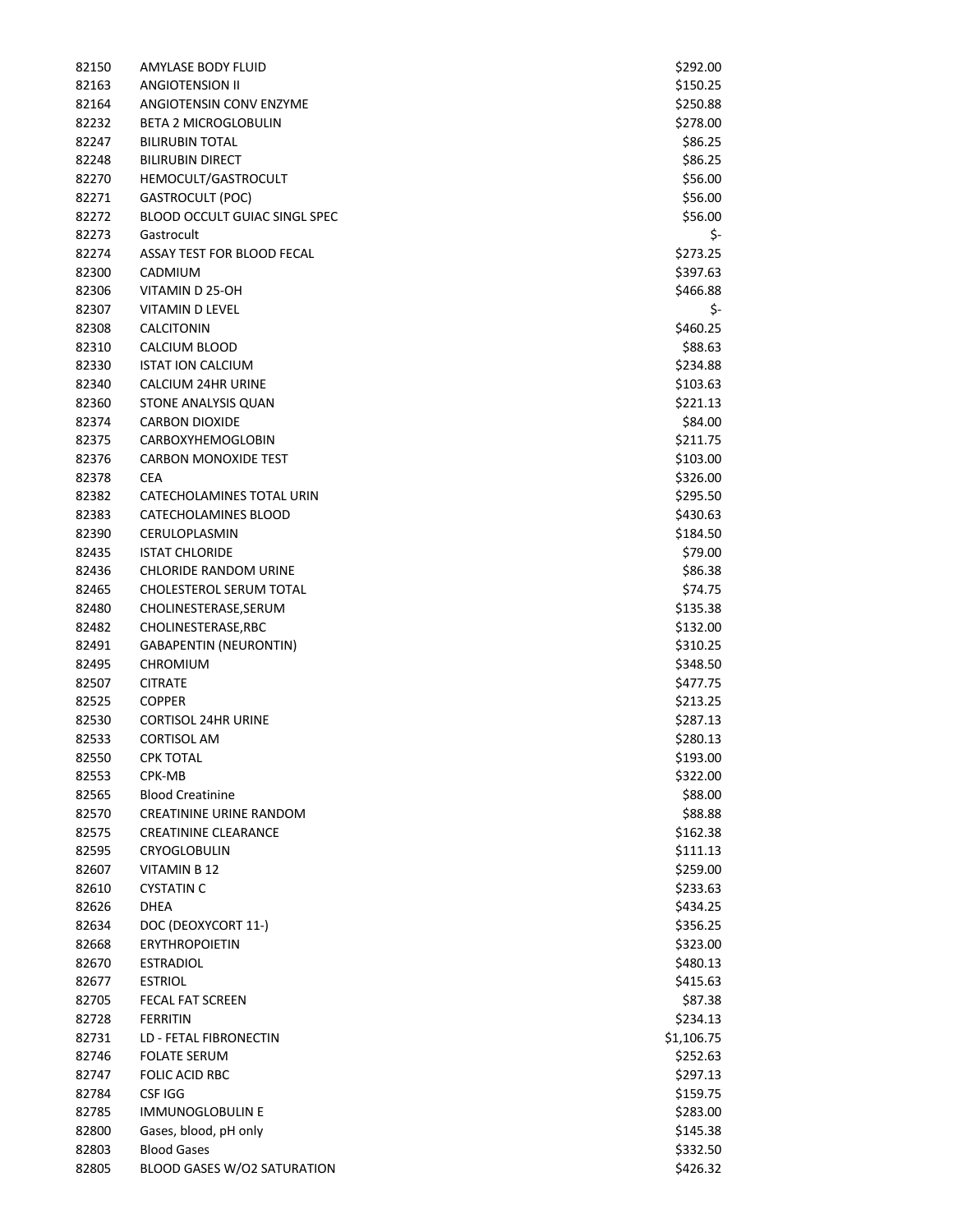| 82150 | AMYLASE BODY FLUID | $292.00 |
|---|---|---|
| 82163 | ANGIOTENSION II | $150.25 |
| 82164 | ANGIOTENSIN CONV ENZYME | $250.88 |
| 82232 | BETA 2 MICROGLOBULIN | $278.00 |
| 82247 | BILIRUBIN TOTAL | $86.25 |
| 82248 | BILIRUBIN DIRECT | $86.25 |
| 82270 | HEMOCULT/GASTROCULT | $56.00 |
| 82271 | GASTROCULT (POC) | $56.00 |
| 82272 | BLOOD OCCULT GUIAC SINGL SPEC | $56.00 |
| 82273 | Gastrocult | $- |
| 82274 | ASSAY TEST FOR BLOOD FECAL | $273.25 |
| 82300 | CADMIUM | $397.63 |
| 82306 | VITAMIN D 25-OH | $466.88 |
| 82307 | VITAMIN D LEVEL | $- |
| 82308 | CALCITONIN | $460.25 |
| 82310 | CALCIUM BLOOD | $88.63 |
| 82330 | ISTAT ION CALCIUM | $234.88 |
| 82340 | CALCIUM 24HR URINE | $103.63 |
| 82360 | STONE ANALYSIS QUAN | $221.13 |
| 82374 | CARBON DIOXIDE | $84.00 |
| 82375 | CARBOXYHEMOGLOBIN | $211.75 |
| 82376 | CARBON MONOXIDE TEST | $103.00 |
| 82378 | CEA | $326.00 |
| 82382 | CATECHOLAMINES TOTAL URIN | $295.50 |
| 82383 | CATECHOLAMINES BLOOD | $430.63 |
| 82390 | CERULOPLASMIN | $184.50 |
| 82435 | ISTAT CHLORIDE | $79.00 |
| 82436 | CHLORIDE RANDOM URINE | $86.38 |
| 82465 | CHOLESTEROL SERUM TOTAL | $74.75 |
| 82480 | CHOLINESTERASE,SERUM | $135.38 |
| 82482 | CHOLINESTERASE,RBC | $132.00 |
| 82491 | GABAPENTIN (NEURONTIN) | $310.25 |
| 82495 | CHROMIUM | $348.50 |
| 82507 | CITRATE | $477.75 |
| 82525 | COPPER | $213.25 |
| 82530 | CORTISOL 24HR URINE | $287.13 |
| 82533 | CORTISOL AM | $280.13 |
| 82550 | CPK TOTAL | $193.00 |
| 82553 | CPK-MB | $322.00 |
| 82565 | Blood Creatinine | $88.00 |
| 82570 | CREATININE URINE RANDOM | $88.88 |
| 82575 | CREATININE CLEARANCE | $162.38 |
| 82595 | CRYOGLOBULIN | $111.13 |
| 82607 | VITAMIN B 12 | $259.00 |
| 82610 | CYSTATIN C | $233.63 |
| 82626 | DHEA | $434.25 |
| 82634 | DOC (DEOXYCORT 11-) | $356.25 |
| 82668 | ERYTHROPOIETIN | $323.00 |
| 82670 | ESTRADIOL | $480.13 |
| 82677 | ESTRIOL | $415.63 |
| 82705 | FECAL FAT SCREEN | $87.38 |
| 82728 | FERRITIN | $234.13 |
| 82731 | LD - FETAL FIBRONECTIN | $1,106.75 |
| 82746 | FOLATE SERUM | $252.63 |
| 82747 | FOLIC ACID RBC | $297.13 |
| 82784 | CSF IGG | $159.75 |
| 82785 | IMMUNOGLOBULIN E | $283.00 |
| 82800 | Gases, blood, pH only | $145.38 |
| 82803 | Blood Gases | $332.50 |
| 82805 | BLOOD GASES W/O2 SATURATION | $426.32 |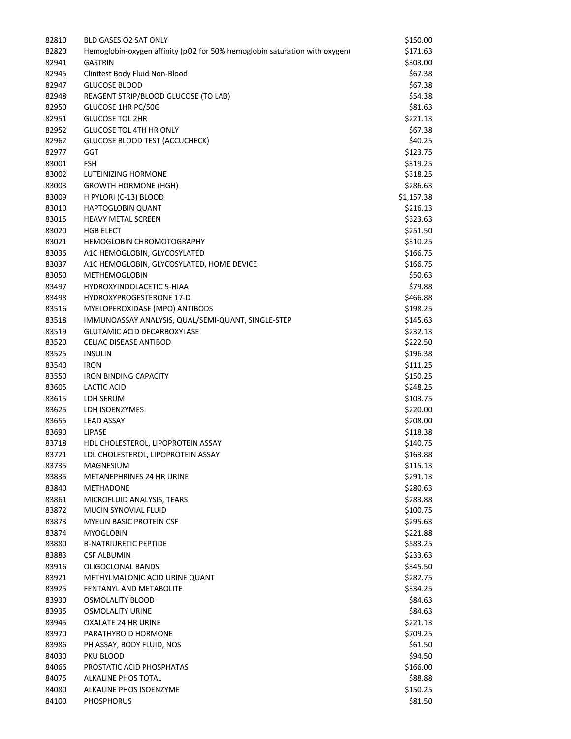| | | |
|---|---|---|
| 82810 | BLD GASES O2 SAT ONLY | $150.00 |
| 82820 | Hemoglobin-oxygen affinity (pO2 for 50% hemoglobin saturation with oxygen) | $171.63 |
| 82941 | GASTRIN | $303.00 |
| 82945 | Clinitest Body Fluid Non-Blood | $67.38 |
| 82947 | GLUCOSE BLOOD | $67.38 |
| 82948 | REAGENT STRIP/BLOOD GLUCOSE (TO LAB) | $54.38 |
| 82950 | GLUCOSE 1HR PC/50G | $81.63 |
| 82951 | GLUCOSE TOL 2HR | $221.13 |
| 82952 | GLUCOSE TOL 4TH HR ONLY | $67.38 |
| 82962 | GLUCOSE BLOOD TEST (ACCUCHECK) | $40.25 |
| 82977 | GGT | $123.75 |
| 83001 | FSH | $319.25 |
| 83002 | LUTEINIZING HORMONE | $318.25 |
| 83003 | GROWTH HORMONE (HGH) | $286.63 |
| 83009 | H PYLORI (C-13) BLOOD | $1,157.38 |
| 83010 | HAPTOGLOBIN QUANT | $216.13 |
| 83015 | HEAVY METAL SCREEN | $323.63 |
| 83020 | HGB ELECT | $251.50 |
| 83021 | HEMOGLOBIN CHROMOTOGRAPHY | $310.25 |
| 83036 | A1C HEMOGLOBIN, GLYCOSYLATED | $166.75 |
| 83037 | A1C HEMOGLOBIN, GLYCOSYLATED, HOME DEVICE | $166.75 |
| 83050 | METHEMOGLOBIN | $50.63 |
| 83497 | HYDROXYINDOLACETIC 5-HIAA | $79.88 |
| 83498 | HYDROXYPROGESTERONE 17-D | $466.88 |
| 83516 | MYELOPEROXIDASE (MPO) ANTIBODS | $198.25 |
| 83518 | IMMUNOASSAY ANALYSIS, QUAL/SEMI-QUANT, SINGLE-STEP | $145.63 |
| 83519 | GLUTAMIC ACID DECARBOXYLASE | $232.13 |
| 83520 | CELIAC DISEASE ANTIBOD | $222.50 |
| 83525 | INSULIN | $196.38 |
| 83540 | IRON | $111.25 |
| 83550 | IRON BINDING CAPACITY | $150.25 |
| 83605 | LACTIC ACID | $248.25 |
| 83615 | LDH SERUM | $103.75 |
| 83625 | LDH ISOENZYMES | $220.00 |
| 83655 | LEAD ASSAY | $208.00 |
| 83690 | LIPASE | $118.38 |
| 83718 | HDL CHOLESTEROL, LIPOPROTEIN ASSAY | $140.75 |
| 83721 | LDL CHOLESTEROL, LIPOPROTEIN ASSAY | $163.88 |
| 83735 | MAGNESIUM | $115.13 |
| 83835 | METANEPHRINES 24 HR URINE | $291.13 |
| 83840 | METHADONE | $280.63 |
| 83861 | MICROFLUID ANALYSIS, TEARS | $283.88 |
| 83872 | MUCIN SYNOVIAL FLUID | $100.75 |
| 83873 | MYELIN BASIC PROTEIN CSF | $295.63 |
| 83874 | MYOGLOBIN | $221.88 |
| 83880 | B-NATRIURETIC PEPTIDE | $583.25 |
| 83883 | CSF ALBUMIN | $233.63 |
| 83916 | OLIGOCLONAL BANDS | $345.50 |
| 83921 | METHYLMALONIC ACID URINE QUANT | $282.75 |
| 83925 | FENTANYL AND METABOLITE | $334.25 |
| 83930 | OSMOLALITY BLOOD | $84.63 |
| 83935 | OSMOLALITY URINE | $84.63 |
| 83945 | OXALATE 24 HR URINE | $221.13 |
| 83970 | PARATHYROID HORMONE | $709.25 |
| 83986 | PH ASSAY, BODY FLUID, NOS | $61.50 |
| 84030 | PKU BLOOD | $94.50 |
| 84066 | PROSTATIC ACID PHOSPHATAS | $166.00 |
| 84075 | ALKALINE PHOS TOTAL | $88.88 |
| 84080 | ALKALINE PHOS ISOENZYME | $150.25 |
| 84100 | PHOSPHORUS | $81.50 |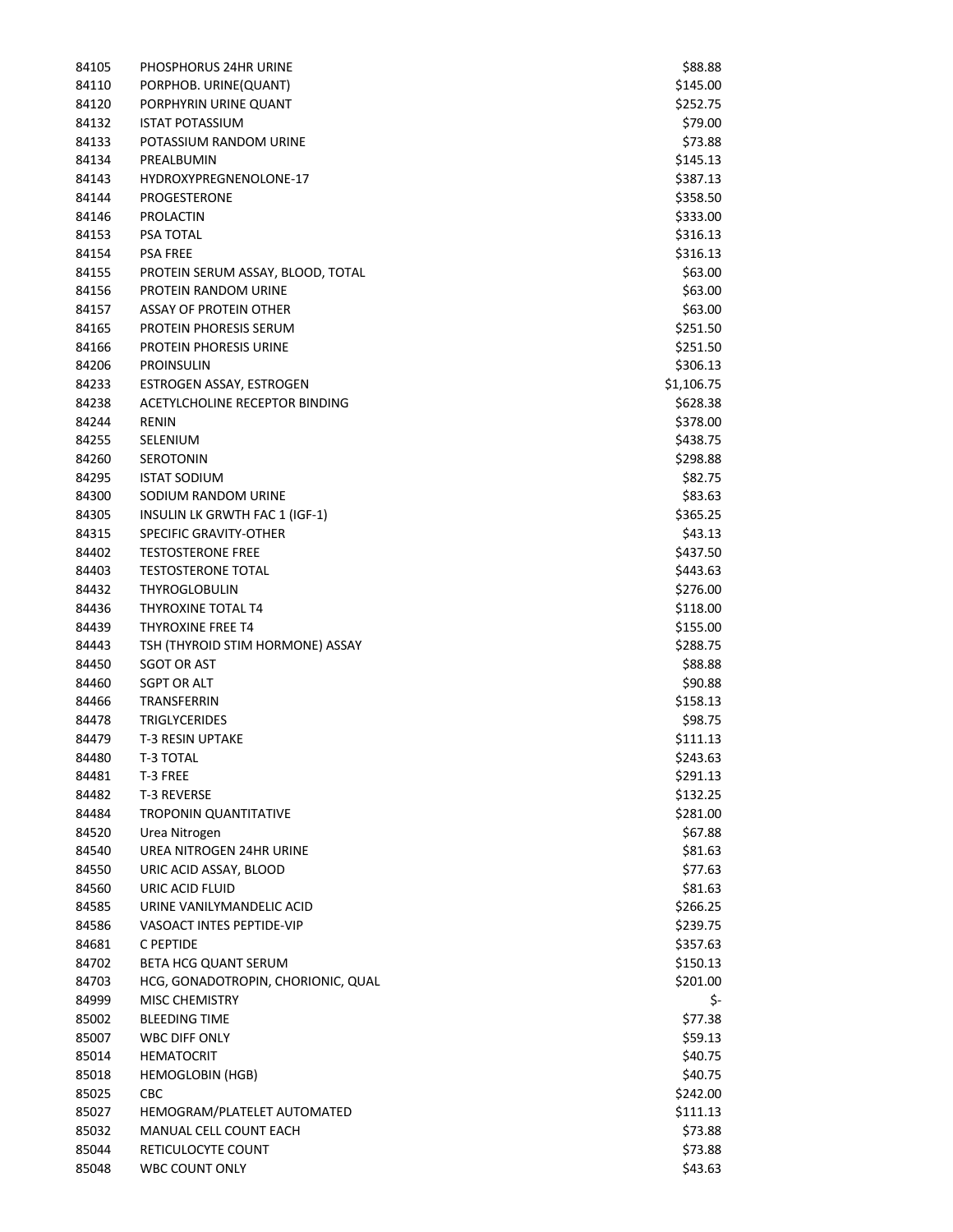| | | |
|---|---|---|
| 84105 | PHOSPHORUS 24HR URINE | $88.88 |
| 84110 | PORPHOB. URINE(QUANT) | $145.00 |
| 84120 | PORPHYRIN URINE QUANT | $252.75 |
| 84132 | ISTAT POTASSIUM | $79.00 |
| 84133 | POTASSIUM RANDOM URINE | $73.88 |
| 84134 | PREALBUMIN | $145.13 |
| 84143 | HYDROXYPREGNENOLONE-17 | $387.13 |
| 84144 | PROGESTERONE | $358.50 |
| 84146 | PROLACTIN | $333.00 |
| 84153 | PSA TOTAL | $316.13 |
| 84154 | PSA FREE | $316.13 |
| 84155 | PROTEIN SERUM ASSAY, BLOOD, TOTAL | $63.00 |
| 84156 | PROTEIN RANDOM URINE | $63.00 |
| 84157 | ASSAY OF PROTEIN OTHER | $63.00 |
| 84165 | PROTEIN PHORESIS SERUM | $251.50 |
| 84166 | PROTEIN PHORESIS URINE | $251.50 |
| 84206 | PROINSULIN | $306.13 |
| 84233 | ESTROGEN ASSAY, ESTROGEN | $1,106.75 |
| 84238 | ACETYLCHOLINE RECEPTOR BINDING | $628.38 |
| 84244 | RENIN | $378.00 |
| 84255 | SELENIUM | $438.75 |
| 84260 | SEROTONIN | $298.88 |
| 84295 | ISTAT SODIUM | $82.75 |
| 84300 | SODIUM RANDOM URINE | $83.63 |
| 84305 | INSULIN LK GRWTH FAC 1 (IGF-1) | $365.25 |
| 84315 | SPECIFIC GRAVITY-OTHER | $43.13 |
| 84402 | TESTOSTERONE FREE | $437.50 |
| 84403 | TESTOSTERONE TOTAL | $443.63 |
| 84432 | THYROGLOBULIN | $276.00 |
| 84436 | THYROXINE TOTAL T4 | $118.00 |
| 84439 | THYROXINE FREE T4 | $155.00 |
| 84443 | TSH (THYROID STIM HORMONE) ASSAY | $288.75 |
| 84450 | SGOT OR AST | $88.88 |
| 84460 | SGPT OR ALT | $90.88 |
| 84466 | TRANSFERRIN | $158.13 |
| 84478 | TRIGLYCERIDES | $98.75 |
| 84479 | T-3 RESIN UPTAKE | $111.13 |
| 84480 | T-3 TOTAL | $243.63 |
| 84481 | T-3 FREE | $291.13 |
| 84482 | T-3 REVERSE | $132.25 |
| 84484 | TROPONIN QUANTITATIVE | $281.00 |
| 84520 | Urea Nitrogen | $67.88 |
| 84540 | UREA NITROGEN 24HR URINE | $81.63 |
| 84550 | URIC ACID ASSAY, BLOOD | $77.63 |
| 84560 | URIC ACID FLUID | $81.63 |
| 84585 | URINE VANILYMANDELIC ACID | $266.25 |
| 84586 | VASOACT INTES PEPTIDE-VIP | $239.75 |
| 84681 | C PEPTIDE | $357.63 |
| 84702 | BETA HCG QUANT SERUM | $150.13 |
| 84703 | HCG, GONADOTROPIN, CHORIONIC, QUAL | $201.00 |
| 84999 | MISC CHEMISTRY | $- |
| 85002 | BLEEDING TIME | $77.38 |
| 85007 | WBC DIFF ONLY | $59.13 |
| 85014 | HEMATOCRIT | $40.75 |
| 85018 | HEMOGLOBIN (HGB) | $40.75 |
| 85025 | CBC | $242.00 |
| 85027 | HEMOGRAM/PLATELET AUTOMATED | $111.13 |
| 85032 | MANUAL CELL COUNT EACH | $73.88 |
| 85044 | RETICULOCYTE COUNT | $73.88 |
| 85048 | WBC COUNT ONLY | $43.63 |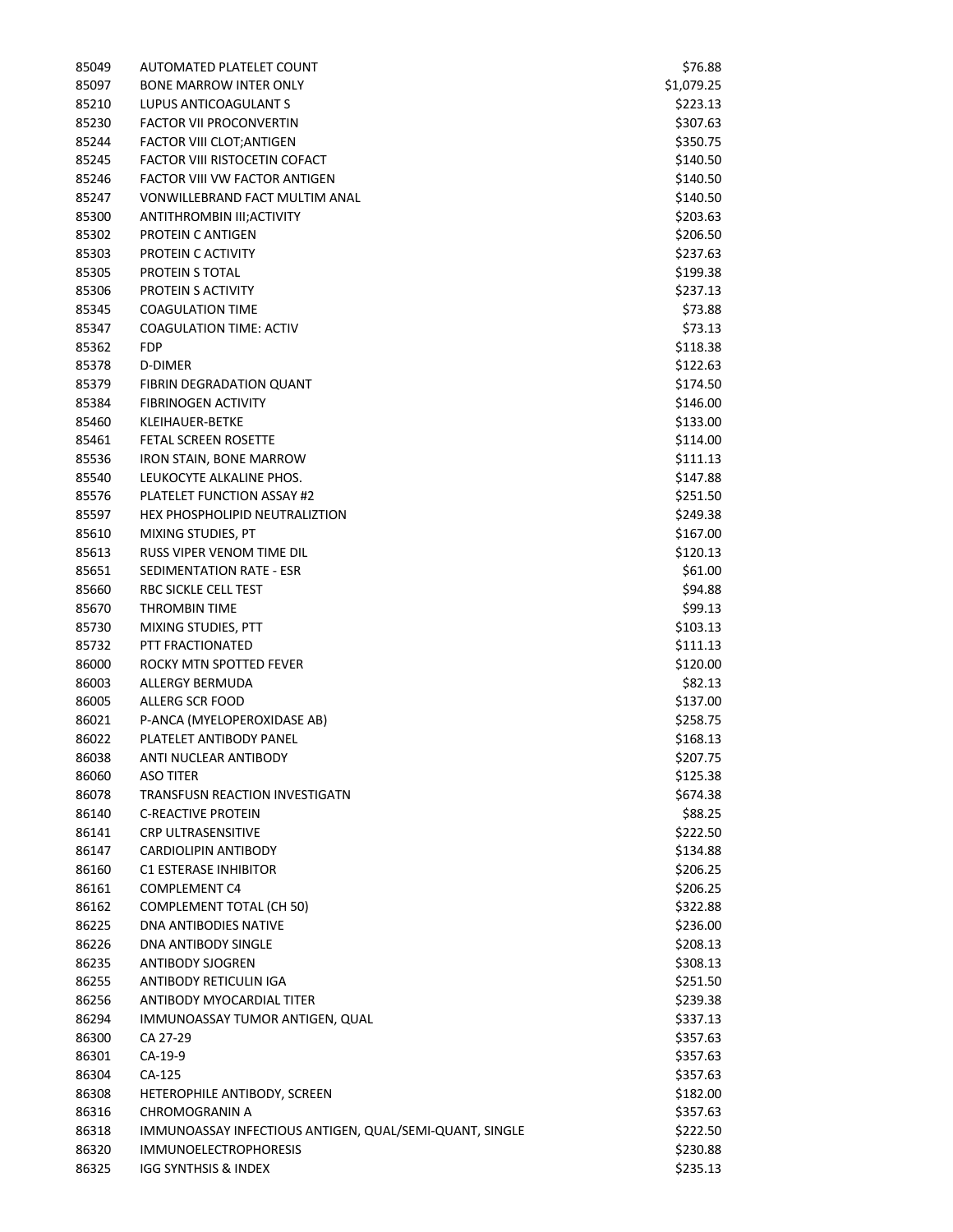| | | |
|---|---|---|
| 85049 | AUTOMATED PLATELET COUNT | $76.88 |
| 85097 | BONE MARROW INTER ONLY | $1,079.25 |
| 85210 | LUPUS ANTICOAGULANT S | $223.13 |
| 85230 | FACTOR VII PROCONVERTIN | $307.63 |
| 85244 | FACTOR VIII CLOT;ANTIGEN | $350.75 |
| 85245 | FACTOR VIII RISTOCETIN COFACT | $140.50 |
| 85246 | FACTOR VIII VW FACTOR ANTIGEN | $140.50 |
| 85247 | VONWILLEBRAND FACT MULTIM ANAL | $140.50 |
| 85300 | ANTITHROMBIN III;ACTIVITY | $203.63 |
| 85302 | PROTEIN C ANTIGEN | $206.50 |
| 85303 | PROTEIN C ACTIVITY | $237.63 |
| 85305 | PROTEIN S TOTAL | $199.38 |
| 85306 | PROTEIN S ACTIVITY | $237.13 |
| 85345 | COAGULATION TIME | $73.88 |
| 85347 | COAGULATION TIME: ACTIV | $73.13 |
| 85362 | FDP | $118.38 |
| 85378 | D-DIMER | $122.63 |
| 85379 | FIBRIN DEGRADATION QUANT | $174.50 |
| 85384 | FIBRINOGEN ACTIVITY | $146.00 |
| 85460 | KLEIHAUER-BETKE | $133.00 |
| 85461 | FETAL SCREEN ROSETTE | $114.00 |
| 85536 | IRON STAIN, BONE MARROW | $111.13 |
| 85540 | LEUKOCYTE ALKALINE PHOS. | $147.88 |
| 85576 | PLATELET FUNCTION ASSAY #2 | $251.50 |
| 85597 | HEX PHOSPHOLIPID NEUTRALIZTION | $249.38 |
| 85610 | MIXING STUDIES, PT | $167.00 |
| 85613 | RUSS VIPER VENOM TIME DIL | $120.13 |
| 85651 | SEDIMENTATION RATE - ESR | $61.00 |
| 85660 | RBC SICKLE CELL TEST | $94.88 |
| 85670 | THROMBIN TIME | $99.13 |
| 85730 | MIXING STUDIES, PTT | $103.13 |
| 85732 | PTT FRACTIONATED | $111.13 |
| 86000 | ROCKY MTN SPOTTED FEVER | $120.00 |
| 86003 | ALLERGY BERMUDA | $82.13 |
| 86005 | ALLERG SCR FOOD | $137.00 |
| 86021 | P-ANCA (MYELOPEROXIDASE AB) | $258.75 |
| 86022 | PLATELET ANTIBODY PANEL | $168.13 |
| 86038 | ANTI NUCLEAR ANTIBODY | $207.75 |
| 86060 | ASO TITER | $125.38 |
| 86078 | TRANSFUSN REACTION INVESTIGATN | $674.38 |
| 86140 | C-REACTIVE PROTEIN | $88.25 |
| 86141 | CRP ULTRASENSITIVE | $222.50 |
| 86147 | CARDIOLIPIN ANTIBODY | $134.88 |
| 86160 | C1 ESTERASE INHIBITOR | $206.25 |
| 86161 | COMPLEMENT C4 | $206.25 |
| 86162 | COMPLEMENT TOTAL (CH 50) | $322.88 |
| 86225 | DNA ANTIBODIES NATIVE | $236.00 |
| 86226 | DNA ANTIBODY SINGLE | $208.13 |
| 86235 | ANTIBODY SJOGREN | $308.13 |
| 86255 | ANTIBODY RETICULIN IGA | $251.50 |
| 86256 | ANTIBODY MYOCARDIAL TITER | $239.38 |
| 86294 | IMMUNOASSAY TUMOR ANTIGEN, QUAL | $337.13 |
| 86300 | CA 27-29 | $357.63 |
| 86301 | CA-19-9 | $357.63 |
| 86304 | CA-125 | $357.63 |
| 86308 | HETEROPHILE ANTIBODY, SCREEN | $182.00 |
| 86316 | CHROMOGRANIN A | $357.63 |
| 86318 | IMMUNOASSAY INFECTIOUS ANTIGEN, QUAL/SEMI-QUANT, SINGLE | $222.50 |
| 86320 | IMMUNOELECTROPHORESIS | $230.88 |
| 86325 | IGG SYNTHSIS & INDEX | $235.13 |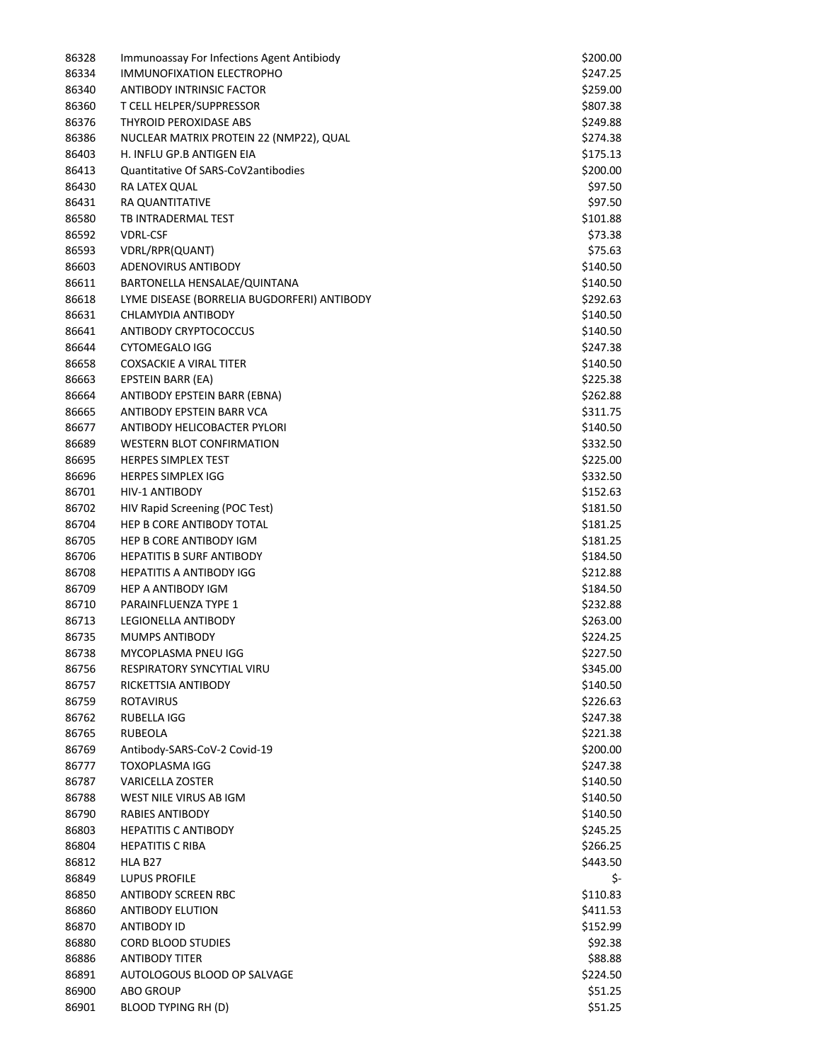| | | |
|---|---|---|
| 86328 | Immunoassay For Infections Agent Antibiody | $200.00 |
| 86334 | IMMUNOFIXATION ELECTROPHO | $247.25 |
| 86340 | ANTIBODY INTRINSIC FACTOR | $259.00 |
| 86360 | T CELL HELPER/SUPPRESSOR | $807.38 |
| 86376 | THYROID PEROXIDASE ABS | $249.88 |
| 86386 | NUCLEAR MATRIX PROTEIN 22 (NMP22), QUAL | $274.38 |
| 86403 | H. INFLU GP.B ANTIGEN EIA | $175.13 |
| 86413 | Quantitative Of SARS-CoV2antibodies | $200.00 |
| 86430 | RA LATEX QUAL | $97.50 |
| 86431 | RA QUANTITATIVE | $97.50 |
| 86580 | TB INTRADERMAL TEST | $101.88 |
| 86592 | VDRL-CSF | $73.38 |
| 86593 | VDRL/RPR(QUANT) | $75.63 |
| 86603 | ADENOVIRUS ANTIBODY | $140.50 |
| 86611 | BARTONELLA HENSALAE/QUINTANA | $140.50 |
| 86618 | LYME DISEASE (BORRELIA BUGDORFERI) ANTIBODY | $292.63 |
| 86631 | CHLAMYDIA ANTIBODY | $140.50 |
| 86641 | ANTIBODY CRYPTOCOCCUS | $140.50 |
| 86644 | CYTOMEGALO IGG | $247.38 |
| 86658 | COXSACKIE A VIRAL TITER | $140.50 |
| 86663 | EPSTEIN BARR (EA) | $225.38 |
| 86664 | ANTIBODY EPSTEIN BARR (EBNA) | $262.88 |
| 86665 | ANTIBODY EPSTEIN BARR VCA | $311.75 |
| 86677 | ANTIBODY HELICOBACTER PYLORI | $140.50 |
| 86689 | WESTERN BLOT CONFIRMATION | $332.50 |
| 86695 | HERPES SIMPLEX TEST | $225.00 |
| 86696 | HERPES SIMPLEX IGG | $332.50 |
| 86701 | HIV-1 ANTIBODY | $152.63 |
| 86702 | HIV Rapid Screening (POC Test) | $181.50 |
| 86704 | HEP B CORE ANTIBODY TOTAL | $181.25 |
| 86705 | HEP B CORE ANTIBODY IGM | $181.25 |
| 86706 | HEPATITIS B SURF ANTIBODY | $184.50 |
| 86708 | HEPATITIS A ANTIBODY IGG | $212.88 |
| 86709 | HEP A ANTIBODY IGM | $184.50 |
| 86710 | PARAINFLUENZA TYPE 1 | $232.88 |
| 86713 | LEGIONELLA ANTIBODY | $263.00 |
| 86735 | MUMPS ANTIBODY | $224.25 |
| 86738 | MYCOPLASMA PNEU IGG | $227.50 |
| 86756 | RESPIRATORY SYNCYTIAL VIRU | $345.00 |
| 86757 | RICKETTSIA ANTIBODY | $140.50 |
| 86759 | ROTAVIRUS | $226.63 |
| 86762 | RUBELLA IGG | $247.38 |
| 86765 | RUBEOLA | $221.38 |
| 86769 | Antibody-SARS-CoV-2 Covid-19 | $200.00 |
| 86777 | TOXOPLASMA IGG | $247.38 |
| 86787 | VARICELLA ZOSTER | $140.50 |
| 86788 | WEST NILE VIRUS AB IGM | $140.50 |
| 86790 | RABIES ANTIBODY | $140.50 |
| 86803 | HEPATITIS C ANTIBODY | $245.25 |
| 86804 | HEPATITIS C RIBA | $266.25 |
| 86812 | HLA B27 | $443.50 |
| 86849 | LUPUS PROFILE | $- |
| 86850 | ANTIBODY SCREEN RBC | $110.83 |
| 86860 | ANTIBODY ELUTION | $411.53 |
| 86870 | ANTIBODY ID | $152.99 |
| 86880 | CORD BLOOD STUDIES | $92.38 |
| 86886 | ANTIBODY TITER | $88.88 |
| 86891 | AUTOLOGOUS BLOOD OP SALVAGE | $224.50 |
| 86900 | ABO GROUP | $51.25 |
| 86901 | BLOOD TYPING RH (D) | $51.25 |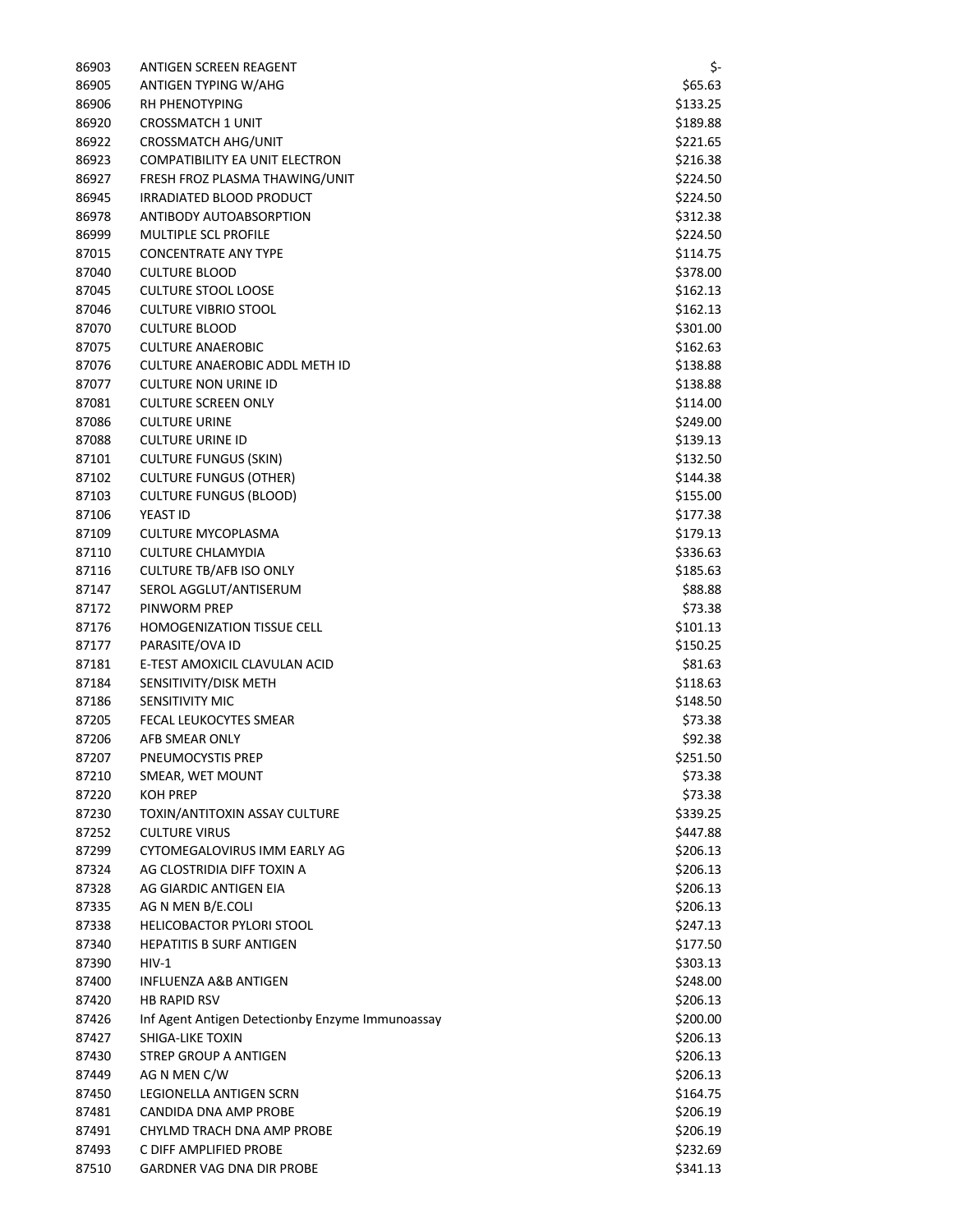| | | |
|---|---|---|
| 86903 | ANTIGEN SCREEN REAGENT | $- |
| 86905 | ANTIGEN TYPING W/AHG | $65.63 |
| 86906 | RH PHENOTYPING | $133.25 |
| 86920 | CROSSMATCH 1 UNIT | $189.88 |
| 86922 | CROSSMATCH AHG/UNIT | $221.65 |
| 86923 | COMPATIBILITY EA UNIT ELECTRON | $216.38 |
| 86927 | FRESH FROZ PLASMA THAWING/UNIT | $224.50 |
| 86945 | IRRADIATED BLOOD PRODUCT | $224.50 |
| 86978 | ANTIBODY AUTOABSORPTION | $312.38 |
| 86999 | MULTIPLE SCL PROFILE | $224.50 |
| 87015 | CONCENTRATE ANY TYPE | $114.75 |
| 87040 | CULTURE BLOOD | $378.00 |
| 87045 | CULTURE STOOL LOOSE | $162.13 |
| 87046 | CULTURE VIBRIO STOOL | $162.13 |
| 87070 | CULTURE BLOOD | $301.00 |
| 87075 | CULTURE ANAEROBIC | $162.63 |
| 87076 | CULTURE ANAEROBIC ADDL METH ID | $138.88 |
| 87077 | CULTURE NON URINE ID | $138.88 |
| 87081 | CULTURE SCREEN ONLY | $114.00 |
| 87086 | CULTURE URINE | $249.00 |
| 87088 | CULTURE URINE ID | $139.13 |
| 87101 | CULTURE FUNGUS (SKIN) | $132.50 |
| 87102 | CULTURE FUNGUS (OTHER) | $144.38 |
| 87103 | CULTURE FUNGUS (BLOOD) | $155.00 |
| 87106 | YEAST ID | $177.38 |
| 87109 | CULTURE MYCOPLASMA | $179.13 |
| 87110 | CULTURE CHLAMYDIA | $336.63 |
| 87116 | CULTURE TB/AFB ISO ONLY | $185.63 |
| 87147 | SEROL AGGLUT/ANTISERUM | $88.88 |
| 87172 | PINWORM PREP | $73.38 |
| 87176 | HOMOGENIZATION TISSUE CELL | $101.13 |
| 87177 | PARASITE/OVA ID | $150.25 |
| 87181 | E-TEST AMOXICIL CLAVULAN ACID | $81.63 |
| 87184 | SENSITIVITY/DISK METH | $118.63 |
| 87186 | SENSITIVITY MIC | $148.50 |
| 87205 | FECAL LEUKOCYTES SMEAR | $73.38 |
| 87206 | AFB SMEAR ONLY | $92.38 |
| 87207 | PNEUMOCYSTIS PREP | $251.50 |
| 87210 | SMEAR, WET MOUNT | $73.38 |
| 87220 | KOH PREP | $73.38 |
| 87230 | TOXIN/ANTITOXIN ASSAY CULTURE | $339.25 |
| 87252 | CULTURE VIRUS | $447.88 |
| 87299 | CYTOMEGALOVIRUS IMM EARLY AG | $206.13 |
| 87324 | AG CLOSTRIDIA DIFF TOXIN A | $206.13 |
| 87328 | AG GIARDIC ANTIGEN EIA | $206.13 |
| 87335 | AG N MEN B/E.COLI | $206.13 |
| 87338 | HELICOBACTOR PYLORI STOOL | $247.13 |
| 87340 | HEPATITIS B SURF ANTIGEN | $177.50 |
| 87390 | HIV-1 | $303.13 |
| 87400 | INFLUENZA A&B ANTIGEN | $248.00 |
| 87420 | HB RAPID RSV | $206.13 |
| 87426 | Inf Agent Antigen Detectionby Enzyme Immunoassay | $200.00 |
| 87427 | SHIGA-LIKE TOXIN | $206.13 |
| 87430 | STREP GROUP A ANTIGEN | $206.13 |
| 87449 | AG N MEN C/W | $206.13 |
| 87450 | LEGIONELLA ANTIGEN SCRN | $164.75 |
| 87481 | CANDIDA DNA AMP PROBE | $206.19 |
| 87491 | CHYLMD TRACH DNA AMP PROBE | $206.19 |
| 87493 | C DIFF AMPLIFIED PROBE | $232.69 |
| 87510 | GARDNER VAG DNA DIR PROBE | $341.13 |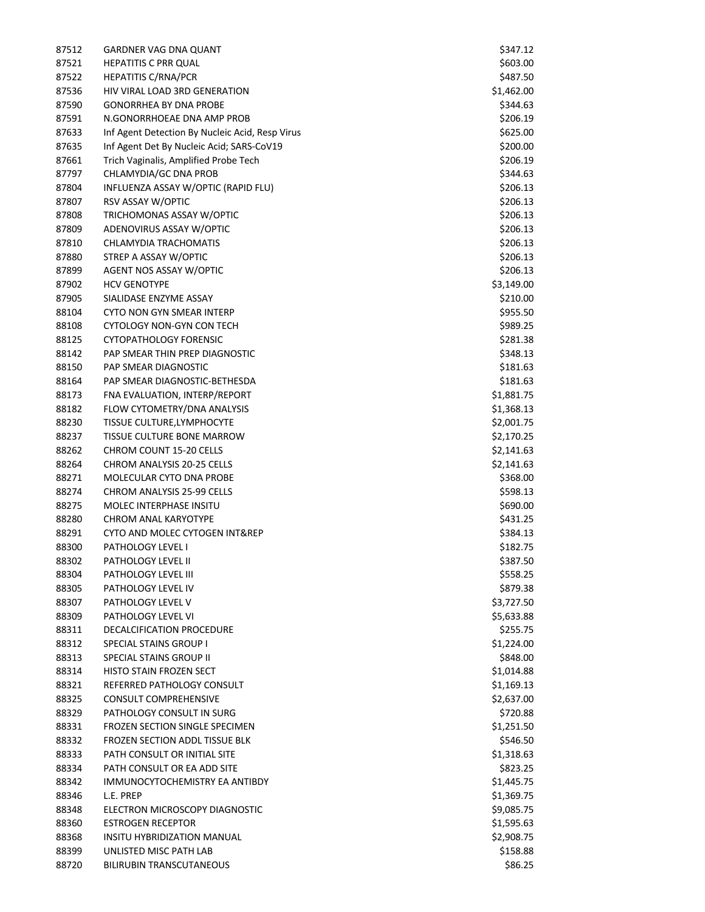| | | |
|---|---|---|
| 87512 | GARDNER VAG DNA QUANT | $347.12 |
| 87521 | HEPATITIS C PRR QUAL | $603.00 |
| 87522 | HEPATITIS C/RNA/PCR | $487.50 |
| 87536 | HIV VIRAL LOAD 3RD GENERATION | $1,462.00 |
| 87590 | GONORRHEA BY DNA PROBE | $344.63 |
| 87591 | N.GONORRHOEAE DNA AMP PROB | $206.19 |
| 87633 | Inf Agent Detection By Nucleic Acid, Resp Virus | $625.00 |
| 87635 | Inf Agent Det By Nucleic Acid; SARS-CoV19 | $200.00 |
| 87661 | Trich Vaginalis, Amplified Probe Tech | $206.19 |
| 87797 | CHLAMYDIA/GC DNA PROB | $344.63 |
| 87804 | INFLUENZA ASSAY W/OPTIC (RAPID FLU) | $206.13 |
| 87807 | RSV ASSAY W/OPTIC | $206.13 |
| 87808 | TRICHOMONAS ASSAY W/OPTIC | $206.13 |
| 87809 | ADENOVIRUS ASSAY W/OPTIC | $206.13 |
| 87810 | CHLAMYDIA TRACHOMATIS | $206.13 |
| 87880 | STREP A ASSAY W/OPTIC | $206.13 |
| 87899 | AGENT NOS ASSAY W/OPTIC | $206.13 |
| 87902 | HCV GENOTYPE | $3,149.00 |
| 87905 | SIALIDASE ENZYME ASSAY | $210.00 |
| 88104 | CYTO NON GYN SMEAR INTERP | $955.50 |
| 88108 | CYTOLOGY NON-GYN CON TECH | $989.25 |
| 88125 | CYTOPATHOLOGY FORENSIC | $281.38 |
| 88142 | PAP SMEAR THIN PREP DIAGNOSTIC | $348.13 |
| 88150 | PAP SMEAR DIAGNOSTIC | $181.63 |
| 88164 | PAP SMEAR DIAGNOSTIC-BETHESDA | $181.63 |
| 88173 | FNA EVALUATION, INTERP/REPORT | $1,881.75 |
| 88182 | FLOW CYTOMETRY/DNA ANALYSIS | $1,368.13 |
| 88230 | TISSUE CULTURE,LYMPHOCYTE | $2,001.75 |
| 88237 | TISSUE CULTURE BONE MARROW | $2,170.25 |
| 88262 | CHROM COUNT 15-20 CELLS | $2,141.63 |
| 88264 | CHROM ANALYSIS 20-25 CELLS | $2,141.63 |
| 88271 | MOLECULAR CYTO DNA PROBE | $368.00 |
| 88274 | CHROM ANALYSIS 25-99 CELLS | $598.13 |
| 88275 | MOLEC INTERPHASE INSITU | $690.00 |
| 88280 | CHROM ANAL KARYOTYPE | $431.25 |
| 88291 | CYTO AND MOLEC CYTOGEN INT&REP | $384.13 |
| 88300 | PATHOLOGY LEVEL I | $182.75 |
| 88302 | PATHOLOGY LEVEL II | $387.50 |
| 88304 | PATHOLOGY LEVEL III | $558.25 |
| 88305 | PATHOLOGY LEVEL IV | $879.38 |
| 88307 | PATHOLOGY LEVEL V | $3,727.50 |
| 88309 | PATHOLOGY LEVEL VI | $5,633.88 |
| 88311 | DECALCIFICATION PROCEDURE | $255.75 |
| 88312 | SPECIAL STAINS GROUP I | $1,224.00 |
| 88313 | SPECIAL STAINS GROUP II | $848.00 |
| 88314 | HISTO STAIN FROZEN SECT | $1,014.88 |
| 88321 | REFERRED PATHOLOGY CONSULT | $1,169.13 |
| 88325 | CONSULT COMPREHENSIVE | $2,637.00 |
| 88329 | PATHOLOGY CONSULT IN SURG | $720.88 |
| 88331 | FROZEN SECTION SINGLE SPECIMEN | $1,251.50 |
| 88332 | FROZEN SECTION ADDL TISSUE BLK | $546.50 |
| 88333 | PATH CONSULT OR INITIAL SITE | $1,318.63 |
| 88334 | PATH CONSULT OR EA ADD SITE | $823.25 |
| 88342 | IMMUNOCYTOCHEMISTRY EA ANTIBDY | $1,445.75 |
| 88346 | L.E. PREP | $1,369.75 |
| 88348 | ELECTRON MICROSCOPY DIAGNOSTIC | $9,085.75 |
| 88360 | ESTROGEN RECEPTOR | $1,595.63 |
| 88368 | INSITU HYBRIDIZATION MANUAL | $2,908.75 |
| 88399 | UNLISTED MISC PATH LAB | $158.88 |
| 88720 | BILIRUBIN TRANSCUTANEOUS | $86.25 |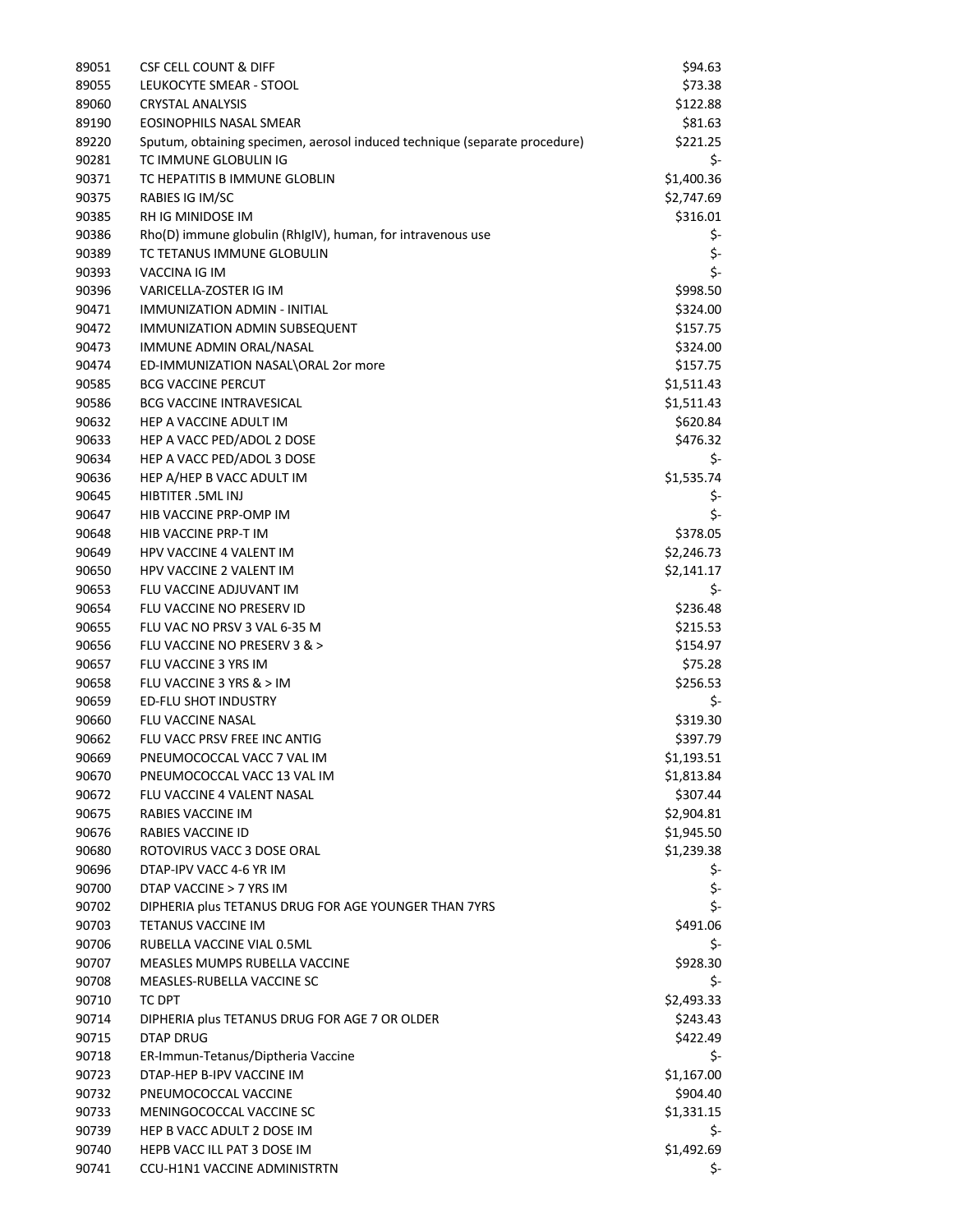| | | |
|---|---|---|
| 89051 | CSF CELL COUNT & DIFF | $94.63 |
| 89055 | LEUKOCYTE SMEAR - STOOL | $73.38 |
| 89060 | CRYSTAL ANALYSIS | $122.88 |
| 89190 | EOSINOPHILS NASAL SMEAR | $81.63 |
| 89220 | Sputum, obtaining specimen, aerosol induced technique (separate procedure) | $221.25 |
| 90281 | TC IMMUNE GLOBULIN IG | $- |
| 90371 | TC HEPATITIS B IMMUNE GLOBLIN | $1,400.36 |
| 90375 | RABIES IG IM/SC | $2,747.69 |
| 90385 | RH IG MINIDOSE IM | $316.01 |
| 90386 | Rho(D) immune globulin (RhIgIV), human, for intravenous use | $- |
| 90389 | TC TETANUS IMMUNE GLOBULIN | $- |
| 90393 | VACCINA IG IM | $- |
| 90396 | VARICELLA-ZOSTER IG IM | $998.50 |
| 90471 | IMMUNIZATION ADMIN - INITIAL | $324.00 |
| 90472 | IMMUNIZATION ADMIN SUBSEQUENT | $157.75 |
| 90473 | IMMUNE ADMIN ORAL/NASAL | $324.00 |
| 90474 | ED-IMMUNIZATION NASAL\ORAL 2or more | $157.75 |
| 90585 | BCG VACCINE PERCUT | $1,511.43 |
| 90586 | BCG VACCINE INTRAVESICAL | $1,511.43 |
| 90632 | HEP A VACCINE ADULT IM | $620.84 |
| 90633 | HEP A VACC PED/ADOL 2 DOSE | $476.32 |
| 90634 | HEP A VACC PED/ADOL 3 DOSE | $- |
| 90636 | HEP A/HEP B VACC ADULT IM | $1,535.74 |
| 90645 | HIBTITER .5ML INJ | $- |
| 90647 | HIB VACCINE PRP-OMP IM | $- |
| 90648 | HIB VACCINE PRP-T IM | $378.05 |
| 90649 | HPV VACCINE 4 VALENT IM | $2,246.73 |
| 90650 | HPV VACCINE 2 VALENT IM | $2,141.17 |
| 90653 | FLU VACCINE ADJUVANT IM | $- |
| 90654 | FLU VACCINE NO PRESERV ID | $236.48 |
| 90655 | FLU VAC NO PRSV 3 VAL 6-35 M | $215.53 |
| 90656 | FLU VACCINE NO PRESERV 3 & > | $154.97 |
| 90657 | FLU VACCINE 3 YRS IM | $75.28 |
| 90658 | FLU VACCINE 3 YRS & > IM | $256.53 |
| 90659 | ED-FLU SHOT INDUSTRY | $- |
| 90660 | FLU VACCINE NASAL | $319.30 |
| 90662 | FLU VACC PRSV FREE INC ANTIG | $397.79 |
| 90669 | PNEUMOCOCCAL VACC 7 VAL IM | $1,193.51 |
| 90670 | PNEUMOCOCCAL VACC 13 VAL IM | $1,813.84 |
| 90672 | FLU VACCINE 4 VALENT NASAL | $307.44 |
| 90675 | RABIES VACCINE IM | $2,904.81 |
| 90676 | RABIES VACCINE ID | $1,945.50 |
| 90680 | ROTOVIRUS VACC 3 DOSE ORAL | $1,239.38 |
| 90696 | DTAP-IPV VACC 4-6 YR IM | $- |
| 90700 | DTAP VACCINE > 7 YRS IM | $- |
| 90702 | DIPHERIA plus TETANUS DRUG FOR AGE YOUNGER THAN 7YRS | $- |
| 90703 | TETANUS VACCINE IM | $491.06 |
| 90706 | RUBELLA VACCINE VIAL 0.5ML | $- |
| 90707 | MEASLES MUMPS RUBELLA VACCINE | $928.30 |
| 90708 | MEASLES-RUBELLA VACCINE SC | $- |
| 90710 | TC DPT | $2,493.33 |
| 90714 | DIPHERIA plus TETANUS DRUG FOR AGE 7 OR OLDER | $243.43 |
| 90715 | DTAP DRUG | $422.49 |
| 90718 | ER-Immun-Tetanus/Diptheria Vaccine | $- |
| 90723 | DTAP-HEP B-IPV VACCINE IM | $1,167.00 |
| 90732 | PNEUMOCOCCAL VACCINE | $904.40 |
| 90733 | MENINGOCOCCAL VACCINE SC | $1,331.15 |
| 90739 | HEP B VACC ADULT 2 DOSE IM | $- |
| 90740 | HEPB VACC ILL PAT 3 DOSE IM | $1,492.69 |
| 90741 | CCU-H1N1 VACCINE ADMINISTRTN | $- |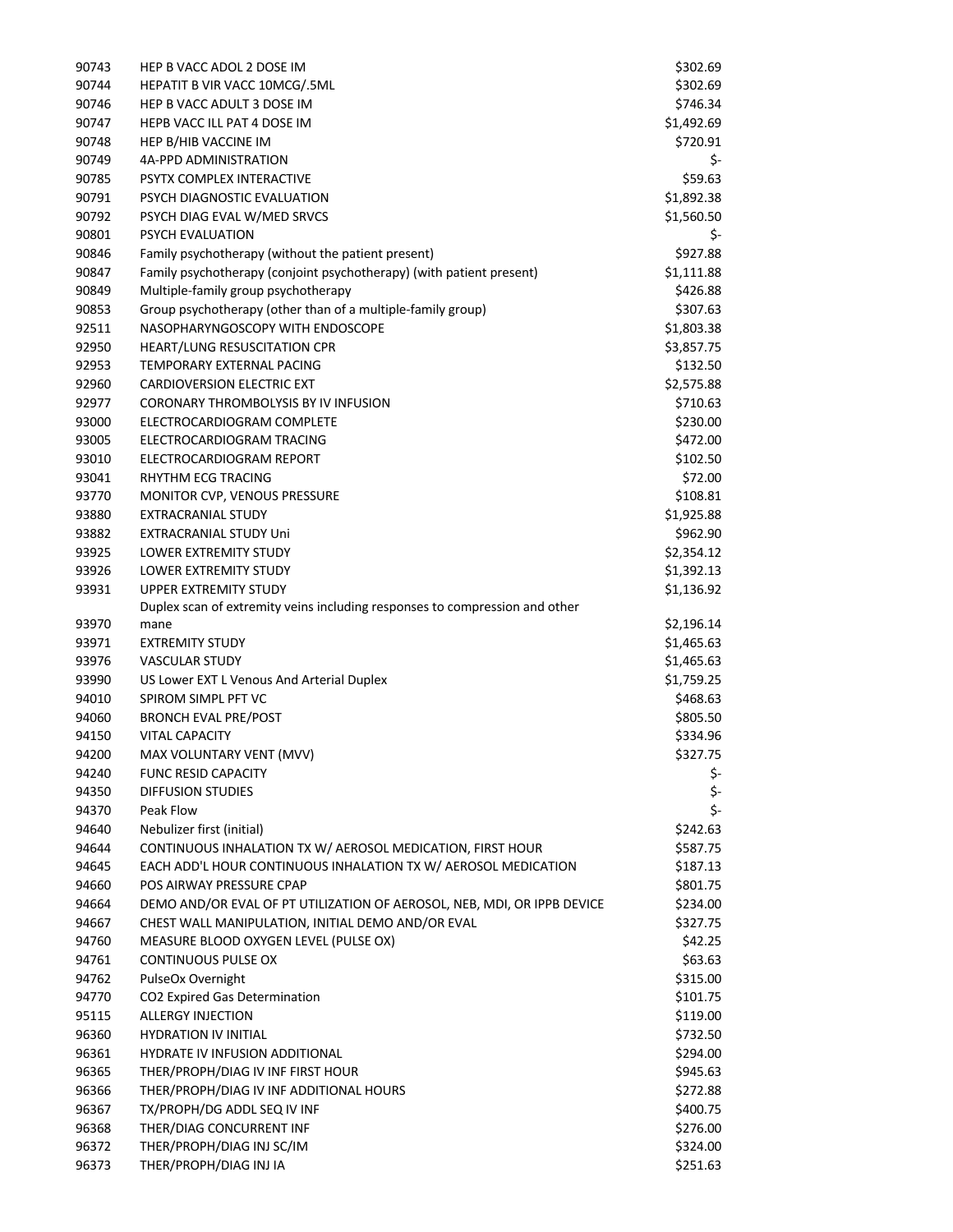| | | |
|---|---|---|
| 90743 | HEP B VACC ADOL 2 DOSE IM | $302.69 |
| 90744 | HEPATIT B VIR VACC 10MCG/.5ML | $302.69 |
| 90746 | HEP B VACC ADULT 3 DOSE IM | $746.34 |
| 90747 | HEPB VACC ILL PAT 4 DOSE IM | $1,492.69 |
| 90748 | HEP B/HIB VACCINE IM | $720.91 |
| 90749 | 4A-PPD ADMINISTRATION | $- |
| 90785 | PSYTX COMPLEX INTERACTIVE | $59.63 |
| 90791 | PSYCH DIAGNOSTIC EVALUATION | $1,892.38 |
| 90792 | PSYCH DIAG EVAL W/MED SRVCS | $1,560.50 |
| 90801 | PSYCH EVALUATION | $- |
| 90846 | Family psychotherapy (without the patient present) | $927.88 |
| 90847 | Family psychotherapy (conjoint psychotherapy) (with patient present) | $1,111.88 |
| 90849 | Multiple-family group psychotherapy | $426.88 |
| 90853 | Group psychotherapy (other than of a multiple-family group) | $307.63 |
| 92511 | NASOPHARYNGOSCOPY WITH ENDOSCOPE | $1,803.38 |
| 92950 | HEART/LUNG RESUSCITATION CPR | $3,857.75 |
| 92953 | TEMPORARY EXTERNAL PACING | $132.50 |
| 92960 | CARDIOVERSION ELECTRIC EXT | $2,575.88 |
| 92977 | CORONARY THROMBOLYSIS BY IV INFUSION | $710.63 |
| 93000 | ELECTROCARDIOGRAM COMPLETE | $230.00 |
| 93005 | ELECTROCARDIOGRAM TRACING | $472.00 |
| 93010 | ELECTROCARDIOGRAM REPORT | $102.50 |
| 93041 | RHYTHM ECG TRACING | $72.00 |
| 93770 | MONITOR CVP, VENOUS PRESSURE | $108.81 |
| 93880 | EXTRACRANIAL STUDY | $1,925.88 |
| 93882 | EXTRACRANIAL STUDY Uni | $962.90 |
| 93925 | LOWER EXTREMITY STUDY | $2,354.12 |
| 93926 | LOWER EXTREMITY STUDY | $1,392.13 |
| 93931 | UPPER EXTREMITY STUDY | $1,136.92 |
| 93970 | Duplex scan of extremity veins including responses to compression and other mane | $2,196.14 |
| 93971 | EXTREMITY STUDY | $1,465.63 |
| 93976 | VASCULAR STUDY | $1,465.63 |
| 93990 | US Lower EXT L Venous And Arterial Duplex | $1,759.25 |
| 94010 | SPIROM SIMPL PFT VC | $468.63 |
| 94060 | BRONCH EVAL PRE/POST | $805.50 |
| 94150 | VITAL CAPACITY | $334.96 |
| 94200 | MAX VOLUNTARY VENT (MVV) | $327.75 |
| 94240 | FUNC RESID CAPACITY | $- |
| 94350 | DIFFUSION STUDIES | $- |
| 94370 | Peak Flow | $- |
| 94640 | Nebulizer first (initial) | $242.63 |
| 94644 | CONTINUOUS INHALATION TX W/ AEROSOL MEDICATION, FIRST HOUR | $587.75 |
| 94645 | EACH ADD'L HOUR CONTINUOUS INHALATION TX W/ AEROSOL MEDICATION | $187.13 |
| 94660 | POS AIRWAY PRESSURE CPAP | $801.75 |
| 94664 | DEMO AND/OR EVAL OF PT UTILIZATION OF AEROSOL, NEB, MDI, OR IPPB DEVICE | $234.00 |
| 94667 | CHEST WALL MANIPULATION, INITIAL DEMO AND/OR EVAL | $327.75 |
| 94760 | MEASURE BLOOD OXYGEN LEVEL (PULSE OX) | $42.25 |
| 94761 | CONTINUOUS PULSE OX | $63.63 |
| 94762 | PulseOx Overnight | $315.00 |
| 94770 | CO2 Expired Gas Determination | $101.75 |
| 95115 | ALLERGY INJECTION | $119.00 |
| 96360 | HYDRATION IV INITIAL | $732.50 |
| 96361 | HYDRATE IV INFUSION ADDITIONAL | $294.00 |
| 96365 | THER/PROPH/DIAG IV INF FIRST HOUR | $945.63 |
| 96366 | THER/PROPH/DIAG IV INF ADDITIONAL HOURS | $272.88 |
| 96367 | TX/PROPH/DG ADDL SEQ IV INF | $400.75 |
| 96368 | THER/DIAG CONCURRENT INF | $276.00 |
| 96372 | THER/PROPH/DIAG INJ SC/IM | $324.00 |
| 96373 | THER/PROPH/DIAG INJ IA | $251.63 |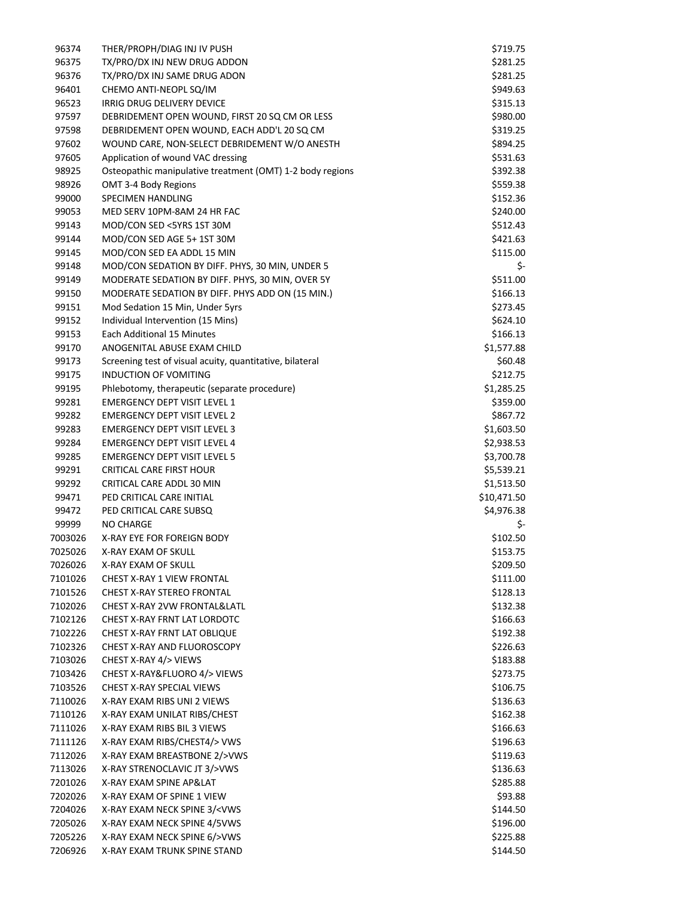| | | |
|---|---|---|
| 96374 | THER/PROPH/DIAG INJ IV PUSH | $719.75 |
| 96375 | TX/PRO/DX INJ NEW DRUG ADDON | $281.25 |
| 96376 | TX/PRO/DX INJ SAME DRUG ADON | $281.25 |
| 96401 | CHEMO ANTI-NEOPL SQ/IM | $949.63 |
| 96523 | IRRIG DRUG DELIVERY DEVICE | $315.13 |
| 97597 | DEBRIDEMENT OPEN WOUND, FIRST 20 SQ CM OR LESS | $980.00 |
| 97598 | DEBRIDEMENT OPEN WOUND, EACH ADD'L 20 SQ CM | $319.25 |
| 97602 | WOUND CARE, NON-SELECT DEBRIDEMENT W/O ANESTH | $894.25 |
| 97605 | Application of wound VAC dressing | $531.63 |
| 98925 | Osteopathic manipulative treatment (OMT) 1-2 body regions | $392.38 |
| 98926 | OMT 3-4 Body Regions | $559.38 |
| 99000 | SPECIMEN HANDLING | $152.36 |
| 99053 | MED SERV 10PM-8AM 24 HR FAC | $240.00 |
| 99143 | MOD/CON SED <5YRS 1ST 30M | $512.43 |
| 99144 | MOD/CON SED AGE 5+ 1ST 30M | $421.63 |
| 99145 | MOD/CON SED EA ADDL 15 MIN | $115.00 |
| 99148 | MOD/CON SEDATION BY DIFF. PHYS, 30 MIN, UNDER 5 | $- |
| 99149 | MODERATE SEDATION BY DIFF. PHYS, 30 MIN, OVER 5Y | $511.00 |
| 99150 | MODERATE SEDATION BY DIFF. PHYS ADD ON (15 MIN.) | $166.13 |
| 99151 | Mod Sedation 15 Min, Under 5yrs | $273.45 |
| 99152 | Individual Intervention (15 Mins) | $624.10 |
| 99153 | Each Additional 15 Minutes | $166.13 |
| 99170 | ANOGENITAL ABUSE EXAM CHILD | $1,577.88 |
| 99173 | Screening test of visual acuity, quantitative, bilateral | $60.48 |
| 99175 | INDUCTION OF VOMITING | $212.75 |
| 99195 | Phlebotomy, therapeutic (separate procedure) | $1,285.25 |
| 99281 | EMERGENCY DEPT VISIT LEVEL 1 | $359.00 |
| 99282 | EMERGENCY DEPT VISIT LEVEL 2 | $867.72 |
| 99283 | EMERGENCY DEPT VISIT LEVEL 3 | $1,603.50 |
| 99284 | EMERGENCY DEPT VISIT LEVEL 4 | $2,938.53 |
| 99285 | EMERGENCY DEPT VISIT LEVEL 5 | $3,700.78 |
| 99291 | CRITICAL CARE FIRST HOUR | $5,539.21 |
| 99292 | CRITICAL CARE ADDL 30 MIN | $1,513.50 |
| 99471 | PED CRITICAL CARE INITIAL | $10,471.50 |
| 99472 | PED CRITICAL CARE SUBSQ | $4,976.38 |
| 99999 | NO CHARGE | $- |
| 7003026 | X-RAY EYE FOR FOREIGN BODY | $102.50 |
| 7025026 | X-RAY EXAM OF SKULL | $153.75 |
| 7026026 | X-RAY EXAM OF SKULL | $209.50 |
| 7101026 | CHEST X-RAY 1 VIEW FRONTAL | $111.00 |
| 7101526 | CHEST X-RAY STEREO FRONTAL | $128.13 |
| 7102026 | CHEST X-RAY 2VW FRONTAL&LATL | $132.38 |
| 7102126 | CHEST X-RAY FRNT LAT LORDOTC | $166.63 |
| 7102226 | CHEST X-RAY FRNT LAT OBLIQUE | $192.38 |
| 7102326 | CHEST X-RAY AND FLUOROSCOPY | $226.63 |
| 7103026 | CHEST X-RAY 4/> VIEWS | $183.88 |
| 7103426 | CHEST X-RAY&FLUORO 4/> VIEWS | $273.75 |
| 7103526 | CHEST X-RAY SPECIAL VIEWS | $106.75 |
| 7110026 | X-RAY EXAM RIBS UNI 2 VIEWS | $136.63 |
| 7110126 | X-RAY EXAM UNILAT RIBS/CHEST | $162.38 |
| 7111026 | X-RAY EXAM RIBS BIL 3 VIEWS | $166.63 |
| 7111126 | X-RAY EXAM RIBS/CHEST4/> VWS | $196.63 |
| 7112026 | X-RAY EXAM BREASTBONE 2/>VWS | $119.63 |
| 7113026 | X-RAY STRENOCLAVIC JT 3/>VWS | $136.63 |
| 7201026 | X-RAY EXAM SPINE AP&LAT | $285.88 |
| 7202026 | X-RAY EXAM OF SPINE 1 VIEW | $93.88 |
| 7204026 | X-RAY EXAM NECK SPINE 3/<VWS | $144.50 |
| 7205026 | X-RAY EXAM NECK SPINE 4/5VWS | $196.00 |
| 7205226 | X-RAY EXAM NECK SPINE 6/>VWS | $225.88 |
| 7206926 | X-RAY EXAM TRUNK SPINE STAND | $144.50 |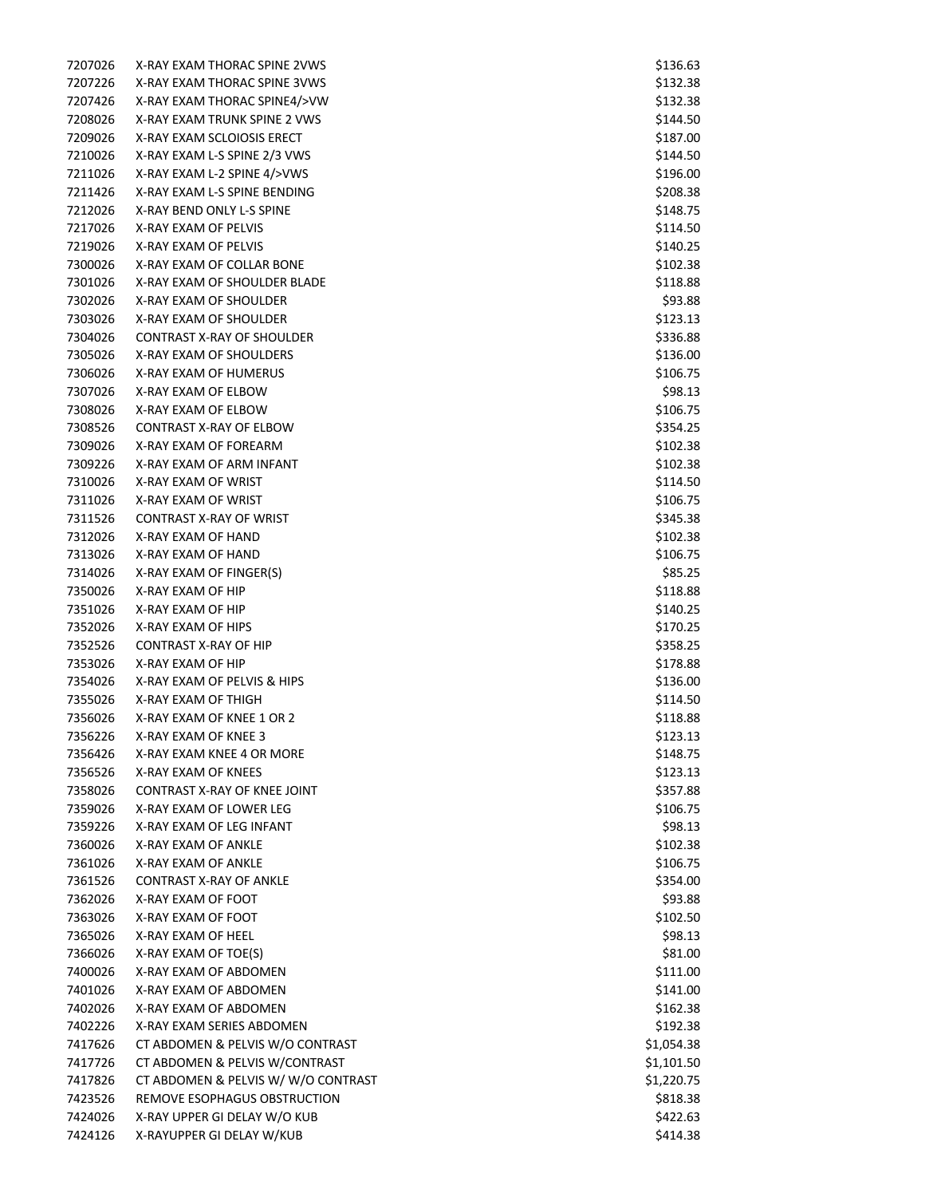| | | |
|---|---|---|
| 7207026 | X-RAY EXAM THORAC SPINE 2VWS | $136.63 |
| 7207226 | X-RAY EXAM THORAC SPINE 3VWS | $132.38 |
| 7207426 | X-RAY EXAM THORAC SPINE4/>VW | $132.38 |
| 7208026 | X-RAY EXAM TRUNK SPINE 2 VWS | $144.50 |
| 7209026 | X-RAY EXAM SCLOIOSIS ERECT | $187.00 |
| 7210026 | X-RAY EXAM L-S SPINE 2/3 VWS | $144.50 |
| 7211026 | X-RAY EXAM L-2 SPINE 4/>VWS | $196.00 |
| 7211426 | X-RAY EXAM L-S SPINE BENDING | $208.38 |
| 7212026 | X-RAY BEND ONLY L-S SPINE | $148.75 |
| 7217026 | X-RAY EXAM OF PELVIS | $114.50 |
| 7219026 | X-RAY EXAM OF PELVIS | $140.25 |
| 7300026 | X-RAY EXAM OF COLLAR BONE | $102.38 |
| 7301026 | X-RAY EXAM OF SHOULDER BLADE | $118.88 |
| 7302026 | X-RAY EXAM OF SHOULDER | $93.88 |
| 7303026 | X-RAY EXAM OF SHOULDER | $123.13 |
| 7304026 | CONTRAST X-RAY OF SHOULDER | $336.88 |
| 7305026 | X-RAY EXAM OF SHOULDERS | $136.00 |
| 7306026 | X-RAY EXAM OF HUMERUS | $106.75 |
| 7307026 | X-RAY EXAM OF ELBOW | $98.13 |
| 7308026 | X-RAY EXAM OF ELBOW | $106.75 |
| 7308526 | CONTRAST X-RAY OF ELBOW | $354.25 |
| 7309026 | X-RAY EXAM OF FOREARM | $102.38 |
| 7309226 | X-RAY EXAM OF ARM INFANT | $102.38 |
| 7310026 | X-RAY EXAM OF WRIST | $114.50 |
| 7311026 | X-RAY EXAM OF WRIST | $106.75 |
| 7311526 | CONTRAST X-RAY OF WRIST | $345.38 |
| 7312026 | X-RAY EXAM OF HAND | $102.38 |
| 7313026 | X-RAY EXAM OF HAND | $106.75 |
| 7314026 | X-RAY EXAM OF FINGER(S) | $85.25 |
| 7350026 | X-RAY EXAM OF HIP | $118.88 |
| 7351026 | X-RAY EXAM OF HIP | $140.25 |
| 7352026 | X-RAY EXAM OF HIPS | $170.25 |
| 7352526 | CONTRAST X-RAY OF HIP | $358.25 |
| 7353026 | X-RAY EXAM OF HIP | $178.88 |
| 7354026 | X-RAY EXAM OF PELVIS & HIPS | $136.00 |
| 7355026 | X-RAY EXAM OF THIGH | $114.50 |
| 7356026 | X-RAY EXAM OF KNEE 1 OR 2 | $118.88 |
| 7356226 | X-RAY EXAM OF KNEE 3 | $123.13 |
| 7356426 | X-RAY EXAM KNEE 4 OR MORE | $148.75 |
| 7356526 | X-RAY EXAM OF KNEES | $123.13 |
| 7358026 | CONTRAST X-RAY OF KNEE JOINT | $357.88 |
| 7359026 | X-RAY EXAM OF LOWER LEG | $106.75 |
| 7359226 | X-RAY EXAM OF LEG INFANT | $98.13 |
| 7360026 | X-RAY EXAM OF ANKLE | $102.38 |
| 7361026 | X-RAY EXAM OF ANKLE | $106.75 |
| 7361526 | CONTRAST X-RAY OF ANKLE | $354.00 |
| 7362026 | X-RAY EXAM OF FOOT | $93.88 |
| 7363026 | X-RAY EXAM OF FOOT | $102.50 |
| 7365026 | X-RAY EXAM OF HEEL | $98.13 |
| 7366026 | X-RAY EXAM OF TOE(S) | $81.00 |
| 7400026 | X-RAY EXAM OF ABDOMEN | $111.00 |
| 7401026 | X-RAY EXAM OF ABDOMEN | $141.00 |
| 7402026 | X-RAY EXAM OF ABDOMEN | $162.38 |
| 7402226 | X-RAY EXAM SERIES ABDOMEN | $192.38 |
| 7417626 | CT ABDOMEN & PELVIS W/O CONTRAST | $1,054.38 |
| 7417726 | CT ABDOMEN & PELVIS W/CONTRAST | $1,101.50 |
| 7417826 | CT ABDOMEN & PELVIS W/ W/O CONTRAST | $1,220.75 |
| 7423526 | REMOVE ESOPHAGUS OBSTRUCTION | $818.38 |
| 7424026 | X-RAY UPPER GI DELAY W/O KUB | $422.63 |
| 7424126 | X-RAYUPPER GI DELAY W/KUB | $414.38 |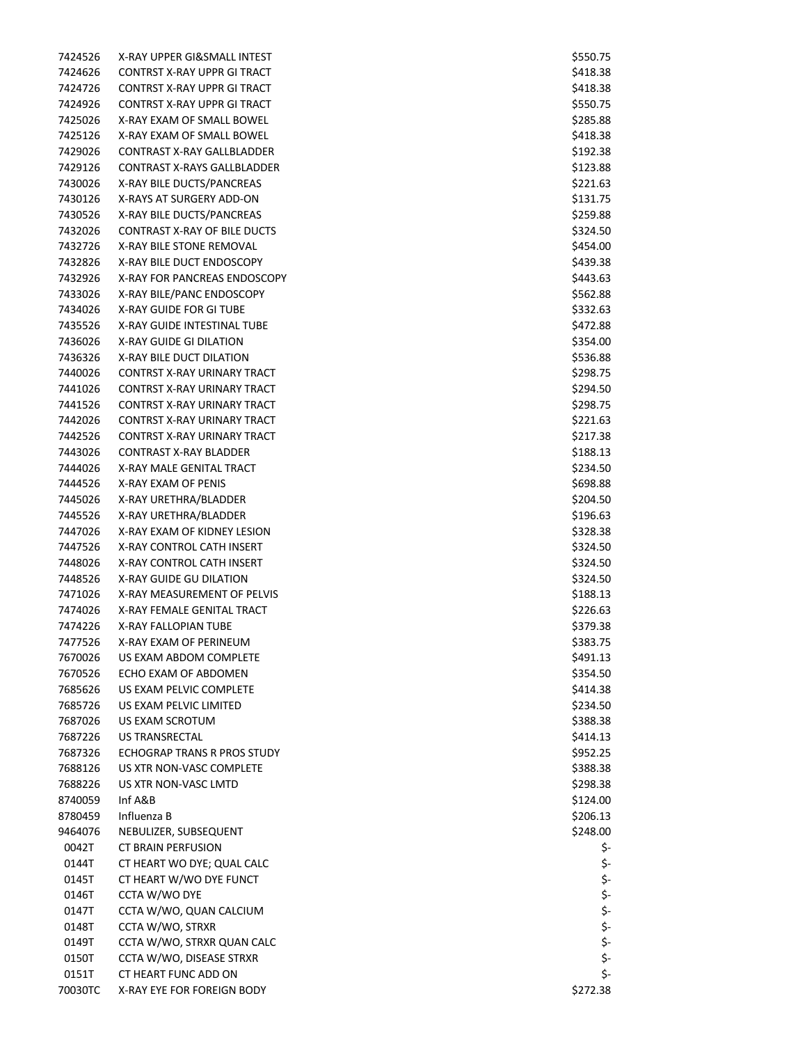| | | |
|---|---|---|
| 7424526 | X-RAY UPPER GI&SMALL INTEST | $550.75 |
| 7424626 | CONTRST X-RAY UPPR GI TRACT | $418.38 |
| 7424726 | CONTRST X-RAY UPPR GI TRACT | $418.38 |
| 7424926 | CONTRST X-RAY UPPR GI TRACT | $550.75 |
| 7425026 | X-RAY EXAM OF SMALL BOWEL | $285.88 |
| 7425126 | X-RAY EXAM OF SMALL BOWEL | $418.38 |
| 7429026 | CONTRAST X-RAY GALLBLADDER | $192.38 |
| 7429126 | CONTRAST X-RAYS GALLBLADDER | $123.88 |
| 7430026 | X-RAY BILE DUCTS/PANCREAS | $221.63 |
| 7430126 | X-RAYS AT SURGERY ADD-ON | $131.75 |
| 7430526 | X-RAY BILE DUCTS/PANCREAS | $259.88 |
| 7432026 | CONTRAST X-RAY OF BILE DUCTS | $324.50 |
| 7432726 | X-RAY BILE STONE REMOVAL | $454.00 |
| 7432826 | X-RAY BILE DUCT ENDOSCOPY | $439.38 |
| 7432926 | X-RAY FOR PANCREAS ENDOSCOPY | $443.63 |
| 7433026 | X-RAY BILE/PANC ENDOSCOPY | $562.88 |
| 7434026 | X-RAY GUIDE FOR GI TUBE | $332.63 |
| 7435526 | X-RAY GUIDE INTESTINAL TUBE | $472.88 |
| 7436026 | X-RAY GUIDE GI DILATION | $354.00 |
| 7436326 | X-RAY BILE DUCT DILATION | $536.88 |
| 7440026 | CONTRST X-RAY URINARY TRACT | $298.75 |
| 7441026 | CONTRST X-RAY URINARY TRACT | $294.50 |
| 7441526 | CONTRST X-RAY URINARY TRACT | $298.75 |
| 7442026 | CONTRST X-RAY URINARY TRACT | $221.63 |
| 7442526 | CONTRST X-RAY URINARY TRACT | $217.38 |
| 7443026 | CONTRAST X-RAY BLADDER | $188.13 |
| 7444026 | X-RAY MALE GENITAL TRACT | $234.50 |
| 7444526 | X-RAY EXAM OF PENIS | $698.88 |
| 7445026 | X-RAY URETHRA/BLADDER | $204.50 |
| 7445526 | X-RAY URETHRA/BLADDER | $196.63 |
| 7447026 | X-RAY EXAM OF KIDNEY LESION | $328.38 |
| 7447526 | X-RAY CONTROL CATH INSERT | $324.50 |
| 7448026 | X-RAY CONTROL CATH INSERT | $324.50 |
| 7448526 | X-RAY GUIDE GU DILATION | $324.50 |
| 7471026 | X-RAY MEASUREMENT OF PELVIS | $188.13 |
| 7474026 | X-RAY FEMALE GENITAL TRACT | $226.63 |
| 7474226 | X-RAY FALLOPIAN TUBE | $379.38 |
| 7477526 | X-RAY EXAM OF PERINEUM | $383.75 |
| 7670026 | US EXAM ABDOM COMPLETE | $491.13 |
| 7670526 | ECHO EXAM OF ABDOMEN | $354.50 |
| 7685626 | US EXAM PELVIC COMPLETE | $414.38 |
| 7685726 | US EXAM PELVIC LIMITED | $234.50 |
| 7687026 | US EXAM SCROTUM | $388.38 |
| 7687226 | US TRANSRECTAL | $414.13 |
| 7687326 | ECHOGRAP TRANS R PROS STUDY | $952.25 |
| 7688126 | US XTR NON-VASC COMPLETE | $388.38 |
| 7688226 | US XTR NON-VASC LMTD | $298.38 |
| 8740059 | Inf A&B | $124.00 |
| 8780459 | Influenza B | $206.13 |
| 9464076 | NEBULIZER, SUBSEQUENT | $248.00 |
| 0042T | CT BRAIN PERFUSION | $- |
| 0144T | CT HEART WO DYE; QUAL CALC | $- |
| 0145T | CT HEART W/WO DYE FUNCT | $- |
| 0146T | CCTA W/WO DYE | $- |
| 0147T | CCTA W/WO, QUAN CALCIUM | $- |
| 0148T | CCTA W/WO, STRXR | $- |
| 0149T | CCTA W/WO, STRXR QUAN CALC | $- |
| 0150T | CCTA W/WO, DISEASE STRXR | $- |
| 0151T | CT HEART FUNC ADD ON | $- |
| 70030TC | X-RAY EYE FOR FOREIGN BODY | $272.38 |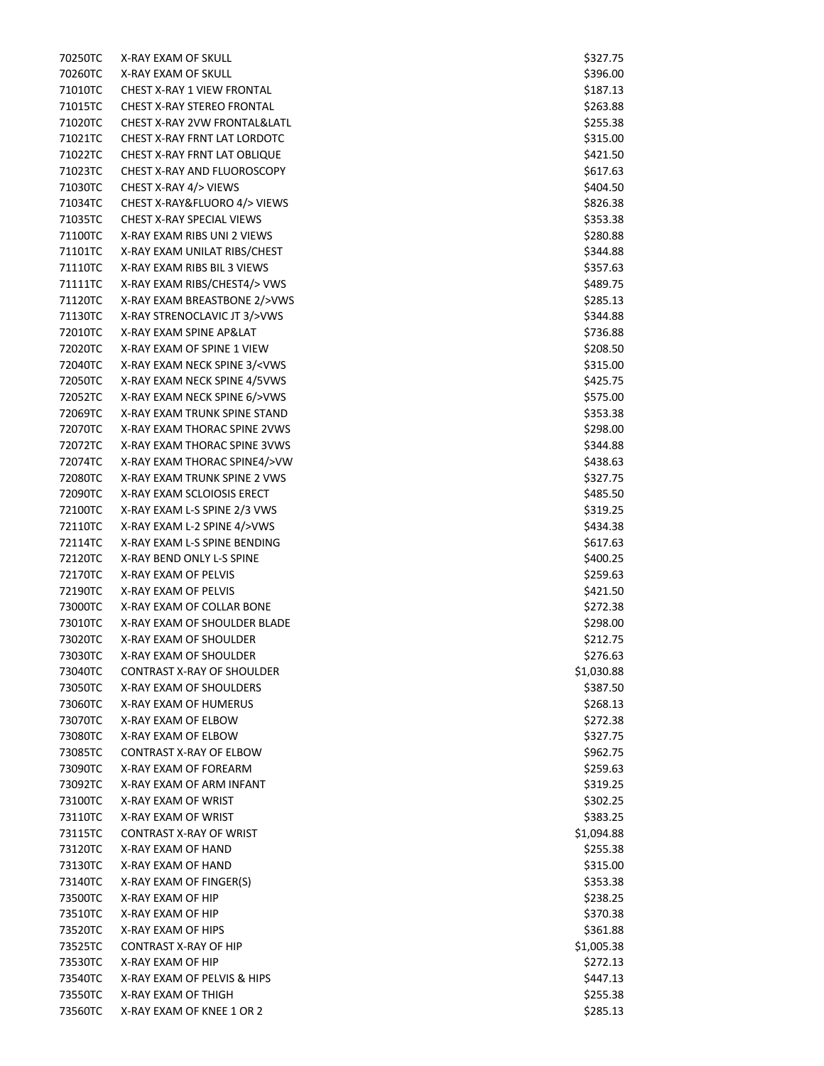| | | |
|---|---|---|
| 70250TC | X-RAY EXAM OF SKULL | $327.75 |
| 70260TC | X-RAY EXAM OF SKULL | $396.00 |
| 71010TC | CHEST X-RAY 1 VIEW FRONTAL | $187.13 |
| 71015TC | CHEST X-RAY STEREO FRONTAL | $263.88 |
| 71020TC | CHEST X-RAY 2VW FRONTAL&LATL | $255.38 |
| 71021TC | CHEST X-RAY FRNT LAT LORDOTC | $315.00 |
| 71022TC | CHEST X-RAY FRNT LAT OBLIQUE | $421.50 |
| 71023TC | CHEST X-RAY AND FLUOROSCOPY | $617.63 |
| 71030TC | CHEST X-RAY 4/> VIEWS | $404.50 |
| 71034TC | CHEST X-RAY&FLUORO 4/> VIEWS | $826.38 |
| 71035TC | CHEST X-RAY SPECIAL VIEWS | $353.38 |
| 71100TC | X-RAY EXAM RIBS UNI 2 VIEWS | $280.88 |
| 71101TC | X-RAY EXAM UNILAT RIBS/CHEST | $344.88 |
| 71110TC | X-RAY EXAM RIBS BIL 3 VIEWS | $357.63 |
| 71111TC | X-RAY EXAM RIBS/CHEST4/> VWS | $489.75 |
| 71120TC | X-RAY EXAM BREASTBONE 2/>VWS | $285.13 |
| 71130TC | X-RAY STRENOCLAVIC JT 3/>VWS | $344.88 |
| 72010TC | X-RAY EXAM SPINE AP&LAT | $736.88 |
| 72020TC | X-RAY EXAM OF SPINE 1 VIEW | $208.50 |
| 72040TC | X-RAY EXAM NECK SPINE 3/<VWS | $315.00 |
| 72050TC | X-RAY EXAM NECK SPINE 4/5VWS | $425.75 |
| 72052TC | X-RAY EXAM NECK SPINE 6/>VWS | $575.00 |
| 72069TC | X-RAY EXAM TRUNK SPINE STAND | $353.38 |
| 72070TC | X-RAY EXAM THORAC SPINE 2VWS | $298.00 |
| 72072TC | X-RAY EXAM THORAC SPINE 3VWS | $344.88 |
| 72074TC | X-RAY EXAM THORAC SPINE4/>VW | $438.63 |
| 72080TC | X-RAY EXAM TRUNK SPINE 2 VWS | $327.75 |
| 72090TC | X-RAY EXAM SCLOIOSIS ERECT | $485.50 |
| 72100TC | X-RAY EXAM L-S SPINE 2/3 VWS | $319.25 |
| 72110TC | X-RAY EXAM L-2 SPINE 4/>VWS | $434.38 |
| 72114TC | X-RAY EXAM L-S SPINE BENDING | $617.63 |
| 72120TC | X-RAY BEND ONLY L-S SPINE | $400.25 |
| 72170TC | X-RAY EXAM OF PELVIS | $259.63 |
| 72190TC | X-RAY EXAM OF PELVIS | $421.50 |
| 73000TC | X-RAY EXAM OF COLLAR BONE | $272.38 |
| 73010TC | X-RAY EXAM OF SHOULDER BLADE | $298.00 |
| 73020TC | X-RAY EXAM OF SHOULDER | $212.75 |
| 73030TC | X-RAY EXAM OF SHOULDER | $276.63 |
| 73040TC | CONTRAST X-RAY OF SHOULDER | $1,030.88 |
| 73050TC | X-RAY EXAM OF SHOULDERS | $387.50 |
| 73060TC | X-RAY EXAM OF HUMERUS | $268.13 |
| 73070TC | X-RAY EXAM OF ELBOW | $272.38 |
| 73080TC | X-RAY EXAM OF ELBOW | $327.75 |
| 73085TC | CONTRAST X-RAY OF ELBOW | $962.75 |
| 73090TC | X-RAY EXAM OF FOREARM | $259.63 |
| 73092TC | X-RAY EXAM OF ARM INFANT | $319.25 |
| 73100TC | X-RAY EXAM OF WRIST | $302.25 |
| 73110TC | X-RAY EXAM OF WRIST | $383.25 |
| 73115TC | CONTRAST X-RAY OF WRIST | $1,094.88 |
| 73120TC | X-RAY EXAM OF HAND | $255.38 |
| 73130TC | X-RAY EXAM OF HAND | $315.00 |
| 73140TC | X-RAY EXAM OF FINGER(S) | $353.38 |
| 73500TC | X-RAY EXAM OF HIP | $238.25 |
| 73510TC | X-RAY EXAM OF HIP | $370.38 |
| 73520TC | X-RAY EXAM OF HIPS | $361.88 |
| 73525TC | CONTRAST X-RAY OF HIP | $1,005.38 |
| 73530TC | X-RAY EXAM OF HIP | $272.13 |
| 73540TC | X-RAY EXAM OF PELVIS & HIPS | $447.13 |
| 73550TC | X-RAY EXAM OF THIGH | $255.38 |
| 73560TC | X-RAY EXAM OF KNEE 1 OR 2 | $285.13 |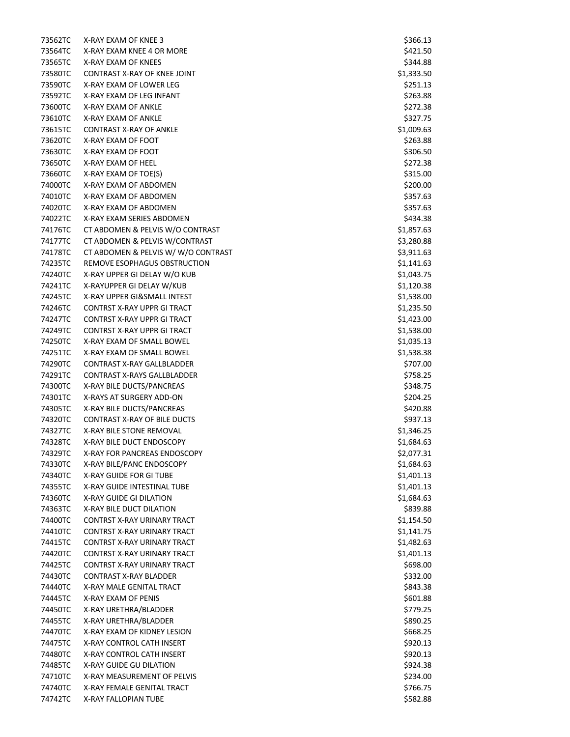| | | |
|---|---|---|
| 73562TC | X-RAY EXAM OF KNEE 3 | $366.13 |
| 73564TC | X-RAY EXAM KNEE 4 OR MORE | $421.50 |
| 73565TC | X-RAY EXAM OF KNEES | $344.88 |
| 73580TC | CONTRAST X-RAY OF KNEE JOINT | $1,333.50 |
| 73590TC | X-RAY EXAM OF LOWER LEG | $251.13 |
| 73592TC | X-RAY EXAM OF LEG INFANT | $263.88 |
| 73600TC | X-RAY EXAM OF ANKLE | $272.38 |
| 73610TC | X-RAY EXAM OF ANKLE | $327.75 |
| 73615TC | CONTRAST X-RAY OF ANKLE | $1,009.63 |
| 73620TC | X-RAY EXAM OF FOOT | $263.88 |
| 73630TC | X-RAY EXAM OF FOOT | $306.50 |
| 73650TC | X-RAY EXAM OF HEEL | $272.38 |
| 73660TC | X-RAY EXAM OF TOE(S) | $315.00 |
| 74000TC | X-RAY EXAM OF ABDOMEN | $200.00 |
| 74010TC | X-RAY EXAM OF ABDOMEN | $357.63 |
| 74020TC | X-RAY EXAM OF ABDOMEN | $357.63 |
| 74022TC | X-RAY EXAM SERIES ABDOMEN | $434.38 |
| 74176TC | CT ABDOMEN & PELVIS W/O CONTRAST | $1,857.63 |
| 74177TC | CT ABDOMEN & PELVIS W/CONTRAST | $3,280.88 |
| 74178TC | CT ABDOMEN & PELVIS W/ W/O CONTRAST | $3,911.63 |
| 74235TC | REMOVE ESOPHAGUS OBSTRUCTION | $1,141.63 |
| 74240TC | X-RAY UPPER GI DELAY W/O KUB | $1,043.75 |
| 74241TC | X-RAYUPPER GI DELAY W/KUB | $1,120.38 |
| 74245TC | X-RAY UPPER GI&SMALL INTEST | $1,538.00 |
| 74246TC | CONTRST X-RAY UPPR GI TRACT | $1,235.50 |
| 74247TC | CONTRST X-RAY UPPR GI TRACT | $1,423.00 |
| 74249TC | CONTRST X-RAY UPPR GI TRACT | $1,538.00 |
| 74250TC | X-RAY EXAM OF SMALL BOWEL | $1,035.13 |
| 74251TC | X-RAY EXAM OF SMALL BOWEL | $1,538.38 |
| 74290TC | CONTRAST X-RAY GALLBLADDER | $707.00 |
| 74291TC | CONTRAST X-RAYS GALLBLADDER | $758.25 |
| 74300TC | X-RAY BILE DUCTS/PANCREAS | $348.75 |
| 74301TC | X-RAYS AT SURGERY ADD-ON | $204.25 |
| 74305TC | X-RAY BILE DUCTS/PANCREAS | $420.88 |
| 74320TC | CONTRAST X-RAY OF BILE DUCTS | $937.13 |
| 74327TC | X-RAY BILE STONE REMOVAL | $1,346.25 |
| 74328TC | X-RAY BILE DUCT ENDOSCOPY | $1,684.63 |
| 74329TC | X-RAY FOR PANCREAS ENDOSCOPY | $2,077.31 |
| 74330TC | X-RAY BILE/PANC ENDOSCOPY | $1,684.63 |
| 74340TC | X-RAY GUIDE FOR GI TUBE | $1,401.13 |
| 74355TC | X-RAY GUIDE INTESTINAL TUBE | $1,401.13 |
| 74360TC | X-RAY GUIDE GI DILATION | $1,684.63 |
| 74363TC | X-RAY BILE DUCT DILATION | $839.88 |
| 74400TC | CONTRST X-RAY URINARY TRACT | $1,154.50 |
| 74410TC | CONTRST X-RAY URINARY TRACT | $1,141.75 |
| 74415TC | CONTRST X-RAY URINARY TRACT | $1,482.63 |
| 74420TC | CONTRST X-RAY URINARY TRACT | $1,401.13 |
| 74425TC | CONTRST X-RAY URINARY TRACT | $698.00 |
| 74430TC | CONTRAST X-RAY BLADDER | $332.00 |
| 74440TC | X-RAY MALE GENITAL TRACT | $843.38 |
| 74445TC | X-RAY EXAM OF PENIS | $601.88 |
| 74450TC | X-RAY URETHRA/BLADDER | $779.25 |
| 74455TC | X-RAY URETHRA/BLADDER | $890.25 |
| 74470TC | X-RAY EXAM OF KIDNEY LESION | $668.25 |
| 74475TC | X-RAY CONTROL CATH INSERT | $920.13 |
| 74480TC | X-RAY CONTROL CATH INSERT | $920.13 |
| 74485TC | X-RAY GUIDE GU DILATION | $924.38 |
| 74710TC | X-RAY MEASUREMENT OF PELVIS | $234.00 |
| 74740TC | X-RAY FEMALE GENITAL TRACT | $766.75 |
| 74742TC | X-RAY FALLOPIAN TUBE | $582.88 |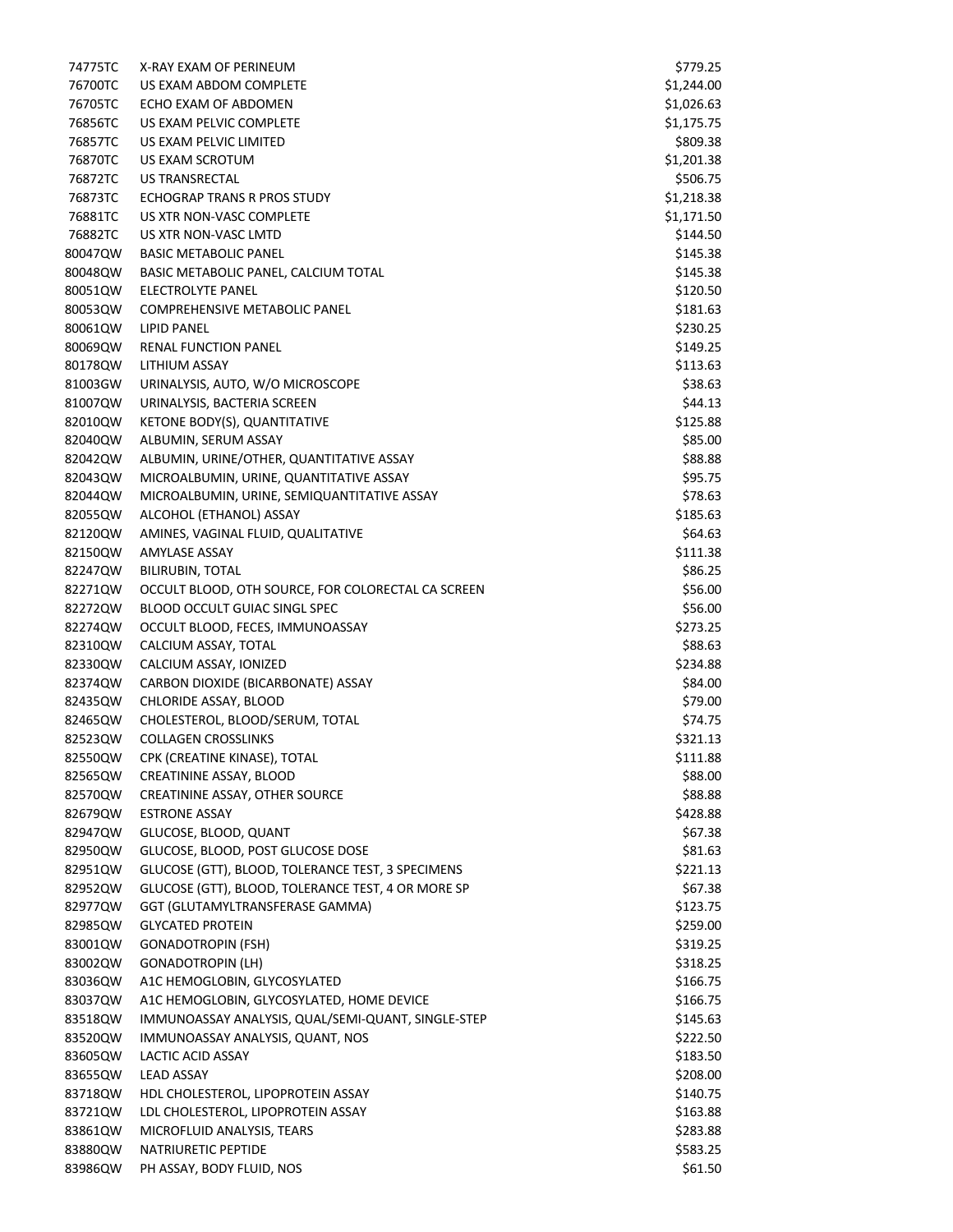| | | |
|---|---|---|
| 74775TC | X-RAY EXAM OF PERINEUM | $779.25 |
| 76700TC | US EXAM ABDOM COMPLETE | $1,244.00 |
| 76705TC | ECHO EXAM OF ABDOMEN | $1,026.63 |
| 76856TC | US EXAM PELVIC COMPLETE | $1,175.75 |
| 76857TC | US EXAM PELVIC LIMITED | $809.38 |
| 76870TC | US EXAM SCROTUM | $1,201.38 |
| 76872TC | US TRANSRECTAL | $506.75 |
| 76873TC | ECHOGRAP TRANS R PROS STUDY | $1,218.38 |
| 76881TC | US XTR NON-VASC COMPLETE | $1,171.50 |
| 76882TC | US XTR NON-VASC LMTD | $144.50 |
| 80047QW | BASIC METABOLIC PANEL | $145.38 |
| 80048QW | BASIC METABOLIC PANEL, CALCIUM TOTAL | $145.38 |
| 80051QW | ELECTROLYTE PANEL | $120.50 |
| 80053QW | COMPREHENSIVE METABOLIC PANEL | $181.63 |
| 80061QW | LIPID PANEL | $230.25 |
| 80069QW | RENAL FUNCTION PANEL | $149.25 |
| 80178QW | LITHIUM ASSAY | $113.63 |
| 81003GW | URINALYSIS, AUTO, W/O MICROSCOPE | $38.63 |
| 81007QW | URINALYSIS, BACTERIA SCREEN | $44.13 |
| 82010QW | KETONE BODY(S), QUANTITATIVE | $125.88 |
| 82040QW | ALBUMIN, SERUM ASSAY | $85.00 |
| 82042QW | ALBUMIN, URINE/OTHER, QUANTITATIVE ASSAY | $88.88 |
| 82043QW | MICROALBUMIN, URINE, QUANTITATIVE ASSAY | $95.75 |
| 82044QW | MICROALBUMIN, URINE, SEMIQUANTITATIVE ASSAY | $78.63 |
| 82055QW | ALCOHOL (ETHANOL) ASSAY | $185.63 |
| 82120QW | AMINES, VAGINAL FLUID, QUALITATIVE | $64.63 |
| 82150QW | AMYLASE ASSAY | $111.38 |
| 82247QW | BILIRUBIN, TOTAL | $86.25 |
| 82271QW | OCCULT BLOOD, OTH SOURCE, FOR COLORECTAL CA SCREEN | $56.00 |
| 82272QW | BLOOD OCCULT GUIAC SINGL SPEC | $56.00 |
| 82274QW | OCCULT BLOOD, FECES, IMMUNOASSAY | $273.25 |
| 82310QW | CALCIUM ASSAY, TOTAL | $88.63 |
| 82330QW | CALCIUM ASSAY, IONIZED | $234.88 |
| 82374QW | CARBON DIOXIDE (BICARBONATE) ASSAY | $84.00 |
| 82435QW | CHLORIDE ASSAY, BLOOD | $79.00 |
| 82465QW | CHOLESTEROL, BLOOD/SERUM, TOTAL | $74.75 |
| 82523QW | COLLAGEN CROSSLINKS | $321.13 |
| 82550QW | CPK (CREATINE KINASE), TOTAL | $111.88 |
| 82565QW | CREATININE ASSAY, BLOOD | $88.00 |
| 82570QW | CREATININE ASSAY, OTHER SOURCE | $88.88 |
| 82679QW | ESTRONE ASSAY | $428.88 |
| 82947QW | GLUCOSE, BLOOD, QUANT | $67.38 |
| 82950QW | GLUCOSE, BLOOD, POST GLUCOSE DOSE | $81.63 |
| 82951QW | GLUCOSE (GTT), BLOOD, TOLERANCE TEST, 3 SPECIMENS | $221.13 |
| 82952QW | GLUCOSE (GTT), BLOOD, TOLERANCE TEST, 4 OR MORE SP | $67.38 |
| 82977QW | GGT (GLUTAMYLTRANSFERASE GAMMA) | $123.75 |
| 82985QW | GLYCATED PROTEIN | $259.00 |
| 83001QW | GONADOTROPIN (FSH) | $319.25 |
| 83002QW | GONADOTROPIN (LH) | $318.25 |
| 83036QW | A1C HEMOGLOBIN, GLYCOSYLATED | $166.75 |
| 83037QW | A1C HEMOGLOBIN, GLYCOSYLATED, HOME DEVICE | $166.75 |
| 83518QW | IMMUNOASSAY ANALYSIS, QUAL/SEMI-QUANT, SINGLE-STEP | $145.63 |
| 83520QW | IMMUNOASSAY ANALYSIS, QUANT, NOS | $222.50 |
| 83605QW | LACTIC ACID ASSAY | $183.50 |
| 83655QW | LEAD ASSAY | $208.00 |
| 83718QW | HDL CHOLESTEROL, LIPOPROTEIN ASSAY | $140.75 |
| 83721QW | LDL CHOLESTEROL, LIPOPROTEIN ASSAY | $163.88 |
| 83861QW | MICROFLUID ANALYSIS, TEARS | $283.88 |
| 83880QW | NATRIURETIC PEPTIDE | $583.25 |
| 83986QW | PH ASSAY, BODY FLUID, NOS | $61.50 |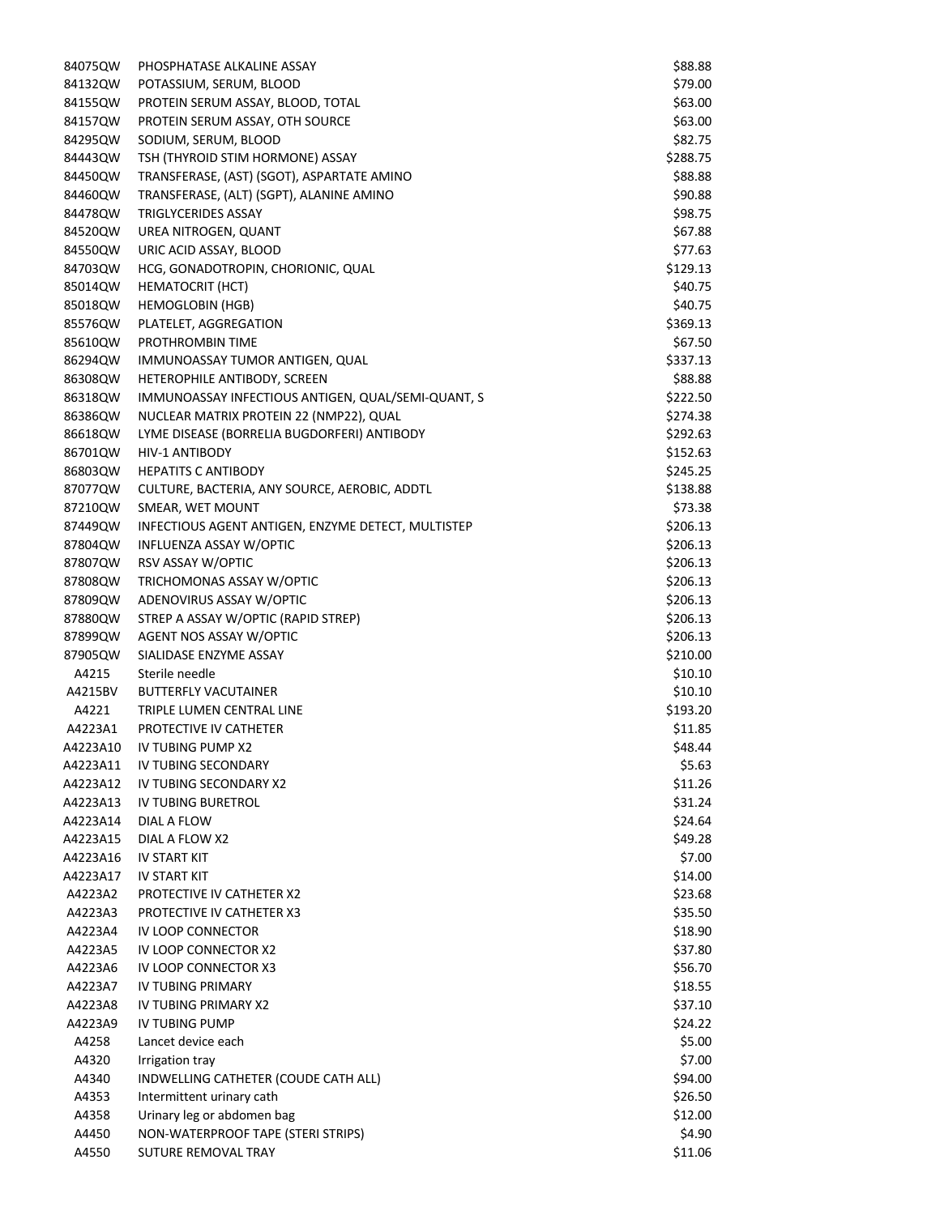| | | |
|---|---|---|
| 84075QW | PHOSPHATASE ALKALINE ASSAY | $88.88 |
| 84132QW | POTASSIUM, SERUM, BLOOD | $79.00 |
| 84155QW | PROTEIN SERUM ASSAY, BLOOD, TOTAL | $63.00 |
| 84157QW | PROTEIN SERUM ASSAY, OTH SOURCE | $63.00 |
| 84295QW | SODIUM, SERUM, BLOOD | $82.75 |
| 84443QW | TSH (THYROID STIM HORMONE) ASSAY | $288.75 |
| 84450QW | TRANSFERASE, (AST) (SGOT), ASPARTATE AMINO | $88.88 |
| 84460QW | TRANSFERASE, (ALT) (SGPT), ALANINE AMINO | $90.88 |
| 84478QW | TRIGLYCERIDES ASSAY | $98.75 |
| 84520QW | UREA NITROGEN, QUANT | $67.88 |
| 84550QW | URIC ACID ASSAY, BLOOD | $77.63 |
| 84703QW | HCG, GONADOTROPIN, CHORIONIC, QUAL | $129.13 |
| 85014QW | HEMATOCRIT (HCT) | $40.75 |
| 85018QW | HEMOGLOBIN (HGB) | $40.75 |
| 85576QW | PLATELET, AGGREGATION | $369.13 |
| 85610QW | PROTHROMBIN TIME | $67.50 |
| 86294QW | IMMUNOASSAY TUMOR ANTIGEN, QUAL | $337.13 |
| 86308QW | HETEROPHILE ANTIBODY, SCREEN | $88.88 |
| 86318QW | IMMUNOASSAY INFECTIOUS ANTIGEN, QUAL/SEMI-QUANT, S | $222.50 |
| 86386QW | NUCLEAR MATRIX PROTEIN 22 (NMP22), QUAL | $274.38 |
| 86618QW | LYME DISEASE (BORRELIA BUGDORFERI) ANTIBODY | $292.63 |
| 86701QW | HIV-1 ANTIBODY | $152.63 |
| 86803QW | HEPATITS C ANTIBODY | $245.25 |
| 87077QW | CULTURE, BACTERIA, ANY SOURCE, AEROBIC, ADDTL | $138.88 |
| 87210QW | SMEAR, WET MOUNT | $73.38 |
| 87449QW | INFECTIOUS AGENT ANTIGEN, ENZYME DETECT, MULTISTEP | $206.13 |
| 87804QW | INFLUENZA ASSAY W/OPTIC | $206.13 |
| 87807QW | RSV ASSAY W/OPTIC | $206.13 |
| 87808QW | TRICHOMONAS ASSAY W/OPTIC | $206.13 |
| 87809QW | ADENOVIRUS ASSAY W/OPTIC | $206.13 |
| 87880QW | STREP A ASSAY W/OPTIC (RAPID STREP) | $206.13 |
| 87899QW | AGENT NOS ASSAY W/OPTIC | $206.13 |
| 87905QW | SIALIDASE ENZYME ASSAY | $210.00 |
| A4215 | Sterile needle | $10.10 |
| A4215BV | BUTTERFLY VACUTAINER | $10.10 |
| A4221 | TRIPLE LUMEN CENTRAL LINE | $193.20 |
| A4223A1 | PROTECTIVE IV CATHETER | $11.85 |
| A4223A10 | IV TUBING PUMP X2 | $48.44 |
| A4223A11 | IV TUBING SECONDARY | $5.63 |
| A4223A12 | IV TUBING SECONDARY X2 | $11.26 |
| A4223A13 | IV TUBING BURETROL | $31.24 |
| A4223A14 | DIAL A FLOW | $24.64 |
| A4223A15 | DIAL A FLOW X2 | $49.28 |
| A4223A16 | IV START KIT | $7.00 |
| A4223A17 | IV START KIT | $14.00 |
| A4223A2 | PROTECTIVE IV CATHETER X2 | $23.68 |
| A4223A3 | PROTECTIVE IV CATHETER X3 | $35.50 |
| A4223A4 | IV LOOP CONNECTOR | $18.90 |
| A4223A5 | IV LOOP CONNECTOR X2 | $37.80 |
| A4223A6 | IV LOOP CONNECTOR X3 | $56.70 |
| A4223A7 | IV TUBING PRIMARY | $18.55 |
| A4223A8 | IV TUBING PRIMARY X2 | $37.10 |
| A4223A9 | IV TUBING PUMP | $24.22 |
| A4258 | Lancet device each | $5.00 |
| A4320 | Irrigation tray | $7.00 |
| A4340 | INDWELLING CATHETER (COUDE CATH ALL) | $94.00 |
| A4353 | Intermittent urinary cath | $26.50 |
| A4358 | Urinary leg or abdomen bag | $12.00 |
| A4450 | NON-WATERPROOF TAPE (STERI STRIPS) | $4.90 |
| A4550 | SUTURE REMOVAL TRAY | $11.06 |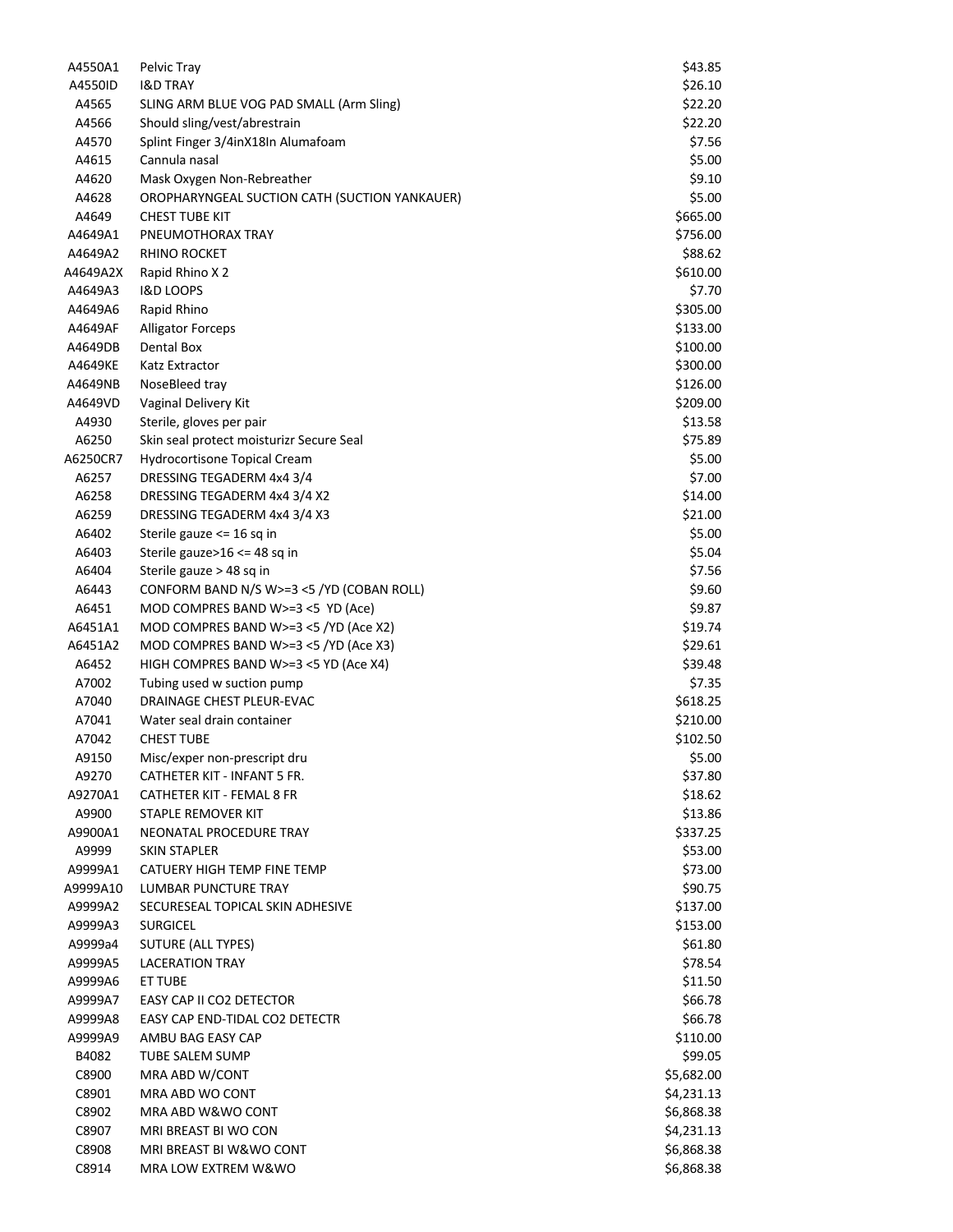| | | |
|---|---|---|
| A4550A1 | Pelvic Tray | $43.85 |
| A4550ID | I&D TRAY | $26.10 |
| A4565 | SLING ARM BLUE VOG PAD SMALL (Arm Sling) | $22.20 |
| A4566 | Should sling/vest/abrestrain | $22.20 |
| A4570 | Splint Finger 3/4inX18In Alumafoam | $7.56 |
| A4615 | Cannula nasal | $5.00 |
| A4620 | Mask Oxygen Non-Rebreather | $9.10 |
| A4628 | OROPHARYNGEAL SUCTION CATH (SUCTION YANKAUER) | $5.00 |
| A4649 | CHEST TUBE KIT | $665.00 |
| A4649A1 | PNEUMOTHORAX TRAY | $756.00 |
| A4649A2 | RHINO ROCKET | $88.62 |
| A4649A2X | Rapid Rhino X 2 | $610.00 |
| A4649A3 | I&D LOOPS | $7.70 |
| A4649A6 | Rapid Rhino | $305.00 |
| A4649AF | Alligator Forceps | $133.00 |
| A4649DB | Dental Box | $100.00 |
| A4649KE | Katz Extractor | $300.00 |
| A4649NB | NoseBleed tray | $126.00 |
| A4649VD | Vaginal Delivery Kit | $209.00 |
| A4930 | Sterile, gloves per pair | $13.58 |
| A6250 | Skin seal protect moisturizr Secure Seal | $75.89 |
| A6250CR7 | Hydrocortisone Topical Cream | $5.00 |
| A6257 | DRESSING TEGADERM 4x4 3/4 | $7.00 |
| A6258 | DRESSING TEGADERM 4x4 3/4 X2 | $14.00 |
| A6259 | DRESSING TEGADERM 4x4 3/4 X3 | $21.00 |
| A6402 | Sterile gauze <= 16 sq in | $5.00 |
| A6403 | Sterile gauze>16 <= 48 sq in | $5.04 |
| A6404 | Sterile gauze > 48 sq in | $7.56 |
| A6443 | CONFORM BAND N/S W>=3 <5 /YD (COBAN ROLL) | $9.60 |
| A6451 | MOD COMPRES BAND W>=3 <5 YD (Ace) | $9.87 |
| A6451A1 | MOD COMPRES BAND W>=3 <5 /YD (Ace X2) | $19.74 |
| A6451A2 | MOD COMPRES BAND W>=3 <5 /YD (Ace X3) | $29.61 |
| A6452 | HIGH COMPRES BAND W>=3 <5 YD (Ace X4) | $39.48 |
| A7002 | Tubing used w suction pump | $7.35 |
| A7040 | DRAINAGE CHEST PLEUR-EVAC | $618.25 |
| A7041 | Water seal drain container | $210.00 |
| A7042 | CHEST TUBE | $102.50 |
| A9150 | Misc/exper non-prescript dru | $5.00 |
| A9270 | CATHETER KIT - INFANT 5 FR. | $37.80 |
| A9270A1 | CATHETER KIT - FEMAL 8 FR | $18.62 |
| A9900 | STAPLE REMOVER KIT | $13.86 |
| A9900A1 | NEONATAL PROCEDURE TRAY | $337.25 |
| A9999 | SKIN STAPLER | $53.00 |
| A9999A1 | CATUERY HIGH TEMP FINE TEMP | $73.00 |
| A9999A10 | LUMBAR PUNCTURE TRAY | $90.75 |
| A9999A2 | SECURESEAL TOPICAL SKIN ADHESIVE | $137.00 |
| A9999A3 | SURGICEL | $153.00 |
| A9999a4 | SUTURE (ALL TYPES) | $61.80 |
| A9999A5 | LACERATION TRAY | $78.54 |
| A9999A6 | ET TUBE | $11.50 |
| A9999A7 | EASY CAP II CO2 DETECTOR | $66.78 |
| A9999A8 | EASY CAP END-TIDAL CO2 DETECTR | $66.78 |
| A9999A9 | AMBU BAG EASY CAP | $110.00 |
| B4082 | TUBE SALEM SUMP | $99.05 |
| C8900 | MRA ABD W/CONT | $5,682.00 |
| C8901 | MRA ABD WO CONT | $4,231.13 |
| C8902 | MRA ABD W&WO CONT | $6,868.38 |
| C8907 | MRI BREAST BI WO CON | $4,231.13 |
| C8908 | MRI BREAST BI W&WO CONT | $6,868.38 |
| C8914 | MRA LOW EXTREM W&WO | $6,868.38 |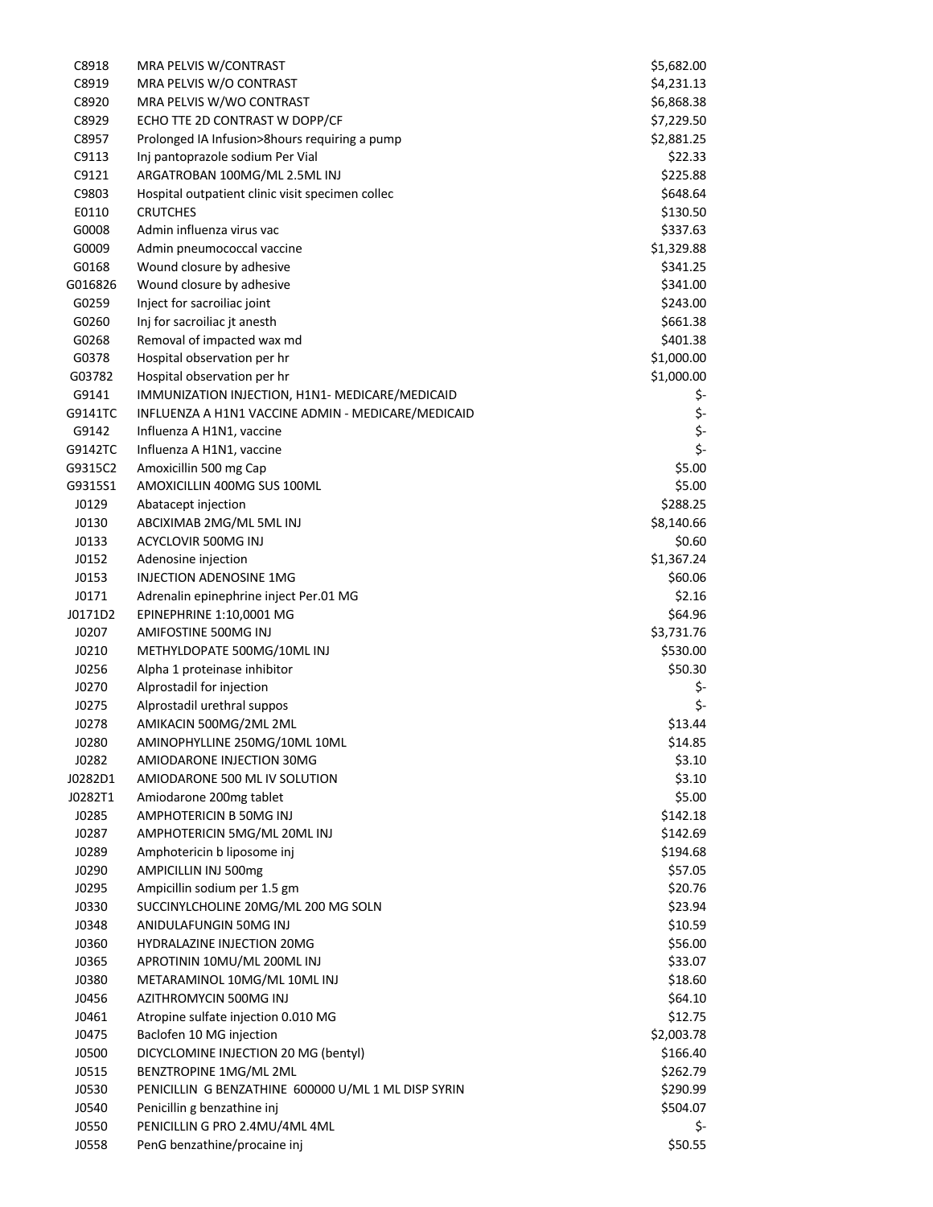| | | |
|---|---|---|
| C8918 | MRA PELVIS W/CONTRAST | $5,682.00 |
| C8919 | MRA PELVIS W/O CONTRAST | $4,231.13 |
| C8920 | MRA PELVIS W/WO CONTRAST | $6,868.38 |
| C8929 | ECHO TTE 2D CONTRAST W DOPP/CF | $7,229.50 |
| C8957 | Prolonged IA Infusion>8hours requiring a pump | $2,881.25 |
| C9113 | Inj pantoprazole sodium Per Vial | $22.33 |
| C9121 | ARGATROBAN 100MG/ML 2.5ML INJ | $225.88 |
| C9803 | Hospital outpatient clinic visit specimen collec | $648.64 |
| E0110 | CRUTCHES | $130.50 |
| G0008 | Admin influenza virus vac | $337.63 |
| G0009 | Admin pneumococcal vaccine | $1,329.88 |
| G0168 | Wound closure by adhesive | $341.25 |
| G016826 | Wound closure by adhesive | $341.00 |
| G0259 | Inject for sacroiliac joint | $243.00 |
| G0260 | Inj for sacroiliac jt anesth | $661.38 |
| G0268 | Removal of impacted wax md | $401.38 |
| G0378 | Hospital observation per hr | $1,000.00 |
| G03782 | Hospital observation per hr | $1,000.00 |
| G9141 | IMMUNIZATION INJECTION, H1N1- MEDICARE/MEDICAID | $- |
| G9141TC | INFLUENZA A H1N1 VACCINE ADMIN - MEDICARE/MEDICAID | $- |
| G9142 | Influenza A H1N1, vaccine | $- |
| G9142TC | Influenza A H1N1, vaccine | $- |
| G9315C2 | Amoxicillin 500 mg Cap | $5.00 |
| G9315S1 | AMOXICILLIN 400MG SUS 100ML | $5.00 |
| J0129 | Abatacept injection | $288.25 |
| J0130 | ABCIXIMAB 2MG/ML 5ML INJ | $8,140.66 |
| J0133 | ACYCLOVIR 500MG INJ | $0.60 |
| J0152 | Adenosine injection | $1,367.24 |
| J0153 | INJECTION ADENOSINE 1MG | $60.06 |
| J0171 | Adrenalin epinephrine inject Per.01 MG | $2.16 |
| J0171D2 | EPINEPHRINE 1:10,0001 MG | $64.96 |
| J0207 | AMIFOSTINE 500MG INJ | $3,731.76 |
| J0210 | METHYLDOPATE 500MG/10ML INJ | $530.00 |
| J0256 | Alpha 1 proteinase inhibitor | $50.30 |
| J0270 | Alprostadil for injection | $- |
| J0275 | Alprostadil urethral suppos | $- |
| J0278 | AMIKACIN 500MG/2ML 2ML | $13.44 |
| J0280 | AMINOPHYLLINE 250MG/10ML 10ML | $14.85 |
| J0282 | AMIODARONE INJECTION 30MG | $3.10 |
| J0282D1 | AMIODARONE 500 ML IV SOLUTION | $3.10 |
| J0282T1 | Amiodarone 200mg tablet | $5.00 |
| J0285 | AMPHOTERICIN B 50MG INJ | $142.18 |
| J0287 | AMPHOTERICIN 5MG/ML 20ML INJ | $142.69 |
| J0289 | Amphotericin b liposome inj | $194.68 |
| J0290 | AMPICILLIN INJ 500mg | $57.05 |
| J0295 | Ampicillin sodium per 1.5 gm | $20.76 |
| J0330 | SUCCINYLCHOLINE 20MG/ML 200 MG SOLN | $23.94 |
| J0348 | ANIDULAFUNGIN 50MG INJ | $10.59 |
| J0360 | HYDRALAZINE INJECTION 20MG | $56.00 |
| J0365 | APROTININ 10MU/ML 200ML INJ | $33.07 |
| J0380 | METARAMINOL 10MG/ML 10ML INJ | $18.60 |
| J0456 | AZITHROMYCIN 500MG INJ | $64.10 |
| J0461 | Atropine sulfate injection 0.010 MG | $12.75 |
| J0475 | Baclofen 10 MG injection | $2,003.78 |
| J0500 | DICYCLOMINE INJECTION 20 MG (bentyl) | $166.40 |
| J0515 | BENZTROPINE 1MG/ML 2ML | $262.79 |
| J0530 | PENICILLIN G BENZATHINE 600000 U/ML 1 ML DISP SYRIN | $290.99 |
| J0540 | Penicillin g benzathine inj | $504.07 |
| J0550 | PENICILLIN G PRO 2.4MU/4ML 4ML | $- |
| J0558 | PenG benzathine/procaine inj | $50.55 |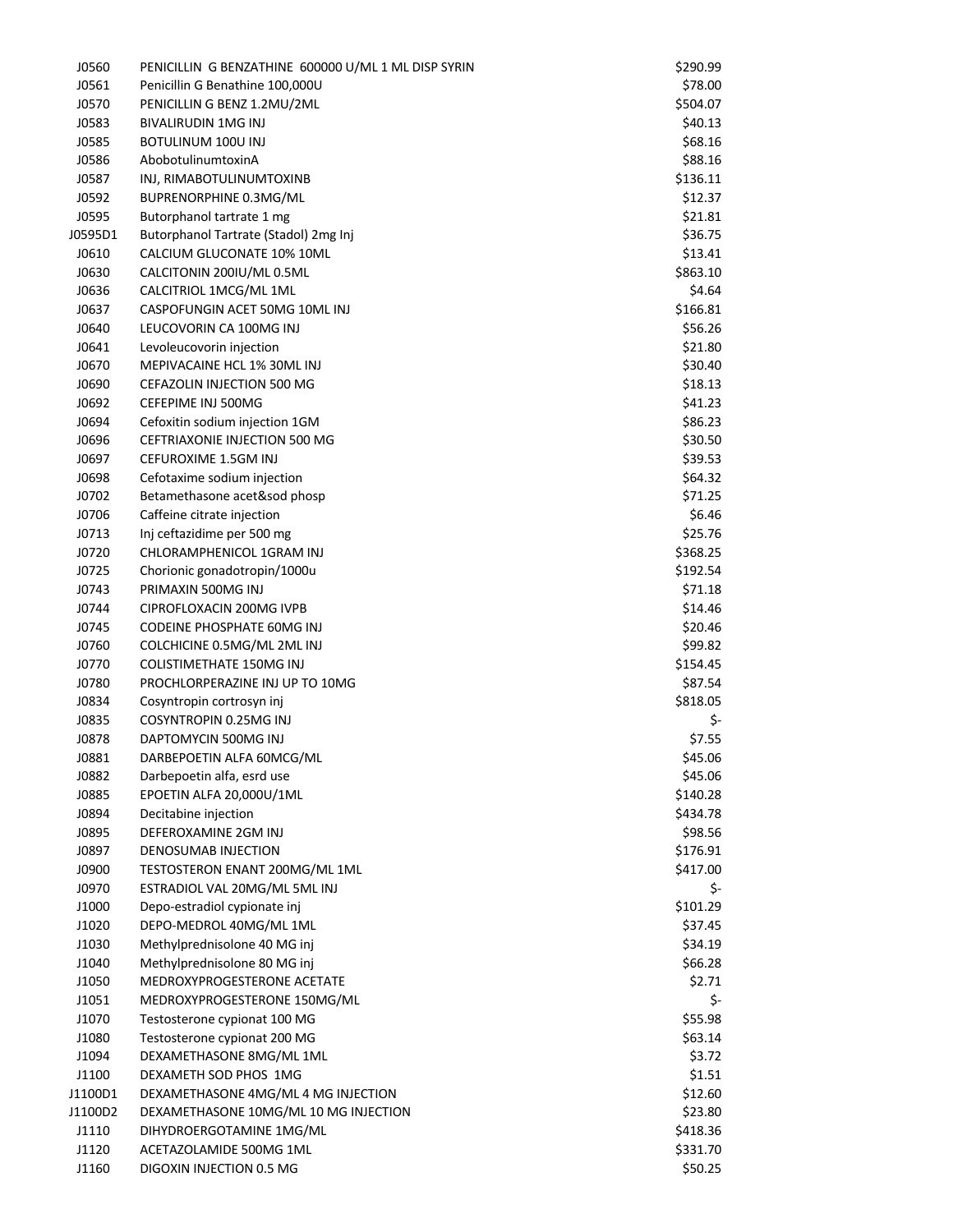| | | |
|---|---|---|
| J0560 | PENICILLIN G BENZATHINE 600000 U/ML 1 ML DISP SYRIN | $290.99 |
| J0561 | Penicillin G Benathine 100,000U | $78.00 |
| J0570 | PENICILLIN G BENZ 1.2MU/2ML | $504.07 |
| J0583 | BIVALIRUDIN 1MG INJ | $40.13 |
| J0585 | BOTULINUM 100U INJ | $68.16 |
| J0586 | AbobotulinumtoxinA | $88.16 |
| J0587 | INJ, RIMABOTULINUMTOXINB | $136.11 |
| J0592 | BUPRENORPHINE 0.3MG/ML | $12.37 |
| J0595 | Butorphanol tartrate 1 mg | $21.81 |
| J0595D1 | Butorphanol Tartrate (Stadol) 2mg Inj | $36.75 |
| J0610 | CALCIUM GLUCONATE 10% 10ML | $13.41 |
| J0630 | CALCITONIN 200IU/ML 0.5ML | $863.10 |
| J0636 | CALCITRIOL 1MCG/ML 1ML | $4.64 |
| J0637 | CASPOFUNGIN ACET 50MG 10ML INJ | $166.81 |
| J0640 | LEUCOVORIN CA 100MG INJ | $56.26 |
| J0641 | Levoleucovorin injection | $21.80 |
| J0670 | MEPIVACAINE HCL 1% 30ML INJ | $30.40 |
| J0690 | CEFAZOLIN INJECTION 500 MG | $18.13 |
| J0692 | CEFEPIME INJ 500MG | $41.23 |
| J0694 | Cefoxitin sodium injection 1GM | $86.23 |
| J0696 | CEFTRIAXONIE INJECTION 500 MG | $30.50 |
| J0697 | CEFUROXIME 1.5GM INJ | $39.53 |
| J0698 | Cefotaxime sodium injection | $64.32 |
| J0702 | Betamethasone acet&sod phosp | $71.25 |
| J0706 | Caffeine citrate injection | $6.46 |
| J0713 | Inj ceftazidime per 500 mg | $25.76 |
| J0720 | CHLORAMPHENICOL 1GRAM INJ | $368.25 |
| J0725 | Chorionic gonadotropin/1000u | $192.54 |
| J0743 | PRIMAXIN 500MG INJ | $71.18 |
| J0744 | CIPROFLOXACIN 200MG IVPB | $14.46 |
| J0745 | CODEINE PHOSPHATE 60MG INJ | $20.46 |
| J0760 | COLCHICINE 0.5MG/ML 2ML INJ | $99.82 |
| J0770 | COLISTIMETHATE 150MG INJ | $154.45 |
| J0780 | PROCHLORPERAZINE INJ UP TO 10MG | $87.54 |
| J0834 | Cosyntropin cortrosyn inj | $818.05 |
| J0835 | COSYNTROPIN 0.25MG INJ | $- |
| J0878 | DAPTOMYCIN 500MG INJ | $7.55 |
| J0881 | DARBEPOETIN ALFA 60MCG/ML | $45.06 |
| J0882 | Darbepoetin alfa, esrd use | $45.06 |
| J0885 | EPOETIN ALFA 20,000U/1ML | $140.28 |
| J0894 | Decitabine injection | $434.78 |
| J0895 | DEFEROXAMINE 2GM INJ | $98.56 |
| J0897 | DENOSUMAB INJECTION | $176.91 |
| J0900 | TESTOSTERON ENANT 200MG/ML 1ML | $417.00 |
| J0970 | ESTRADIOL VAL 20MG/ML 5ML INJ | $- |
| J1000 | Depo-estradiol cypionate inj | $101.29 |
| J1020 | DEPO-MEDROL 40MG/ML 1ML | $37.45 |
| J1030 | Methylprednisolone 40 MG inj | $34.19 |
| J1040 | Methylprednisolone 80 MG inj | $66.28 |
| J1050 | MEDROXYPROGESTERONE ACETATE | $2.71 |
| J1051 | MEDROXYPROGESTERONE 150MG/ML | $- |
| J1070 | Testosterone cypionat 100 MG | $55.98 |
| J1080 | Testosterone cypionat 200 MG | $63.14 |
| J1094 | DEXAMETHASONE 8MG/ML 1ML | $3.72 |
| J1100 | DEXAMETH SOD PHOS 1MG | $1.51 |
| J1100D1 | DEXAMETHASONE 4MG/ML 4 MG INJECTION | $12.60 |
| J1100D2 | DEXAMETHASONE 10MG/ML 10 MG INJECTION | $23.80 |
| J1110 | DIHYDROERGOTAMINE 1MG/ML | $418.36 |
| J1120 | ACETAZOLAMIDE 500MG 1ML | $331.70 |
| J1160 | DIGOXIN INJECTION 0.5 MG | $50.25 |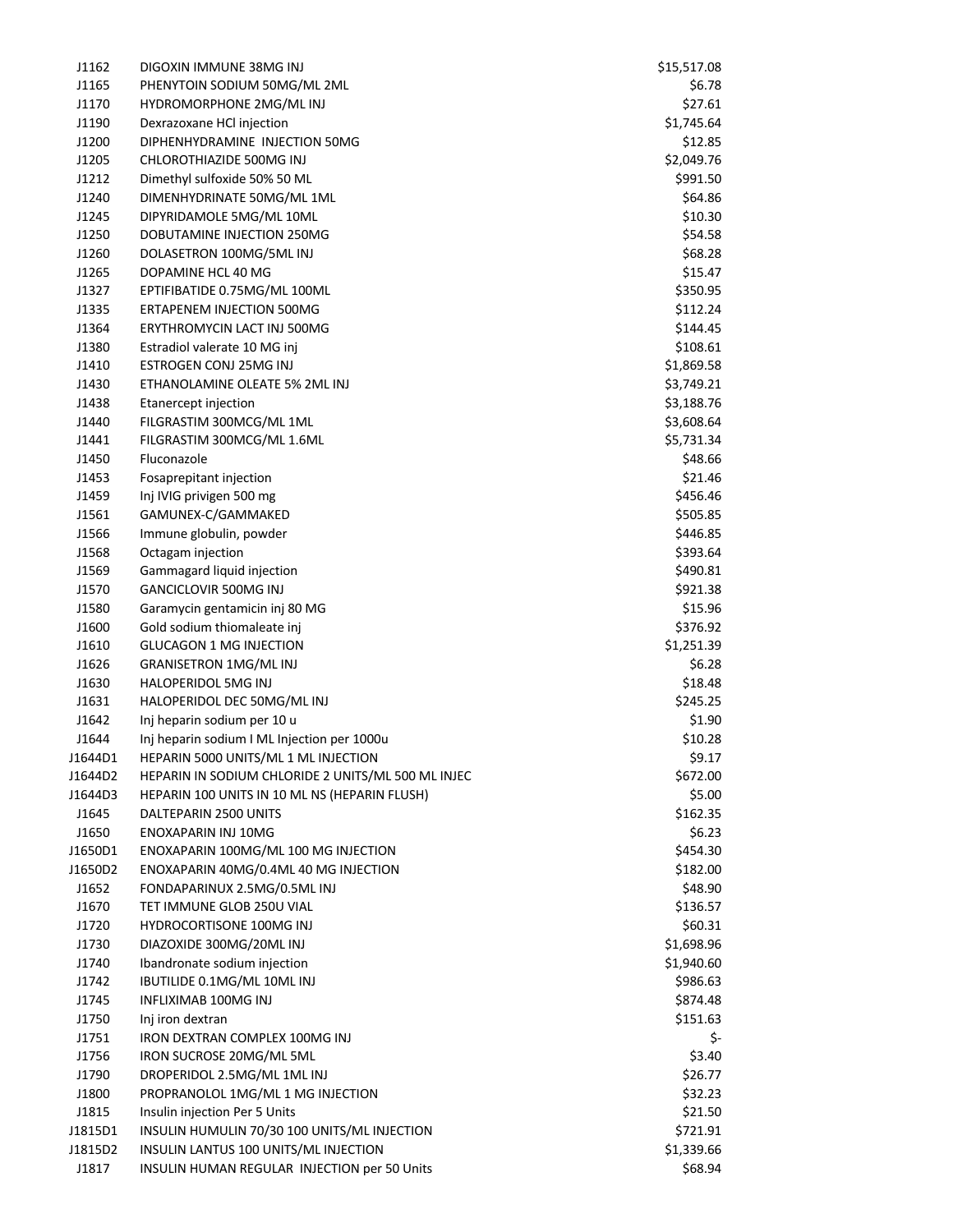| | | |
|---|---|---|
| J1162 | DIGOXIN IMMUNE 38MG INJ | $15,517.08 |
| J1165 | PHENYTOIN SODIUM 50MG/ML 2ML | $6.78 |
| J1170 | HYDROMORPHONE 2MG/ML INJ | $27.61 |
| J1190 | Dexrazoxane HCl injection | $1,745.64 |
| J1200 | DIPHENHYDRAMINE INJECTION 50MG | $12.85 |
| J1205 | CHLOROTHIAZIDE 500MG INJ | $2,049.76 |
| J1212 | Dimethyl sulfoxide 50% 50 ML | $991.50 |
| J1240 | DIMENHYDRINATE 50MG/ML 1ML | $64.86 |
| J1245 | DIPYRIDAMOLE 5MG/ML 10ML | $10.30 |
| J1250 | DOBUTAMINE INJECTION 250MG | $54.58 |
| J1260 | DOLASETRON 100MG/5ML INJ | $68.28 |
| J1265 | DOPAMINE HCL 40 MG | $15.47 |
| J1327 | EPTIFIBATIDE 0.75MG/ML 100ML | $350.95 |
| J1335 | ERTAPENEM INJECTION 500MG | $112.24 |
| J1364 | ERYTHROMYCIN LACT INJ 500MG | $144.45 |
| J1380 | Estradiol valerate 10 MG inj | $108.61 |
| J1410 | ESTROGEN CONJ 25MG INJ | $1,869.58 |
| J1430 | ETHANOLAMINE OLEATE 5% 2ML INJ | $3,749.21 |
| J1438 | Etanercept injection | $3,188.76 |
| J1440 | FILGRASTIM 300MCG/ML 1ML | $3,608.64 |
| J1441 | FILGRASTIM 300MCG/ML 1.6ML | $5,731.34 |
| J1450 | Fluconazole | $48.66 |
| J1453 | Fosaprepitant injection | $21.46 |
| J1459 | Inj IVIG privigen 500 mg | $456.46 |
| J1561 | GAMUNEX-C/GAMMAKED | $505.85 |
| J1566 | Immune globulin, powder | $446.85 |
| J1568 | Octagam injection | $393.64 |
| J1569 | Gammagard liquid injection | $490.81 |
| J1570 | GANCICLOVIR 500MG INJ | $921.38 |
| J1580 | Garamycin gentamicin inj 80 MG | $15.96 |
| J1600 | Gold sodium thiomaleate inj | $376.92 |
| J1610 | GLUCAGON 1 MG INJECTION | $1,251.39 |
| J1626 | GRANISETRON 1MG/ML INJ | $6.28 |
| J1630 | HALOPERIDOL 5MG INJ | $18.48 |
| J1631 | HALOPERIDOL DEC 50MG/ML INJ | $245.25 |
| J1642 | Inj heparin sodium per 10 u | $1.90 |
| J1644 | Inj heparin sodium I ML Injection per 1000u | $10.28 |
| J1644D1 | HEPARIN 5000 UNITS/ML 1 ML INJECTION | $9.17 |
| J1644D2 | HEPARIN IN SODIUM CHLORIDE 2 UNITS/ML 500 ML INJEC | $672.00 |
| J1644D3 | HEPARIN 100 UNITS IN 10 ML NS (HEPARIN FLUSH) | $5.00 |
| J1645 | DALTEPARIN 2500 UNITS | $162.35 |
| J1650 | ENOXAPARIN INJ 10MG | $6.23 |
| J1650D1 | ENOXAPARIN 100MG/ML 100 MG INJECTION | $454.30 |
| J1650D2 | ENOXAPARIN 40MG/0.4ML 40 MG INJECTION | $182.00 |
| J1652 | FONDAPARINUX 2.5MG/0.5ML INJ | $48.90 |
| J1670 | TET IMMUNE GLOB 250U VIAL | $136.57 |
| J1720 | HYDROCORTISONE 100MG INJ | $60.31 |
| J1730 | DIAZOXIDE 300MG/20ML INJ | $1,698.96 |
| J1740 | Ibandronate sodium injection | $1,940.60 |
| J1742 | IBUTILIDE 0.1MG/ML 10ML INJ | $986.63 |
| J1745 | INFLIXIMAB 100MG INJ | $874.48 |
| J1750 | Inj iron dextran | $151.63 |
| J1751 | IRON DEXTRAN COMPLEX 100MG INJ | $- |
| J1756 | IRON SUCROSE 20MG/ML 5ML | $3.40 |
| J1790 | DROPERIDOL 2.5MG/ML 1ML INJ | $26.77 |
| J1800 | PROPRANOLOL 1MG/ML 1 MG INJECTION | $32.23 |
| J1815 | Insulin injection Per 5 Units | $21.50 |
| J1815D1 | INSULIN HUMULIN 70/30 100 UNITS/ML INJECTION | $721.91 |
| J1815D2 | INSULIN LANTUS 100 UNITS/ML INJECTION | $1,339.66 |
| J1817 | INSULIN HUMAN REGULAR INJECTION per 50 Units | $68.94 |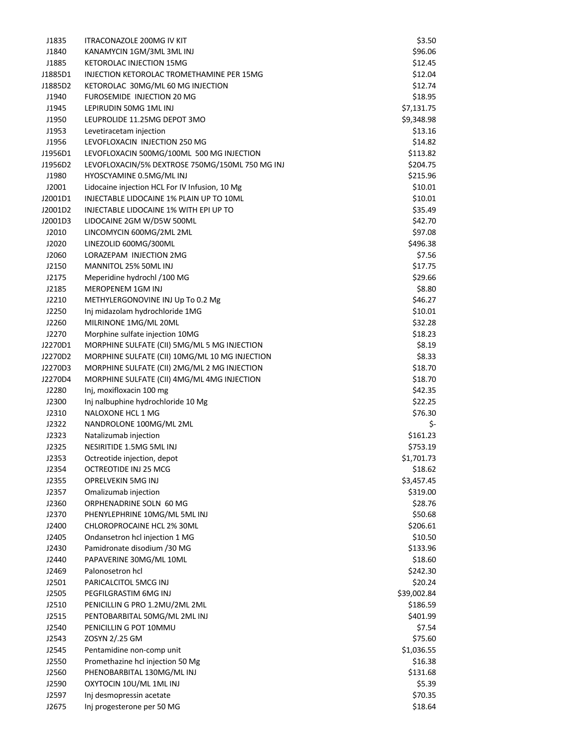| | | |
|---|---|---|
| J1835 | ITRACONAZOLE 200MG IV KIT | $3.50 |
| J1840 | KANAMYCIN 1GM/3ML 3ML INJ | $96.06 |
| J1885 | KETOROLAC INJECTION 15MG | $12.45 |
| J1885D1 | INJECTION KETOROLAC TROMETHAMINE PER 15MG | $12.04 |
| J1885D2 | KETOROLAC 30MG/ML 60 MG INJECTION | $12.74 |
| J1940 | FUROSEMIDE INJECTION 20 MG | $18.95 |
| J1945 | LEPIRUDIN 50MG 1ML INJ | $7,131.75 |
| J1950 | LEUPROLIDE 11.25MG DEPOT 3MO | $9,348.98 |
| J1953 | Levetiracetam injection | $13.16 |
| J1956 | LEVOFLOXACIN INJECTION 250 MG | $14.82 |
| J1956D1 | LEVOFLOXACIN 500MG/100ML 500 MG INJECTION | $113.82 |
| J1956D2 | LEVOFLOXACIN/5% DEXTROSE 750MG/150ML 750 MG INJ | $204.75 |
| J1980 | HYOSCYAMINE 0.5MG/ML INJ | $215.96 |
| J2001 | Lidocaine injection HCL For IV Infusion, 10 Mg | $10.01 |
| J2001D1 | INJECTABLE LIDOCAINE 1% PLAIN UP TO 10ML | $10.01 |
| J2001D2 | INJECTABLE LIDOCAINE 1% WITH EPI UP TO | $35.49 |
| J2001D3 | LIDOCAINE 2GM W/D5W 500ML | $42.70 |
| J2010 | LINCOMYCIN 600MG/2ML 2ML | $97.08 |
| J2020 | LINEZOLID 600MG/300ML | $496.38 |
| J2060 | LORAZEPAM INJECTION 2MG | $7.56 |
| J2150 | MANNITOL 25% 50ML INJ | $17.75 |
| J2175 | Meperidine hydrochl /100 MG | $29.66 |
| J2185 | MEROPENEM 1GM INJ | $8.80 |
| J2210 | METHYLERGONOVINE INJ Up To 0.2 Mg | $46.27 |
| J2250 | Inj midazolam hydrochloride 1MG | $10.01 |
| J2260 | MILRINONE 1MG/ML 20ML | $32.28 |
| J2270 | Morphine sulfate injection 10MG | $18.23 |
| J2270D1 | MORPHINE SULFATE (CII) 5MG/ML 5 MG INJECTION | $8.19 |
| J2270D2 | MORPHINE SULFATE (CII) 10MG/ML 10 MG INJECTION | $8.33 |
| J2270D3 | MORPHINE SULFATE (CII) 2MG/ML 2 MG INJECTION | $18.70 |
| J2270D4 | MORPHINE SULFATE (CII) 4MG/ML 4MG INJECTION | $18.70 |
| J2280 | Inj, moxifloxacin 100 mg | $42.35 |
| J2300 | Inj nalbuphine hydrochloride 10 Mg | $22.25 |
| J2310 | NALOXONE HCL 1 MG | $76.30 |
| J2322 | NANDROLONE 100MG/ML 2ML | $- |
| J2323 | Natalizumab injection | $161.23 |
| J2325 | NESIRITIDE 1.5MG 5ML INJ | $753.19 |
| J2353 | Octreotide injection, depot | $1,701.73 |
| J2354 | OCTREOTIDE INJ 25 MCG | $18.62 |
| J2355 | OPRELVEKIN 5MG INJ | $3,457.45 |
| J2357 | Omalizumab injection | $319.00 |
| J2360 | ORPHENADRINE SOLN 60 MG | $28.76 |
| J2370 | PHENYLEPHRINE 10MG/ML 5ML INJ | $50.68 |
| J2400 | CHLOROPROCAINE HCL 2% 30ML | $206.61 |
| J2405 | Ondansetron hcl injection 1 MG | $10.50 |
| J2430 | Pamidronate disodium /30 MG | $133.96 |
| J2440 | PAPAVERINE 30MG/ML 10ML | $18.60 |
| J2469 | Palonosetron hcl | $242.30 |
| J2501 | PARICALCITOL 5MCG INJ | $20.24 |
| J2505 | PEGFILGRASTIM 6MG INJ | $39,002.84 |
| J2510 | PENICILLIN G PRO 1.2MU/2ML 2ML | $186.59 |
| J2515 | PENTOBARBITAL 50MG/ML 2ML INJ | $401.99 |
| J2540 | PENICILLIN G POT 10MMU | $7.54 |
| J2543 | ZOSYN 2/.25 GM | $75.60 |
| J2545 | Pentamidine non-comp unit | $1,036.55 |
| J2550 | Promethazine hcl injection 50 Mg | $16.38 |
| J2560 | PHENOBARBITAL 130MG/ML INJ | $131.68 |
| J2590 | OXYTOCIN 10U/ML 1ML INJ | $5.39 |
| J2597 | Inj desmopressin acetate | $70.35 |
| J2675 | Inj progesterone per 50 MG | $18.64 |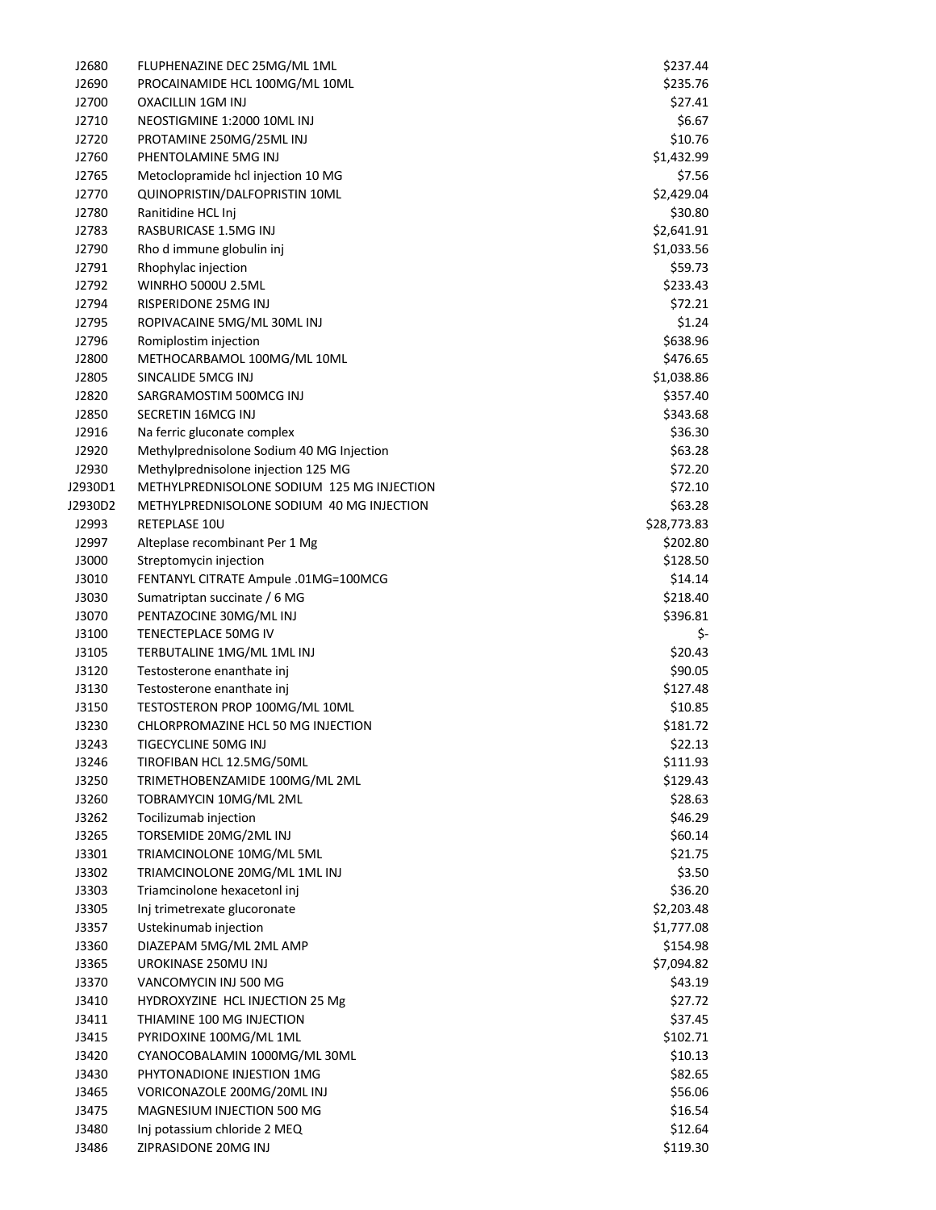| | | |
|---|---|---|
| J2680 | FLUPHENAZINE DEC 25MG/ML 1ML | $237.44 |
| J2690 | PROCAINAMIDE HCL 100MG/ML 10ML | $235.76 |
| J2700 | OXACILLIN 1GM INJ | $27.41 |
| J2710 | NEOSTIGMINE 1:2000 10ML INJ | $6.67 |
| J2720 | PROTAMINE 250MG/25ML INJ | $10.76 |
| J2760 | PHENTOLAMINE 5MG INJ | $1,432.99 |
| J2765 | Metoclopramide hcl injection 10 MG | $7.56 |
| J2770 | QUINOPRISTIN/DALFOPRISTIN 10ML | $2,429.04 |
| J2780 | Ranitidine HCL Inj | $30.80 |
| J2783 | RASBURICASE 1.5MG INJ | $2,641.91 |
| J2790 | Rho d immune globulin inj | $1,033.56 |
| J2791 | Rhophylac injection | $59.73 |
| J2792 | WINRHO 5000U 2.5ML | $233.43 |
| J2794 | RISPERIDONE 25MG INJ | $72.21 |
| J2795 | ROPIVACAINE 5MG/ML 30ML INJ | $1.24 |
| J2796 | Romiplostim injection | $638.96 |
| J2800 | METHOCARBAMOL 100MG/ML 10ML | $476.65 |
| J2805 | SINCALIDE 5MCG INJ | $1,038.86 |
| J2820 | SARGRAMOSTIM 500MCG INJ | $357.40 |
| J2850 | SECRETIN 16MCG INJ | $343.68 |
| J2916 | Na ferric gluconate complex | $36.30 |
| J2920 | Methylprednisolone Sodium 40 MG Injection | $63.28 |
| J2930 | Methylprednisolone injection 125 MG | $72.20 |
| J2930D1 | METHYLPREDNISOLONE SODIUM 125 MG INJECTION | $72.10 |
| J2930D2 | METHYLPREDNISOLONE SODIUM 40 MG INJECTION | $63.28 |
| J2993 | RETEPLASE 10U | $28,773.83 |
| J2997 | Alteplase recombinant Per 1 Mg | $202.80 |
| J3000 | Streptomycin injection | $128.50 |
| J3010 | FENTANYL CITRATE Ampule .01MG=100MCG | $14.14 |
| J3030 | Sumatriptan succinate / 6 MG | $218.40 |
| J3070 | PENTAZOCINE 30MG/ML INJ | $396.81 |
| J3100 | TENECTEPLACE 50MG IV | $- |
| J3105 | TERBUTALINE 1MG/ML 1ML INJ | $20.43 |
| J3120 | Testosterone enanthate inj | $90.05 |
| J3130 | Testosterone enanthate inj | $127.48 |
| J3150 | TESTOSTERON PROP 100MG/ML 10ML | $10.85 |
| J3230 | CHLORPROMAZINE HCL 50 MG INJECTION | $181.72 |
| J3243 | TIGECYCLINE 50MG INJ | $22.13 |
| J3246 | TIROFIBAN HCL 12.5MG/50ML | $111.93 |
| J3250 | TRIMETHOBENZAMIDE 100MG/ML 2ML | $129.43 |
| J3260 | TOBRAMYCIN 10MG/ML 2ML | $28.63 |
| J3262 | Tocilizumab injection | $46.29 |
| J3265 | TORSEMIDE 20MG/2ML INJ | $60.14 |
| J3301 | TRIAMCINOLONE 10MG/ML 5ML | $21.75 |
| J3302 | TRIAMCINOLONE 20MG/ML 1ML INJ | $3.50 |
| J3303 | Triamcinolone hexacetonl inj | $36.20 |
| J3305 | Inj trimetrexate glucoronate | $2,203.48 |
| J3357 | Ustekinumab injection | $1,777.08 |
| J3360 | DIAZEPAM 5MG/ML 2ML AMP | $154.98 |
| J3365 | UROKINASE 250MU INJ | $7,094.82 |
| J3370 | VANCOMYCIN INJ 500 MG | $43.19 |
| J3410 | HYDROXYZINE HCL INJECTION 25 Mg | $27.72 |
| J3411 | THIAMINE 100 MG INJECTION | $37.45 |
| J3415 | PYRIDOXINE 100MG/ML 1ML | $102.71 |
| J3420 | CYANOCOBALAMIN 1000MG/ML 30ML | $10.13 |
| J3430 | PHYTONADIONE INJESTION 1MG | $82.65 |
| J3465 | VORICONAZOLE 200MG/20ML INJ | $56.06 |
| J3475 | MAGNESIUM INJECTION 500 MG | $16.54 |
| J3480 | Inj potassium chloride 2 MEQ | $12.64 |
| J3486 | ZIPRASIDONE 20MG INJ | $119.30 |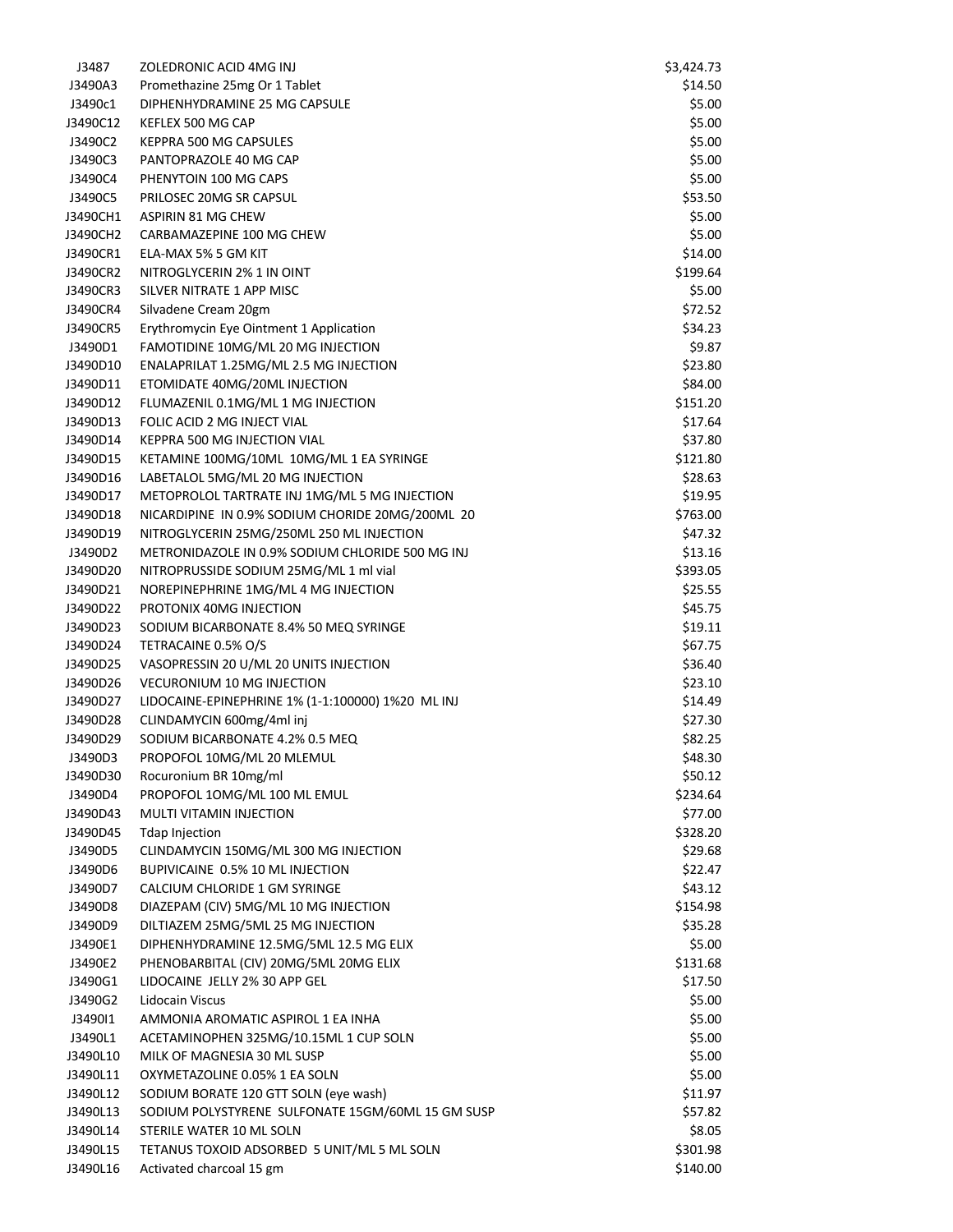| | | |
|---|---|---|
| J3487 | ZOLEDRONIC ACID 4MG INJ | $3,424.73 |
| J3490A3 | Promethazine 25mg Or 1 Tablet | $14.50 |
| J3490c1 | DIPHENHYDRAMINE 25 MG CAPSULE | $5.00 |
| J3490C12 | KEFLEX 500 MG CAP | $5.00 |
| J3490C2 | KEPPRA 500 MG CAPSULES | $5.00 |
| J3490C3 | PANTOPRAZOLE 40 MG CAP | $5.00 |
| J3490C4 | PHENYTOIN 100 MG CAPS | $5.00 |
| J3490C5 | PRILOSEC 20MG SR CAPSUL | $53.50 |
| J3490CH1 | ASPIRIN 81 MG CHEW | $5.00 |
| J3490CH2 | CARBAMAZEPINE 100 MG CHEW | $5.00 |
| J3490CR1 | ELA-MAX 5% 5 GM KIT | $14.00 |
| J3490CR2 | NITROGLYCERIN 2% 1 IN OINT | $199.64 |
| J3490CR3 | SILVER NITRATE 1 APP MISC | $5.00 |
| J3490CR4 | Silvadene Cream 20gm | $72.52 |
| J3490CR5 | Erythromycin Eye Ointment 1 Application | $34.23 |
| J3490D1 | FAMOTIDINE 10MG/ML 20 MG INJECTION | $9.87 |
| J3490D10 | ENALAPRILAT 1.25MG/ML 2.5 MG INJECTION | $23.80 |
| J3490D11 | ETOMIDATE 40MG/20ML INJECTION | $84.00 |
| J3490D12 | FLUMAZENIL 0.1MG/ML 1 MG INJECTION | $151.20 |
| J3490D13 | FOLIC ACID 2 MG INJECT VIAL | $17.64 |
| J3490D14 | KEPPRA 500 MG INJECTION VIAL | $37.80 |
| J3490D15 | KETAMINE 100MG/10ML 10MG/ML 1 EA SYRINGE | $121.80 |
| J3490D16 | LABETALOL 5MG/ML 20 MG INJECTION | $28.63 |
| J3490D17 | METOPROLOL TARTRATE INJ 1MG/ML 5 MG INJECTION | $19.95 |
| J3490D18 | NICARDIPINE IN 0.9% SODIUM CHORIDE 20MG/200ML 20 | $763.00 |
| J3490D19 | NITROGLYCERIN 25MG/250ML 250 ML INJECTION | $47.32 |
| J3490D2 | METRONIDAZOLE IN 0.9% SODIUM CHLORIDE 500 MG INJ | $13.16 |
| J3490D20 | NITROPRUSSIDE SODIUM 25MG/ML 1 ml vial | $393.05 |
| J3490D21 | NOREPINEPHRINE 1MG/ML 4 MG INJECTION | $25.55 |
| J3490D22 | PROTONIX 40MG INJECTION | $45.75 |
| J3490D23 | SODIUM BICARBONATE 8.4% 50 MEQ SYRINGE | $19.11 |
| J3490D24 | TETRACAINE 0.5% O/S | $67.75 |
| J3490D25 | VASOPRESSIN 20 U/ML 20 UNITS INJECTION | $36.40 |
| J3490D26 | VECURONIUM 10 MG INJECTION | $23.10 |
| J3490D27 | LIDOCAINE-EPINEPHRINE 1% (1-1:100000) 1%20 ML INJ | $14.49 |
| J3490D28 | CLINDAMYCIN 600mg/4ml inj | $27.30 |
| J3490D29 | SODIUM BICARBONATE 4.2% 0.5 MEQ | $82.25 |
| J3490D3 | PROPOFOL 10MG/ML 20 MLEMUL | $48.30 |
| J3490D30 | Rocuronium BR 10mg/ml | $50.12 |
| J3490D4 | PROPOFOL 1OMG/ML 100 ML EMUL | $234.64 |
| J3490D43 | MULTI VITAMIN INJECTION | $77.00 |
| J3490D45 | Tdap Injection | $328.20 |
| J3490D5 | CLINDAMYCIN 150MG/ML 300 MG INJECTION | $29.68 |
| J3490D6 | BUPIVICAINE 0.5% 10 ML INJECTION | $22.47 |
| J3490D7 | CALCIUM CHLORIDE 1 GM SYRINGE | $43.12 |
| J3490D8 | DIAZEPAM (CIV) 5MG/ML 10 MG INJECTION | $154.98 |
| J3490D9 | DILTIAZEM 25MG/5ML 25 MG INJECTION | $35.28 |
| J3490E1 | DIPHENHYDRAMINE 12.5MG/5ML 12.5 MG ELIX | $5.00 |
| J3490E2 | PHENOBARBITAL (CIV) 20MG/5ML 20MG ELIX | $131.68 |
| J3490G1 | LIDOCAINE JELLY 2% 30 APP GEL | $17.50 |
| J3490G2 | Lidocain Viscus | $5.00 |
| J3490I1 | AMMONIA AROMATIC ASPIROL 1 EA INHA | $5.00 |
| J3490L1 | ACETAMINOPHEN 325MG/10.15ML 1 CUP SOLN | $5.00 |
| J3490L10 | MILK OF MAGNESIA 30 ML SUSP | $5.00 |
| J3490L11 | OXYMETAZOLINE 0.05% 1 EA SOLN | $5.00 |
| J3490L12 | SODIUM BORATE 120 GTT SOLN (eye wash) | $11.97 |
| J3490L13 | SODIUM POLYSTYRENE SULFONATE 15GM/60ML 15 GM SUSP | $57.82 |
| J3490L14 | STERILE WATER 10 ML SOLN | $8.05 |
| J3490L15 | TETANUS TOXOID ADSORBED 5 UNIT/ML 5 ML SOLN | $301.98 |
| J3490L16 | Activated charcoal 15 gm | $140.00 |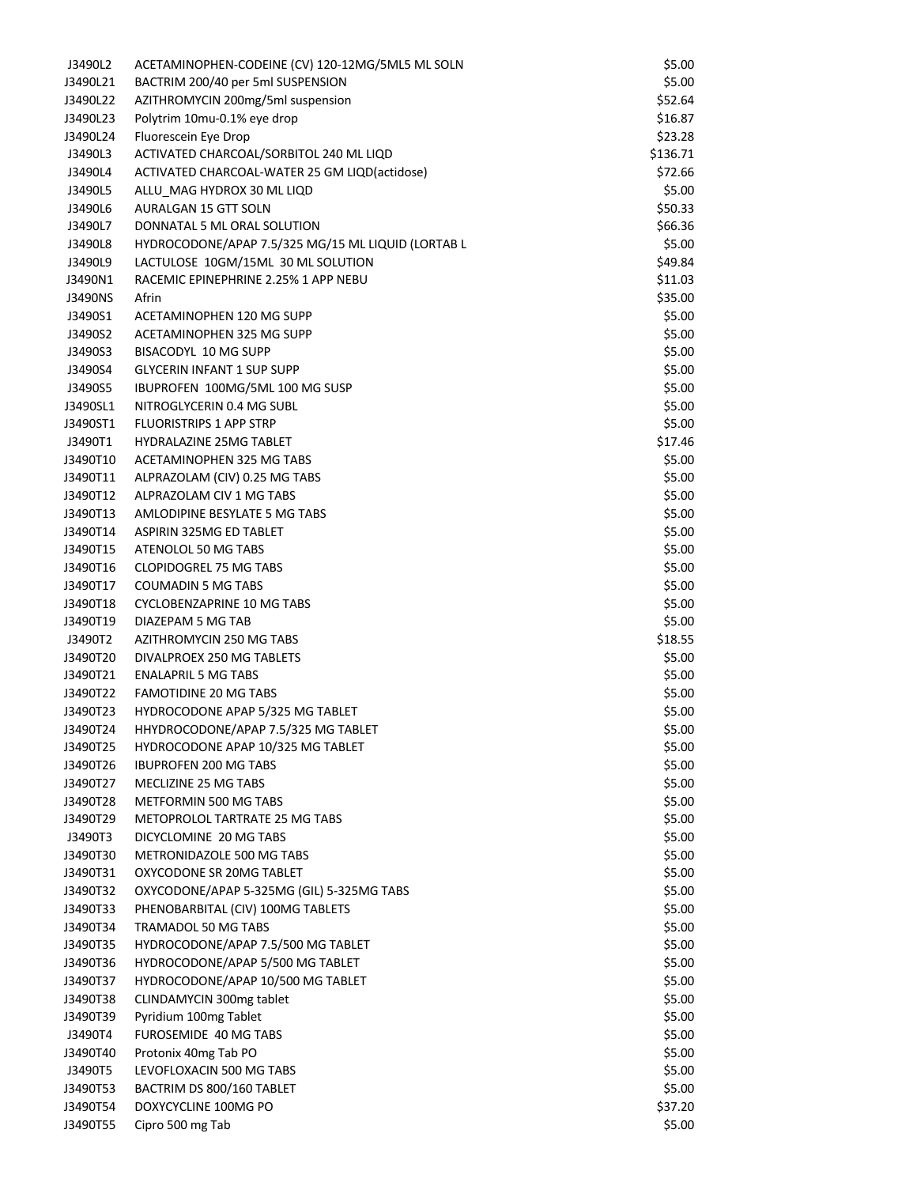| | | |
|---|---|---|
| J3490L2 | ACETAMINOPHEN-CODEINE (CV) 120-12MG/5ML5 ML SOLN | $5.00 |
| J3490L21 | BACTRIM 200/40 per 5ml SUSPENSION | $5.00 |
| J3490L22 | AZITHROMYCIN 200mg/5ml suspension | $52.64 |
| J3490L23 | Polytrim 10mu-0.1% eye drop | $16.87 |
| J3490L24 | Fluorescein Eye Drop | $23.28 |
| J3490L3 | ACTIVATED CHARCOAL/SORBITOL 240 ML LIQD | $136.71 |
| J3490L4 | ACTIVATED CHARCOAL-WATER 25 GM LIQD(actidose) | $72.66 |
| J3490L5 | ALLU_MAG HYDROX 30 ML LIQD | $5.00 |
| J3490L6 | AURALGAN 15 GTT SOLN | $50.33 |
| J3490L7 | DONNATAL 5 ML ORAL SOLUTION | $66.36 |
| J3490L8 | HYDROCODONE/APAP 7.5/325 MG/15 ML LIQUID (LORTAB L | $5.00 |
| J3490L9 | LACTULOSE 10GM/15ML 30 ML SOLUTION | $49.84 |
| J3490N1 | RACEMIC EPINEPHRINE 2.25% 1 APP NEBU | $11.03 |
| J3490NS | Afrin | $35.00 |
| J3490S1 | ACETAMINOPHEN 120 MG SUPP | $5.00 |
| J3490S2 | ACETAMINOPHEN 325 MG SUPP | $5.00 |
| J3490S3 | BISACODYL 10 MG SUPP | $5.00 |
| J3490S4 | GLYCERIN INFANT 1 SUP SUPP | $5.00 |
| J3490S5 | IBUPROFEN 100MG/5ML 100 MG SUSP | $5.00 |
| J3490SL1 | NITROGLYCERIN 0.4 MG SUBL | $5.00 |
| J3490ST1 | FLUORISTRIPS 1 APP STRP | $5.00 |
| J3490T1 | HYDRALAZINE 25MG TABLET | $17.46 |
| J3490T10 | ACETAMINOPHEN 325 MG TABS | $5.00 |
| J3490T11 | ALPRAZOLAM (CIV) 0.25 MG TABS | $5.00 |
| J3490T12 | ALPRAZOLAM CIV 1 MG TABS | $5.00 |
| J3490T13 | AMLODIPINE BESYLATE 5 MG TABS | $5.00 |
| J3490T14 | ASPIRIN 325MG ED TABLET | $5.00 |
| J3490T15 | ATENOLOL 50 MG TABS | $5.00 |
| J3490T16 | CLOPIDOGREL 75 MG TABS | $5.00 |
| J3490T17 | COUMADIN 5 MG TABS | $5.00 |
| J3490T18 | CYCLOBENZAPRINE 10 MG TABS | $5.00 |
| J3490T19 | DIAZEPAM 5 MG TAB | $5.00 |
| J3490T2 | AZITHROMYCIN 250 MG TABS | $18.55 |
| J3490T20 | DIVALPROEX 250 MG TABLETS | $5.00 |
| J3490T21 | ENALAPRIL 5 MG TABS | $5.00 |
| J3490T22 | FAMOTIDINE 20 MG TABS | $5.00 |
| J3490T23 | HYDROCODONE APAP 5/325 MG TABLET | $5.00 |
| J3490T24 | HHYDROCODONE/APAP 7.5/325 MG TABLET | $5.00 |
| J3490T25 | HYDROCODONE APAP 10/325 MG TABLET | $5.00 |
| J3490T26 | IBUPROFEN 200 MG TABS | $5.00 |
| J3490T27 | MECLIZINE 25 MG TABS | $5.00 |
| J3490T28 | METFORMIN 500 MG TABS | $5.00 |
| J3490T29 | METOPROLOL TARTRATE 25 MG TABS | $5.00 |
| J3490T3 | DICYCLOMINE 20 MG TABS | $5.00 |
| J3490T30 | METRONIDAZOLE 500 MG TABS | $5.00 |
| J3490T31 | OXYCODONE SR 20MG TABLET | $5.00 |
| J3490T32 | OXYCODONE/APAP 5-325MG (GIL) 5-325MG TABS | $5.00 |
| J3490T33 | PHENOBARBITAL (CIV) 100MG TABLETS | $5.00 |
| J3490T34 | TRAMADOL 50 MG TABS | $5.00 |
| J3490T35 | HYDROCODONE/APAP 7.5/500 MG TABLET | $5.00 |
| J3490T36 | HYDROCODONE/APAP 5/500 MG TABLET | $5.00 |
| J3490T37 | HYDROCODONE/APAP 10/500 MG TABLET | $5.00 |
| J3490T38 | CLINDAMYCIN 300mg tablet | $5.00 |
| J3490T39 | Pyridium 100mg Tablet | $5.00 |
| J3490T4 | FUROSEMIDE 40 MG TABS | $5.00 |
| J3490T40 | Protonix 40mg Tab PO | $5.00 |
| J3490T5 | LEVOFLOXACIN 500 MG TABS | $5.00 |
| J3490T53 | BACTRIM DS 800/160 TABLET | $5.00 |
| J3490T54 | DOXYCYCLINE 100MG PO | $37.20 |
| J3490T55 | Cipro 500 mg Tab | $5.00 |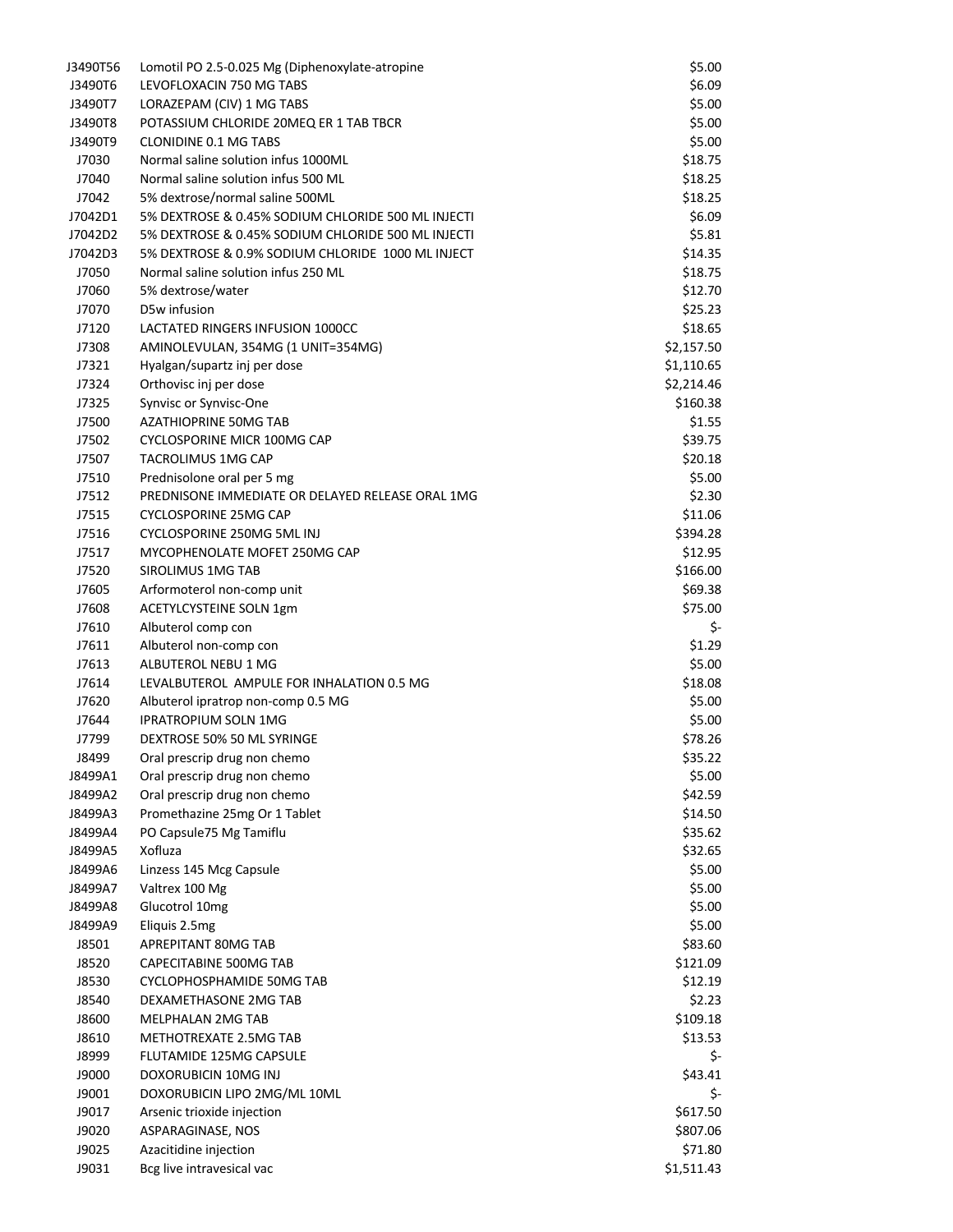| | | |
|---|---|---|
| J3490T56 | Lomotil PO 2.5-0.025 Mg (Diphenoxylate-atropine | $5.00 |
| J3490T6 | LEVOFLOXACIN 750 MG TABS | $6.09 |
| J3490T7 | LORAZEPAM (CIV) 1 MG TABS | $5.00 |
| J3490T8 | POTASSIUM CHLORIDE 20MEQ ER 1 TAB TBCR | $5.00 |
| J3490T9 | CLONIDINE 0.1 MG TABS | $5.00 |
| J7030 | Normal saline solution infus 1000ML | $18.75 |
| J7040 | Normal saline solution infus 500 ML | $18.25 |
| J7042 | 5% dextrose/normal saline 500ML | $18.25 |
| J7042D1 | 5% DEXTROSE & 0.45% SODIUM CHLORIDE 500 ML INJECTI | $6.09 |
| J7042D2 | 5% DEXTROSE & 0.45% SODIUM CHLORIDE 500 ML INJECTI | $5.81 |
| J7042D3 | 5% DEXTROSE & 0.9% SODIUM CHLORIDE 1000 ML INJECT | $14.35 |
| J7050 | Normal saline solution infus 250 ML | $18.75 |
| J7060 | 5% dextrose/water | $12.70 |
| J7070 | D5w infusion | $25.23 |
| J7120 | LACTATED RINGERS INFUSION 1000CC | $18.65 |
| J7308 | AMINOLEVULAN, 354MG (1 UNIT=354MG) | $2,157.50 |
| J7321 | Hyalgan/supartz inj per dose | $1,110.65 |
| J7324 | Orthovisc inj per dose | $2,214.46 |
| J7325 | Synvisc or Synvisc-One | $160.38 |
| J7500 | AZATHIOPRINE 50MG TAB | $1.55 |
| J7502 | CYCLOSPORINE MICR 100MG CAP | $39.75 |
| J7507 | TACROLIMUS 1MG CAP | $20.18 |
| J7510 | Prednisolone oral per 5 mg | $5.00 |
| J7512 | PREDNISONE IMMEDIATE OR DELAYED RELEASE ORAL 1MG | $2.30 |
| J7515 | CYCLOSPORINE 25MG CAP | $11.06 |
| J7516 | CYCLOSPORINE 250MG 5ML INJ | $394.28 |
| J7517 | MYCOPHENOLATE MOFET 250MG CAP | $12.95 |
| J7520 | SIROLIMUS 1MG TAB | $166.00 |
| J7605 | Arformoterol non-comp unit | $69.38 |
| J7608 | ACETYLCYSTEINE SOLN 1gm | $75.00 |
| J7610 | Albuterol comp con | $- |
| J7611 | Albuterol non-comp con | $1.29 |
| J7613 | ALBUTEROL NEBU 1 MG | $5.00 |
| J7614 | LEVALBUTEROL AMPULE FOR INHALATION 0.5 MG | $18.08 |
| J7620 | Albuterol ipratrop non-comp 0.5 MG | $5.00 |
| J7644 | IPRATROPIUM SOLN 1MG | $5.00 |
| J7799 | DEXTROSE 50% 50 ML SYRINGE | $78.26 |
| J8499 | Oral prescrip drug non chemo | $35.22 |
| J8499A1 | Oral prescrip drug non chemo | $5.00 |
| J8499A2 | Oral prescrip drug non chemo | $42.59 |
| J8499A3 | Promethazine 25mg Or 1 Tablet | $14.50 |
| J8499A4 | PO Capsule75 Mg Tamiflu | $35.62 |
| J8499A5 | Xofluza | $32.65 |
| J8499A6 | Linzess 145 Mcg Capsule | $5.00 |
| J8499A7 | Valtrex 100 Mg | $5.00 |
| J8499A8 | Glucotrol 10mg | $5.00 |
| J8499A9 | Eliquis 2.5mg | $5.00 |
| J8501 | APREPITANT 80MG TAB | $83.60 |
| J8520 | CAPECITABINE 500MG TAB | $121.09 |
| J8530 | CYCLOPHOSPHAMIDE 50MG TAB | $12.19 |
| J8540 | DEXAMETHASONE 2MG TAB | $2.23 |
| J8600 | MELPHALAN 2MG TAB | $109.18 |
| J8610 | METHOTREXATE 2.5MG TAB | $13.53 |
| J8999 | FLUTAMIDE 125MG CAPSULE | $- |
| J9000 | DOXORUBICIN 10MG INJ | $43.41 |
| J9001 | DOXORUBICIN LIPO 2MG/ML 10ML | $- |
| J9017 | Arsenic trioxide injection | $617.50 |
| J9020 | ASPARAGINASE, NOS | $807.06 |
| J9025 | Azacitidine injection | $71.80 |
| J9031 | Bcg live intravesical vac | $1,511.43 |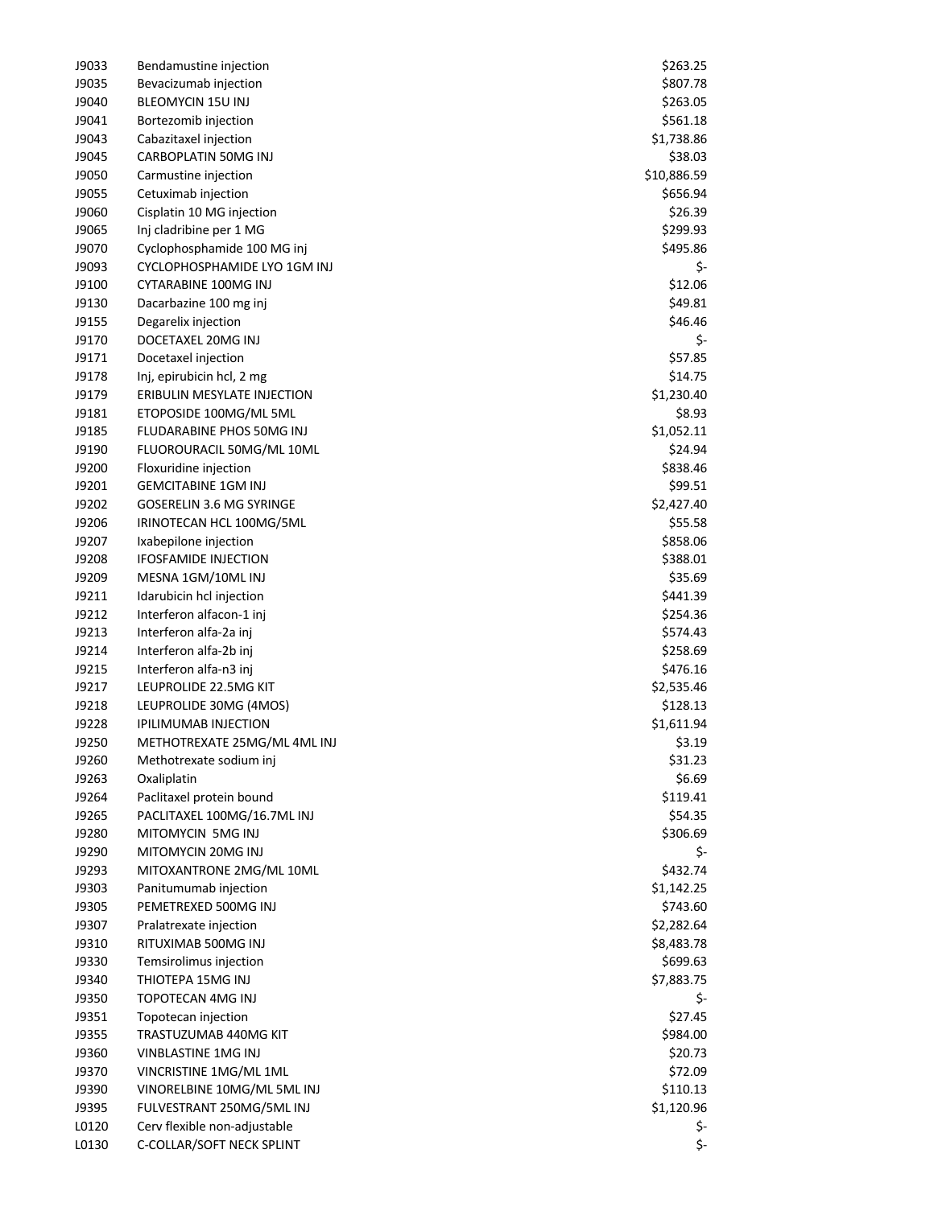| | | |
|---|---|---|
| J9033 | Bendamustine injection | $263.25 |
| J9035 | Bevacizumab injection | $807.78 |
| J9040 | BLEOMYCIN 15U INJ | $263.05 |
| J9041 | Bortezomib injection | $561.18 |
| J9043 | Cabazitaxel injection | $1,738.86 |
| J9045 | CARBOPLATIN 50MG INJ | $38.03 |
| J9050 | Carmustine injection | $10,886.59 |
| J9055 | Cetuximab injection | $656.94 |
| J9060 | Cisplatin 10 MG injection | $26.39 |
| J9065 | Inj cladribine per 1 MG | $299.93 |
| J9070 | Cyclophosphamide 100 MG inj | $495.86 |
| J9093 | CYCLOPHOSPHAMIDE LYO 1GM INJ | $- |
| J9100 | CYTARABINE 100MG INJ | $12.06 |
| J9130 | Dacarbazine 100 mg inj | $49.81 |
| J9155 | Degarelix injection | $46.46 |
| J9170 | DOCETAXEL 20MG INJ | $- |
| J9171 | Docetaxel injection | $57.85 |
| J9178 | Inj, epirubicin hcl, 2 mg | $14.75 |
| J9179 | ERIBULIN MESYLATE INJECTION | $1,230.40 |
| J9181 | ETOPOSIDE 100MG/ML 5ML | $8.93 |
| J9185 | FLUDARABINE PHOS 50MG INJ | $1,052.11 |
| J9190 | FLUOROURACIL 50MG/ML 10ML | $24.94 |
| J9200 | Floxuridine injection | $838.46 |
| J9201 | GEMCITABINE 1GM INJ | $99.51 |
| J9202 | GOSERELIN 3.6 MG SYRINGE | $2,427.40 |
| J9206 | IRINOTECAN HCL 100MG/5ML | $55.58 |
| J9207 | Ixabepilone injection | $858.06 |
| J9208 | IFOSFAMIDE INJECTION | $388.01 |
| J9209 | MESNA 1GM/10ML INJ | $35.69 |
| J9211 | Idarubicin hcl injection | $441.39 |
| J9212 | Interferon alfacon-1 inj | $254.36 |
| J9213 | Interferon alfa-2a inj | $574.43 |
| J9214 | Interferon alfa-2b inj | $258.69 |
| J9215 | Interferon alfa-n3 inj | $476.16 |
| J9217 | LEUPROLIDE 22.5MG KIT | $2,535.46 |
| J9218 | LEUPROLIDE 30MG (4MOS) | $128.13 |
| J9228 | IPILIMUMAB INJECTION | $1,611.94 |
| J9250 | METHOTREXATE 25MG/ML 4ML INJ | $3.19 |
| J9260 | Methotrexate sodium inj | $31.23 |
| J9263 | Oxaliplatin | $6.69 |
| J9264 | Paclitaxel protein bound | $119.41 |
| J9265 | PACLITAXEL 100MG/16.7ML INJ | $54.35 |
| J9280 | MITOMYCIN 5MG INJ | $306.69 |
| J9290 | MITOMYCIN 20MG INJ | $- |
| J9293 | MITOXANTRONE 2MG/ML 10ML | $432.74 |
| J9303 | Panitumumab injection | $1,142.25 |
| J9305 | PEMETREXED 500MG INJ | $743.60 |
| J9307 | Pralatrexate injection | $2,282.64 |
| J9310 | RITUXIMAB 500MG INJ | $8,483.78 |
| J9330 | Temsirolimus injection | $699.63 |
| J9340 | THIOTEPA 15MG INJ | $7,883.75 |
| J9350 | TOPOTECAN 4MG INJ | $- |
| J9351 | Topotecan injection | $27.45 |
| J9355 | TRASTUZUMAB 440MG KIT | $984.00 |
| J9360 | VINBLASTINE 1MG INJ | $20.73 |
| J9370 | VINCRISTINE 1MG/ML 1ML | $72.09 |
| J9390 | VINORELBINE 10MG/ML 5ML INJ | $110.13 |
| J9395 | FULVESTRANT 250MG/5ML INJ | $1,120.96 |
| L0120 | Cerv flexible non-adjustable | $- |
| L0130 | C-COLLAR/SOFT NECK SPLINT | $- |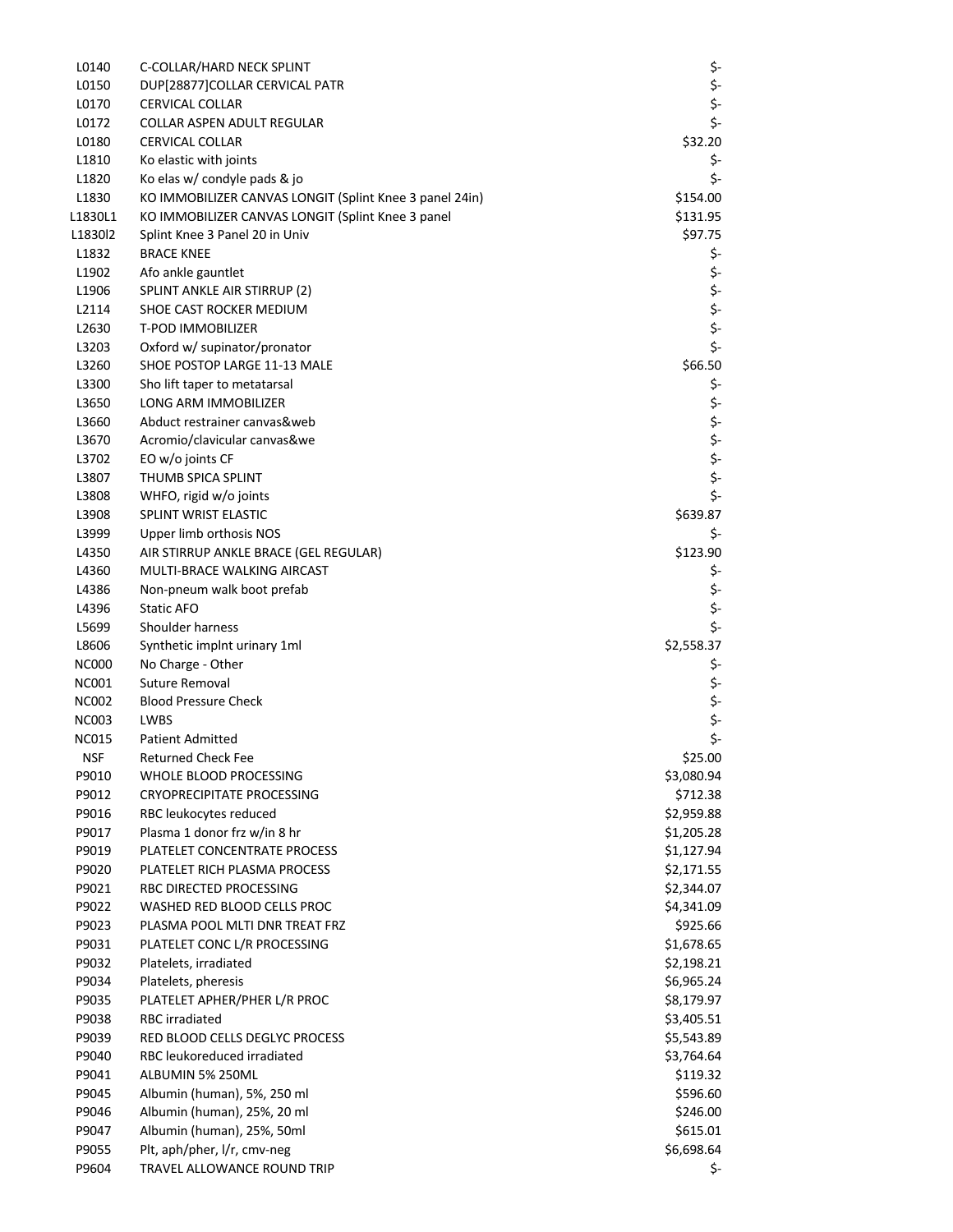| | | |
|---|---|---|
| L0140 | C-COLLAR/HARD NECK SPLINT | $- |
| L0150 | DUP[28877]COLLAR CERVICAL PATR | $- |
| L0170 | CERVICAL COLLAR | $- |
| L0172 | COLLAR ASPEN ADULT REGULAR | $- |
| L0180 | CERVICAL COLLAR | $32.20 |
| L1810 | Ko elastic with joints | $- |
| L1820 | Ko elas w/ condyle pads & jo | $- |
| L1830 | KO IMMOBILIZER CANVAS LONGIT (Splint Knee 3 panel 24in) | $154.00 |
| L1830L1 | KO IMMOBILIZER CANVAS LONGIT (Splint Knee 3 panel | $131.95 |
| L1830l2 | Splint Knee 3 Panel 20 in Univ | $97.75 |
| L1832 | BRACE KNEE | $- |
| L1902 | Afo ankle gauntlet | $- |
| L1906 | SPLINT ANKLE AIR STIRRUP (2) | $- |
| L2114 | SHOE CAST ROCKER MEDIUM | $- |
| L2630 | T-POD IMMOBILIZER | $- |
| L3203 | Oxford w/ supinator/pronator | $- |
| L3260 | SHOE POSTOP LARGE 11-13 MALE | $66.50 |
| L3300 | Sho lift taper to metatarsal | $- |
| L3650 | LONG ARM IMMOBILIZER | $- |
| L3660 | Abduct restrainer canvas&web | $- |
| L3670 | Acromio/clavicular canvas&we | $- |
| L3702 | EO w/o joints CF | $- |
| L3807 | THUMB SPICA SPLINT | $- |
| L3808 | WHFO, rigid w/o joints | $- |
| L3908 | SPLINT WRIST ELASTIC | $639.87 |
| L3999 | Upper limb orthosis NOS | $- |
| L4350 | AIR STIRRUP ANKLE BRACE (GEL REGULAR) | $123.90 |
| L4360 | MULTI-BRACE WALKING AIRCAST | $- |
| L4386 | Non-pneum walk boot prefab | $- |
| L4396 | Static AFO | $- |
| L5699 | Shoulder harness | $- |
| L8606 | Synthetic implnt urinary 1ml | $2,558.37 |
| NC000 | No Charge - Other | $- |
| NC001 | Suture Removal | $- |
| NC002 | Blood Pressure Check | $- |
| NC003 | LWBS | $- |
| NC015 | Patient Admitted | $- |
| NSF | Returned Check Fee | $25.00 |
| P9010 | WHOLE BLOOD PROCESSING | $3,080.94 |
| P9012 | CRYOPRECIPITATE PROCESSING | $712.38 |
| P9016 | RBC leukocytes reduced | $2,959.88 |
| P9017 | Plasma 1 donor frz w/in 8 hr | $1,205.28 |
| P9019 | PLATELET CONCENTRATE PROCESS | $1,127.94 |
| P9020 | PLATELET RICH PLASMA PROCESS | $2,171.55 |
| P9021 | RBC DIRECTED PROCESSING | $2,344.07 |
| P9022 | WASHED RED BLOOD CELLS PROC | $4,341.09 |
| P9023 | PLASMA POOL MLTI DNR TREAT FRZ | $925.66 |
| P9031 | PLATELET CONC L/R PROCESSING | $1,678.65 |
| P9032 | Platelets, irradiated | $2,198.21 |
| P9034 | Platelets, pheresis | $6,965.24 |
| P9035 | PLATELET APHER/PHER L/R PROC | $8,179.97 |
| P9038 | RBC irradiated | $3,405.51 |
| P9039 | RED BLOOD CELLS DEGLYC PROCESS | $5,543.89 |
| P9040 | RBC leukoreduced irradiated | $3,764.64 |
| P9041 | ALBUMIN 5% 250ML | $119.32 |
| P9045 | Albumin (human), 5%, 250 ml | $596.60 |
| P9046 | Albumin (human), 25%, 20 ml | $246.00 |
| P9047 | Albumin (human), 25%, 50ml | $615.01 |
| P9055 | Plt, aph/pher, l/r, cmv-neg | $6,698.64 |
| P9604 | TRAVEL ALLOWANCE ROUND TRIP | $- |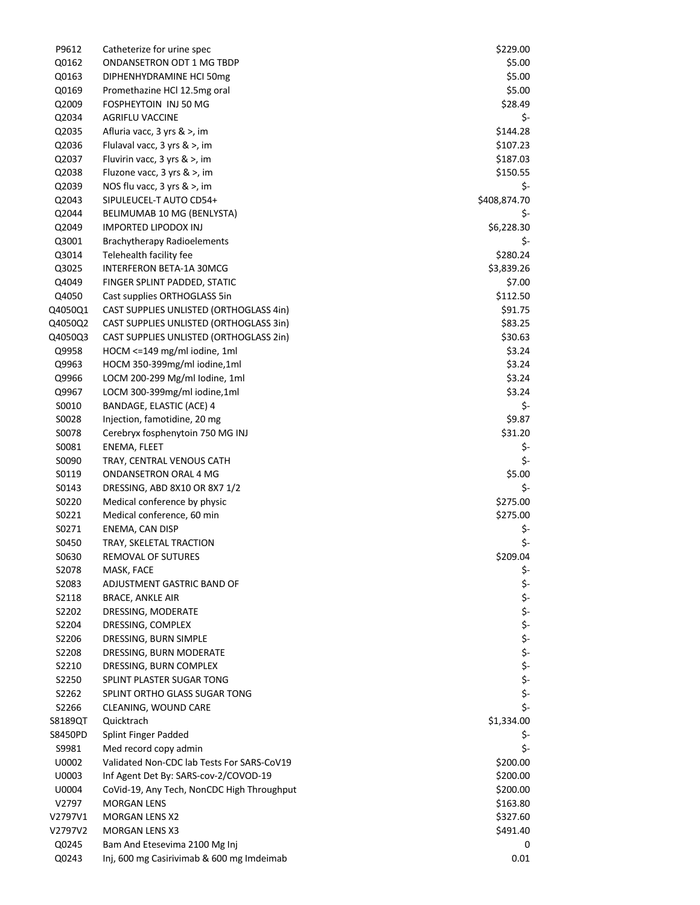| | | |
|---|---|---|
| P9612 | Catheterize for urine spec | $229.00 |
| Q0162 | ONDANSETRON ODT 1 MG TBDP | $5.00 |
| Q0163 | DIPHENHYDRAMINE HCI 50mg | $5.00 |
| Q0169 | Promethazine HCl 12.5mg oral | $5.00 |
| Q2009 | FOSPHEYTOIN INJ 50 MG | $28.49 |
| Q2034 | AGRIFLU VACCINE | $- |
| Q2035 | Afluria vacc, 3 yrs & >, im | $144.28 |
| Q2036 | Flulaval vacc, 3 yrs & >, im | $107.23 |
| Q2037 | Fluvirin vacc, 3 yrs & >, im | $187.03 |
| Q2038 | Fluzone vacc, 3 yrs & >, im | $150.55 |
| Q2039 | NOS flu vacc, 3 yrs & >, im | $- |
| Q2043 | SIPULEUCEL-T AUTO CD54+ | $408,874.70 |
| Q2044 | BELIMUMAB 10 MG (BENLYSTA) | $- |
| Q2049 | IMPORTED LIPODOX INJ | $6,228.30 |
| Q3001 | Brachytherapy Radioelements | $- |
| Q3014 | Telehealth facility fee | $280.24 |
| Q3025 | INTERFERON BETA-1A 30MCG | $3,839.26 |
| Q4049 | FINGER SPLINT PADDED, STATIC | $7.00 |
| Q4050 | Cast supplies ORTHOGLASS 5in | $112.50 |
| Q4050Q1 | CAST SUPPLIES UNLISTED (ORTHOGLASS 4in) | $91.75 |
| Q4050Q2 | CAST SUPPLIES UNLISTED (ORTHOGLASS 3in) | $83.25 |
| Q4050Q3 | CAST SUPPLIES UNLISTED (ORTHOGLASS 2in) | $30.63 |
| Q9958 | HOCM <=149 mg/ml iodine, 1ml | $3.24 |
| Q9963 | HOCM 350-399mg/ml iodine,1ml | $3.24 |
| Q9966 | LOCM 200-299 Mg/ml Iodine, 1ml | $3.24 |
| Q9967 | LOCM 300-399mg/ml iodine,1ml | $3.24 |
| S0010 | BANDAGE, ELASTIC (ACE) 4 | $- |
| S0028 | Injection, famotidine, 20 mg | $9.87 |
| S0078 | Cerebryx fosphenytoin 750 MG INJ | $31.20 |
| S0081 | ENEMA, FLEET | $- |
| S0090 | TRAY, CENTRAL VENOUS CATH | $- |
| S0119 | ONDANSETRON ORAL 4 MG | $5.00 |
| S0143 | DRESSING, ABD 8X10 OR 8X7 1/2 | $- |
| S0220 | Medical conference by physic | $275.00 |
| S0221 | Medical conference, 60 min | $275.00 |
| S0271 | ENEMA, CAN DISP | $- |
| S0450 | TRAY, SKELETAL TRACTION | $- |
| S0630 | REMOVAL OF SUTURES | $209.04 |
| S2078 | MASK, FACE | $- |
| S2083 | ADJUSTMENT GASTRIC BAND OF | $- |
| S2118 | BRACE, ANKLE AIR | $- |
| S2202 | DRESSING, MODERATE | $- |
| S2204 | DRESSING, COMPLEX | $- |
| S2206 | DRESSING, BURN SIMPLE | $- |
| S2208 | DRESSING, BURN MODERATE | $- |
| S2210 | DRESSING, BURN COMPLEX | $- |
| S2250 | SPLINT PLASTER SUGAR TONG | $- |
| S2262 | SPLINT ORTHO GLASS SUGAR TONG | $- |
| S2266 | CLEANING, WOUND CARE | $- |
| S8189QT | Quicktrach | $1,334.00 |
| S8450PD | Splint Finger Padded | $- |
| S9981 | Med record copy admin | $- |
| U0002 | Validated Non-CDC lab Tests For SARS-CoV19 | $200.00 |
| U0003 | Inf Agent Det By: SARS-cov-2/COVOD-19 | $200.00 |
| U0004 | CoVid-19, Any Tech, NonCDC High Throughput | $200.00 |
| V2797 | MORGAN LENS | $163.80 |
| V2797V1 | MORGAN LENS X2 | $327.60 |
| V2797V2 | MORGAN LENS X3 | $491.40 |
| Q0245 | Bam And Etesevima 2100 Mg Inj | 0 |
| Q0243 | Inj, 600 mg Casirivimab & 600 mg Imdeimab | 0.01 |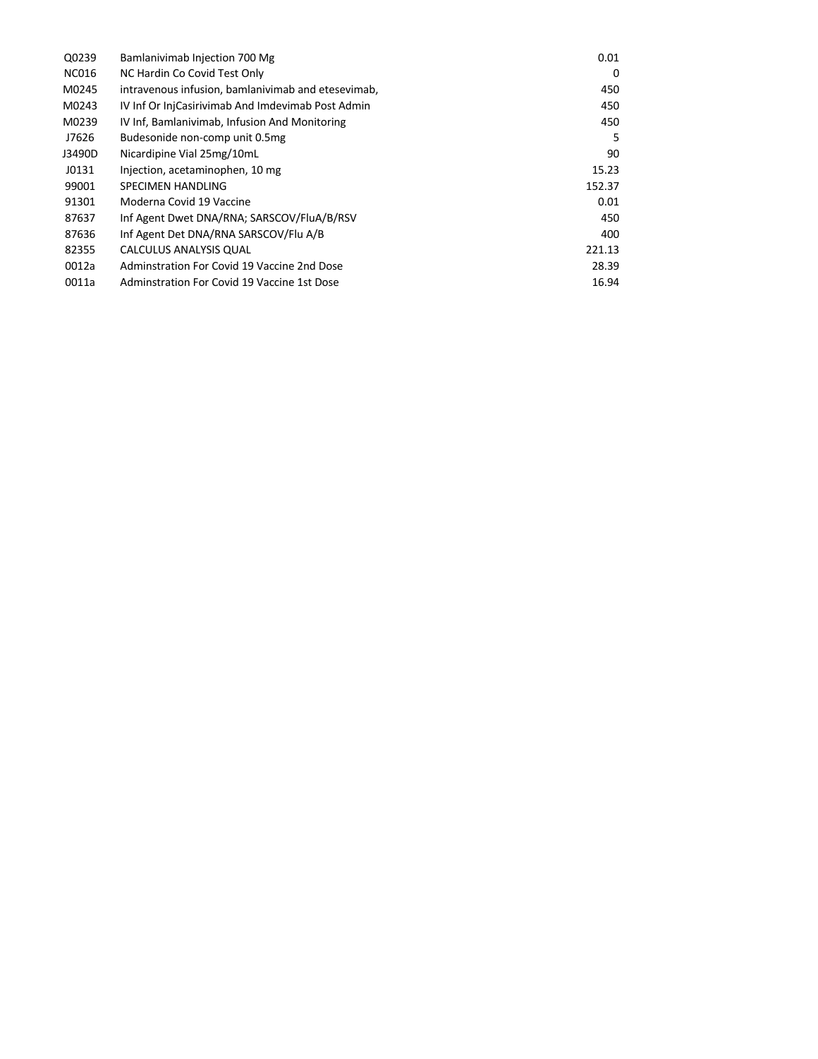| | | |
|---|---|---|
| Q0239 | Bamlanivimab Injection 700 Mg | 0.01 |
| NC016 | NC Hardin Co Covid Test Only | 0 |
| M0245 | intravenous infusion, bamlanivimab and etesevimab, | 450 |
| M0243 | IV Inf Or InjCasirivimab And Imdevimab Post Admin | 450 |
| M0239 | IV Inf, Bamlanivimab, Infusion And Monitoring | 450 |
| J7626 | Budesonide non-comp unit 0.5mg | 5 |
| J3490D | Nicardipine Vial 25mg/10mL | 90 |
| J0131 | Injection, acetaminophen, 10 mg | 15.23 |
| 99001 | SPECIMEN HANDLING | 152.37 |
| 91301 | Moderna Covid 19 Vaccine | 0.01 |
| 87637 | Inf Agent Dwet DNA/RNA; SARSCOV/FluA/B/RSV | 450 |
| 87636 | Inf Agent Det DNA/RNA SARSCOV/Flu A/B | 400 |
| 82355 | CALCULUS ANALYSIS QUAL | 221.13 |
| 0012a | Adminstration For Covid 19 Vaccine 2nd Dose | 28.39 |
| 0011a | Adminstration For Covid 19 Vaccine 1st Dose | 16.94 |